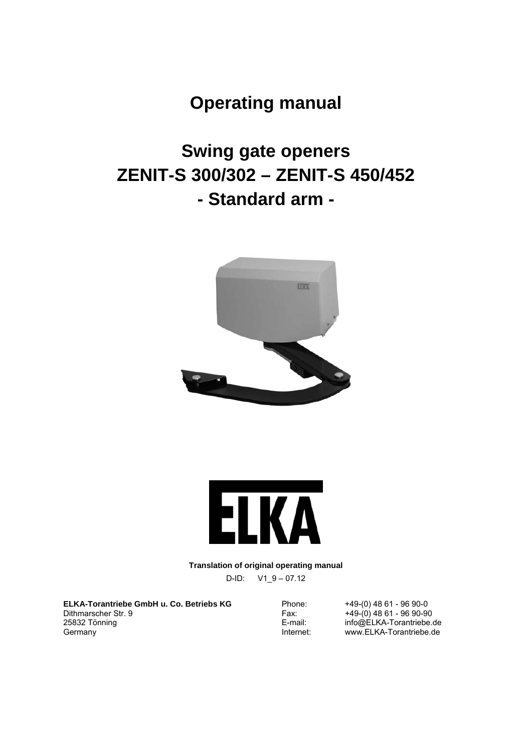# Operating manual

# Swing gate openers
# ZENIT-S 300/302 – ZENIT-S 450/452
# - Standard arm -

**Translation of original operating manual**

D-ID: V1_9 – 07.12

**ELKA-Torantriebe GmbH u. Co. Betriebs KG**
Dithmarscher Str. 9
25832 Tönning
Germany

Phone: +49-(0) 48 61 - 96 90-0
Fax: +49-(0) 48 61 - 96 90-90
E-mail: info@ELKA-Torantriebe.de
Internet: www.ELKA-Torantriebe.de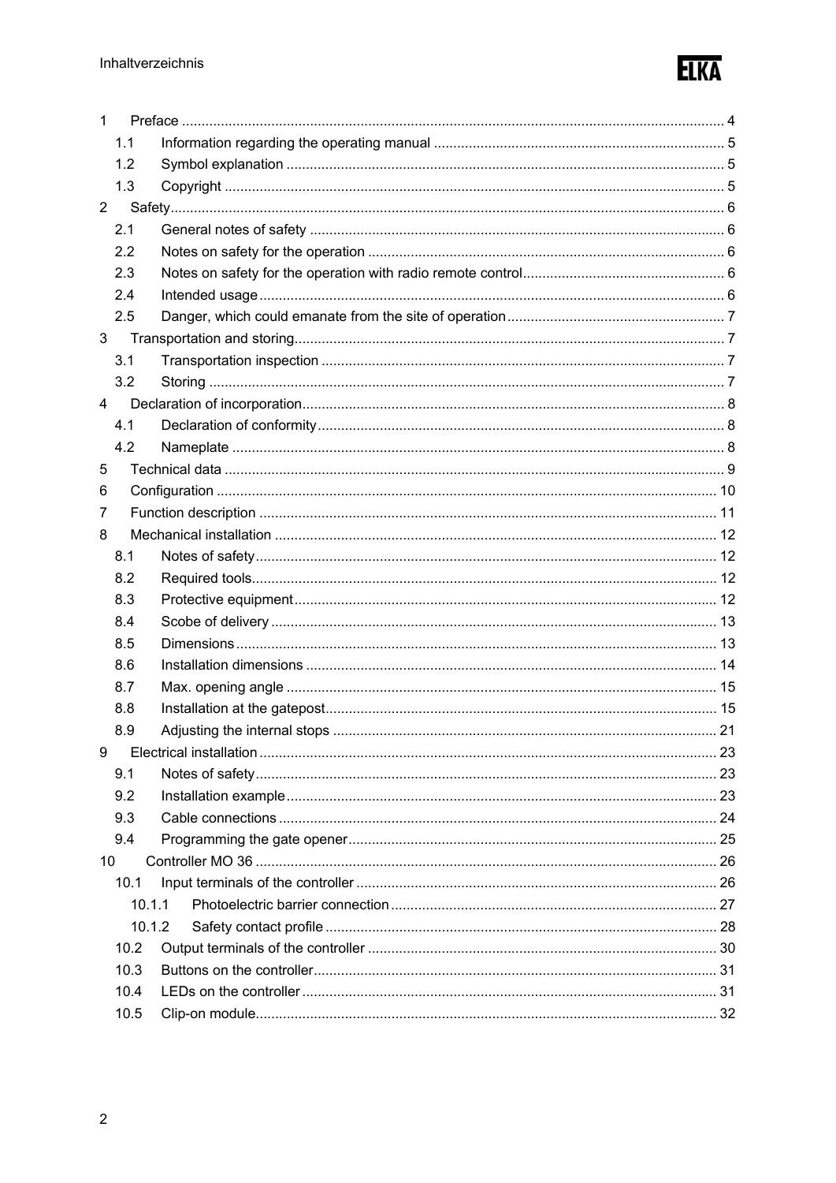1 Preface ... 4
- 1.1 Information regarding the operating manual ... 5
- 1.2 Symbol explanation ... 5
- 1.3 Copyright ... 5

2 Safety ... 6
- 2.1 General notes of safety ... 6
- 2.2 Notes on safety for the operation ... 6
- 2.3 Notes on safety for the operation with radio remote control ... 6
- 2.4 Intended usage ... 6
- 2.5 Danger, which could emanate from the site of operation ... 7

3 Transportation and storing ... 7
- 3.1 Transportation inspection ... 7
- 3.2 Storing ... 7

4 Declaration of incorporation ... 8
- 4.1 Declaration of conformity ... 8
- 4.2 Nameplate ... 8

5 Technical data ... 9

6 Configuration ... 10

7 Function description ... 11

8 Mechanical installation ... 12
- 8.1 Notes of safety ... 12
- 8.2 Required tools ... 12
- 8.3 Protective equipment ... 12
- 8.4 Scobe of delivery ... 13
- 8.5 Dimensions ... 13
- 8.6 Installation dimensions ... 14
- 8.7 Max. opening angle ... 15
- 8.8 Installation at the gatepost ... 15
- 8.9 Adjusting the internal stops ... 21

9 Electrical installation ... 23
- 9.1 Notes of safety ... 23
- 9.2 Installation example ... 23
- 9.3 Cable connections ... 24
- 9.4 Programming the gate opener ... 25

10 Controller MO 36 ... 26
- 10.1 Input terminals of the controller ... 26
  - 10.1.1 Photoelectric barrier connection ... 27
  - 10.1.2 Safety contact profile ... 28
- 10.2 Output terminals of the controller ... 30
- 10.3 Buttons on the controller ... 31
- 10.4 LEDs on the controller ... 31
- 10.5 Clip-on module ... 32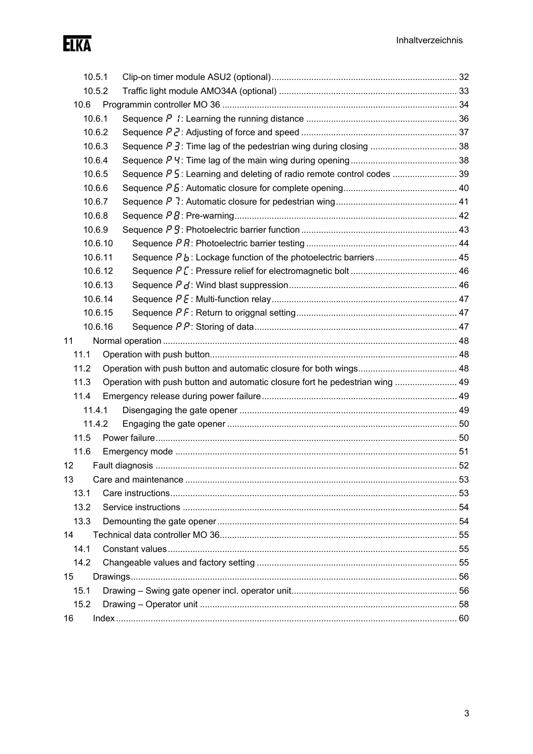10.5.1 Clip-on timer module ASU2 (optional) ..... 32
10.5.2 Traffic light module AMO34A (optional) ..... 33
10.6 Programmin controller MO 36 ..... 34
10.6.1 Sequence P 1: Learning the running distance ..... 36
10.6.2 Sequence P 2: Adjusting of force and speed ..... 37
10.6.3 Sequence P 3: Time lag of the pedestrian wing during closing ..... 38
10.6.4 Sequence P 4: Time lag of the main wing during opening ..... 38
10.6.5 Sequence P 5: Learning and deleting of radio remote control codes ..... 39
10.6.6 Sequence P 6: Automatic closure for complete opening ..... 40
10.6.7 Sequence P 7: Automatic closure for pedestrian wing ..... 41
10.6.8 Sequence P 8: Pre-warning ..... 42
10.6.9 Sequence P 9: Photoelectric barrier function ..... 43
10.6.10 Sequence P A: Photoelectric barrier testing ..... 44
10.6.11 Sequence P b: Lockage function of the photoelectric barriers ..... 45
10.6.12 Sequence P C: Pressure relief for electromagnetic bolt ..... 46
10.6.13 Sequence P d: Wind blast suppression ..... 46
10.6.14 Sequence P E: Multi-function relay ..... 47
10.6.15 Sequence P F: Return to origgnal setting ..... 47
10.6.16 Sequence P P: Storing of data ..... 47
11 Normal operation ..... 48
11.1 Operation with push button ..... 48
11.2 Operation with push button and automatic closure for both wings ..... 48
11.3 Operation with push button and automatic closure fort he pedestrian wing ..... 49
11.4 Emergency release during power failure ..... 49
11.4.1 Disengaging the gate opener ..... 49
11.4.2 Engaging the gate opener ..... 50
11.5 Power failure ..... 50
11.6 Emergency mode ..... 51
12 Fault diagnosis ..... 52
13 Care and maintenance ..... 53
13.1 Care instructions ..... 53
13.2 Service instructions ..... 54
13.3 Demounting the gate opener ..... 54
14 Technical data controller MO 36 ..... 55
14.1 Constant values ..... 55
14.2 Changeable values and factory setting ..... 55
15 Drawings ..... 56
15.1 Drawing – Swing gate opener incl. operator unit ..... 56
15.2 Drawing – Operator unit ..... 58
16 Index ..... 60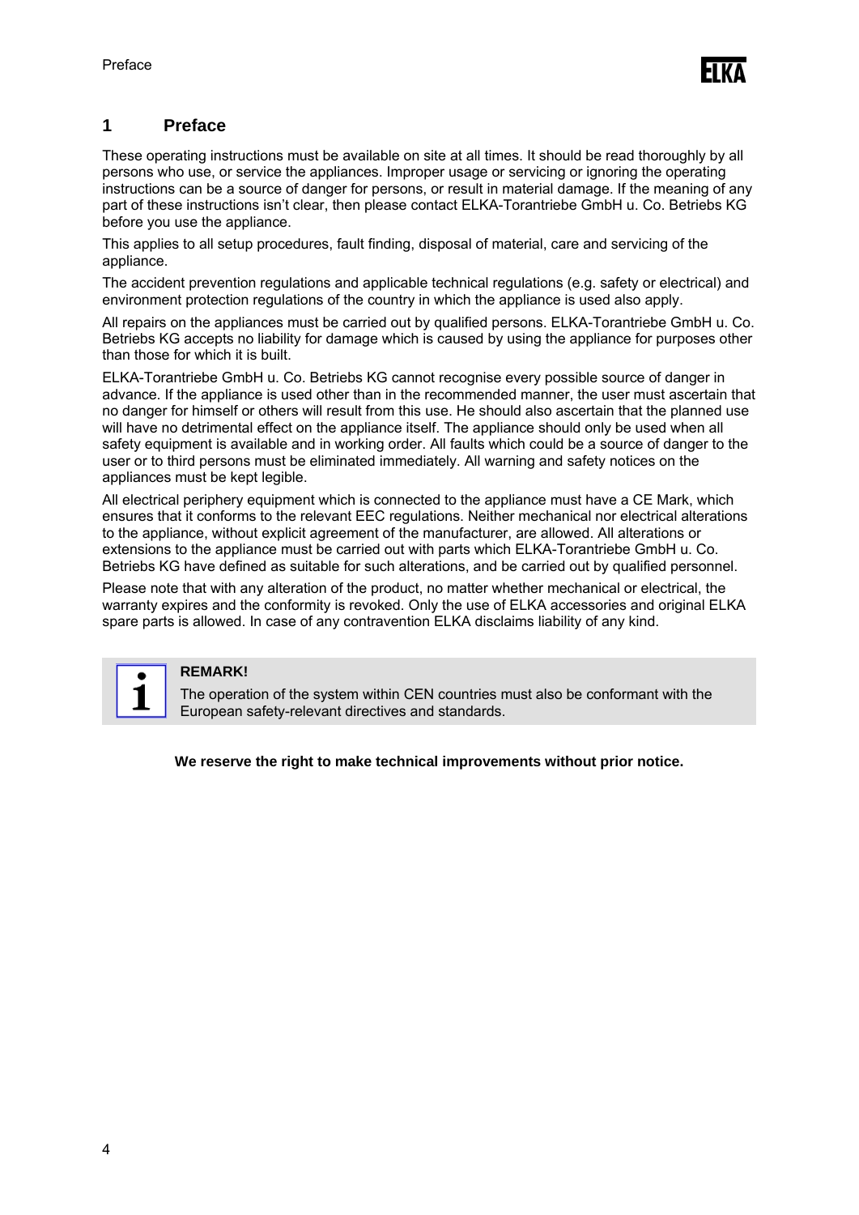# 1 Preface

These operating instructions must be available on site at all times. It should be read thoroughly by all persons who use, or service the appliances. Improper usage or servicing or ignoring the operating instructions can be a source of danger for persons, or result in material damage. If the meaning of any part of these instructions isn't clear, then please contact ELKA-Torantriebe GmbH u. Co. Betriebs KG before you use the appliance.

This applies to all setup procedures, fault finding, disposal of material, care and servicing of the appliance.

The accident prevention regulations and applicable technical regulations (e.g. safety or electrical) and environment protection regulations of the country in which the appliance is used also apply.

All repairs on the appliances must be carried out by qualified persons. ELKA-Torantriebe GmbH u. Co. Betriebs KG accepts no liability for damage which is caused by using the appliance for purposes other than those for which it is built.

ELKA-Torantriebe GmbH u. Co. Betriebs KG cannot recognise every possible source of danger in advance. If the appliance is used other than in the recommended manner, the user must ascertain that no danger for himself or others will result from this use. He should also ascertain that the planned use will have no detrimental effect on the appliance itself. The appliance should only be used when all safety equipment is available and in working order. All faults which could be a source of danger to the user or to third persons must be eliminated immediately. All warning and safety notices on the appliances must be kept legible.

All electrical periphery equipment which is connected to the appliance must have a CE Mark, which ensures that it conforms to the relevant EEC regulations. Neither mechanical nor electrical alterations to the appliance, without explicit agreement of the manufacturer, are allowed. All alterations or extensions to the appliance must be carried out with parts which ELKA-Torantriebe GmbH u. Co. Betriebs KG have defined as suitable for such alterations, and be carried out by qualified personnel.

Please note that with any alteration of the product, no matter whether mechanical or electrical, the warranty expires and the conformity is revoked. Only the use of ELKA accessories and original ELKA spare parts is allowed. In case of any contravention ELKA disclaims liability of any kind.

**REMARK!**

The operation of the system within CEN countries must also be conformant with the European safety-relevant directives and standards.

**We reserve the right to make technical improvements without prior notice.**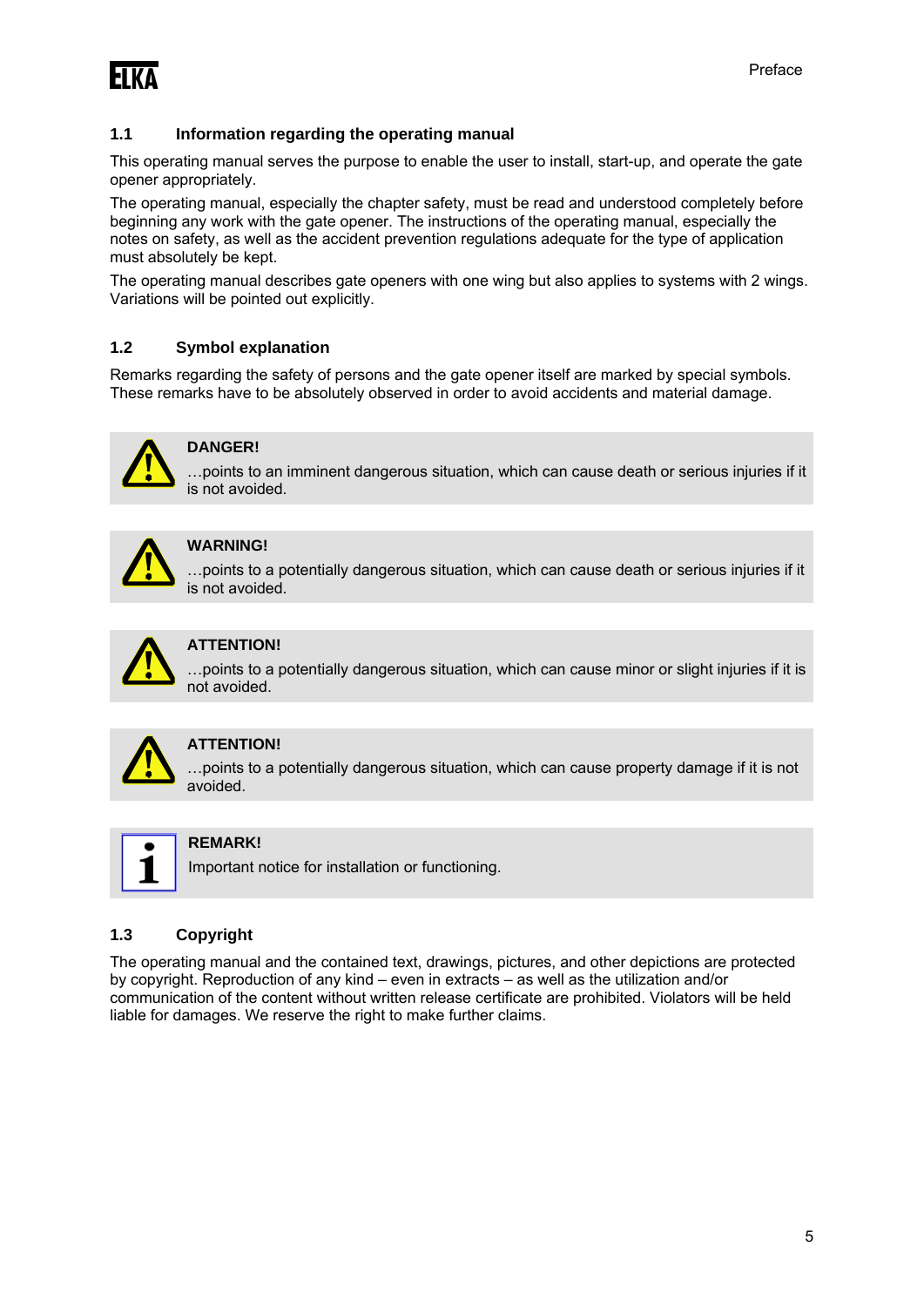## 1.1 Information regarding the operating manual

This operating manual serves the purpose to enable the user to install, start-up, and operate the gate opener appropriately.

The operating manual, especially the chapter safety, must be read and understood completely before beginning any work with the gate opener. The instructions of the operating manual, especially the notes on safety, as well as the accident prevention regulations adequate for the type of application must absolutely be kept.

The operating manual describes gate openers with one wing but also applies to systems with 2 wings. Variations will be pointed out explicitly.

## 1.2 Symbol explanation

Remarks regarding the safety of persons and the gate opener itself are marked by special symbols. These remarks have to be absolutely observed in order to avoid accidents and material damage.

**DANGER!**
…points to an imminent dangerous situation, which can cause death or serious injuries if it is not avoided.

**WARNING!**
…points to a potentially dangerous situation, which can cause death or serious injuries if it is not avoided.

**ATTENTION!**
…points to a potentially dangerous situation, which can cause minor or slight injuries if it is not avoided.

**ATTENTION!**
…points to a potentially dangerous situation, which can cause property damage if it is not avoided.

**REMARK!**
Important notice for installation or functioning.

## 1.3 Copyright

The operating manual and the contained text, drawings, pictures, and other depictions are protected by copyright. Reproduction of any kind – even in extracts – as well as the utilization and/or communication of the content without written release certificate are prohibited. Violators will be held liable for damages. We reserve the right to make further claims.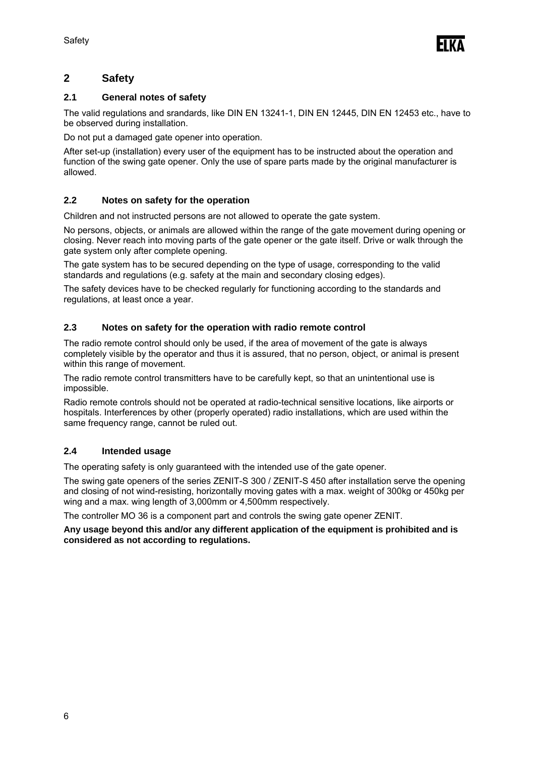# 2 Safety

## 2.1 General notes of safety

The valid regulations and srandards, like DIN EN 13241-1, DIN EN 12445, DIN EN 12453 etc., have to be observed during installation.

Do not put a damaged gate opener into operation.

After set-up (installation) every user of the equipment has to be instructed about the operation and function of the swing gate opener. Only the use of spare parts made by the original manufacturer is allowed.

## 2.2 Notes on safety for the operation

Children and not instructed persons are not allowed to operate the gate system.

No persons, objects, or animals are allowed within the range of the gate movement during opening or closing. Never reach into moving parts of the gate opener or the gate itself. Drive or walk through the gate system only after complete opening.

The gate system has to be secured depending on the type of usage, corresponding to the valid standards and regulations (e.g. safety at the main and secondary closing edges).

The safety devices have to be checked regularly for functioning according to the standards and regulations, at least once a year.

## 2.3 Notes on safety for the operation with radio remote control

The radio remote control should only be used, if the area of movement of the gate is always completely visible by the operator and thus it is assured, that no person, object, or animal is present within this range of movement.

The radio remote control transmitters have to be carefully kept, so that an unintentional use is impossible.

Radio remote controls should not be operated at radio-technical sensitive locations, like airports or hospitals. Interferences by other (properly operated) radio installations, which are used within the same frequency range, cannot be ruled out.

## 2.4 Intended usage

The operating safety is only guaranteed with the intended use of the gate opener.

The swing gate openers of the series ZENIT-S 300 / ZENIT-S 450 after installation serve the opening and closing of not wind-resisting, horizontally moving gates with a max. weight of 300kg or 450kg per wing and a max. wing length of 3,000mm or 4,500mm respectively.

The controller MO 36 is a component part and controls the swing gate opener ZENIT.

**Any usage beyond this and/or any different application of the equipment is prohibited and is considered as not according to regulations.**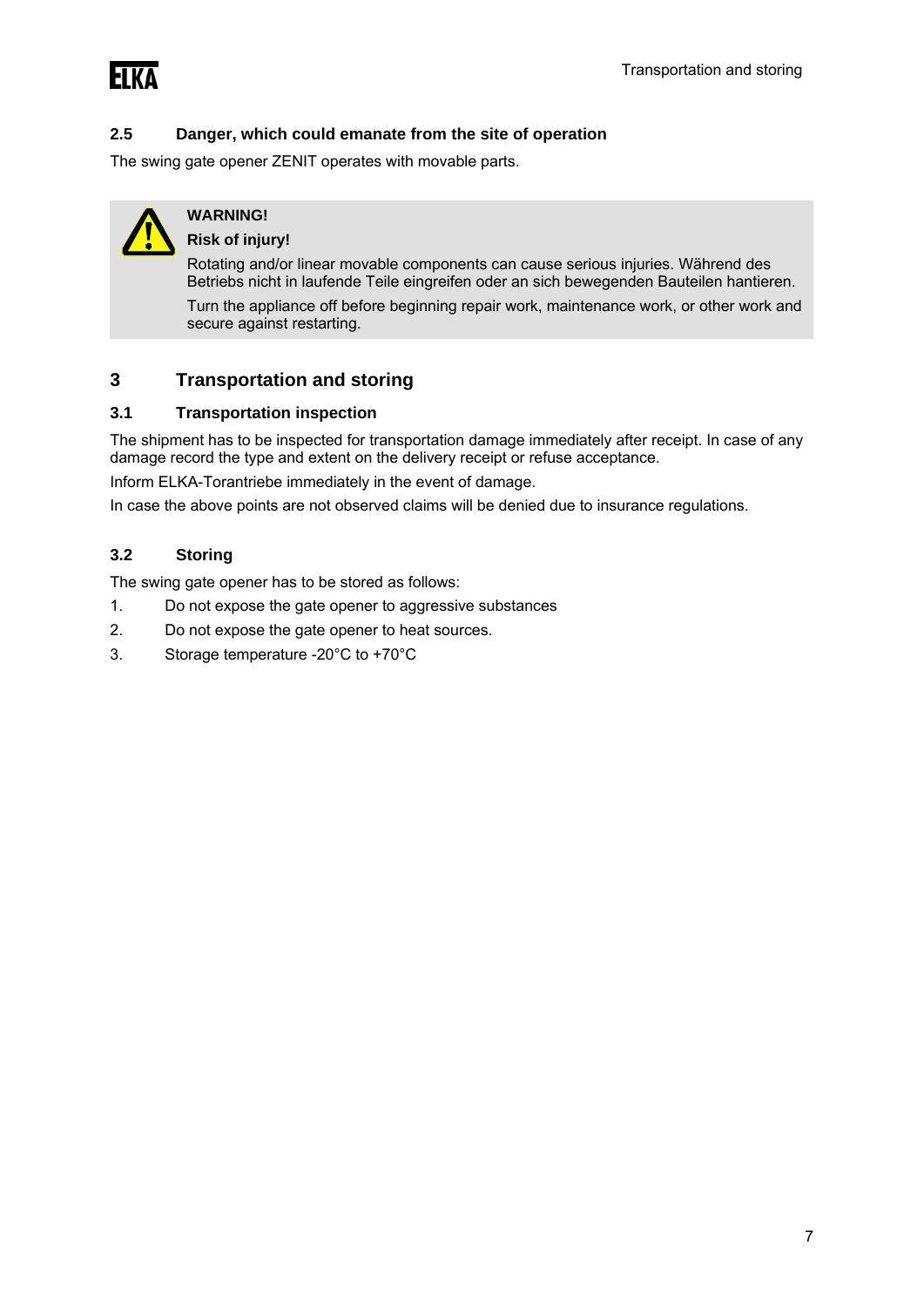### 2.5 Danger, which could emanate from the site of operation

The swing gate opener ZENIT operates with movable parts.

> **WARNING!**
>
> **Risk of injury!**
>
> Rotating and/or linear movable components can cause serious injuries. Während des Betriebs nicht in laufende Teile eingreifen oder an sich bewegenden Bauteilen hantieren.
>
> Turn the appliance off before beginning repair work, maintenance work, or other work and secure against restarting.

## 3 Transportation and storing

### 3.1 Transportation inspection

The shipment has to be inspected for transportation damage immediately after receipt. In case of any damage record the type and extent on the delivery receipt or refuse acceptance.

Inform ELKA-Torantriebe immediately in the event of damage.

In case the above points are not observed claims will be denied due to insurance regulations.

### 3.2 Storing

The swing gate opener has to be stored as follows:

1. Do not expose the gate opener to aggressive substances
2. Do not expose the gate opener to heat sources.
3. Storage temperature -20°C to +70°C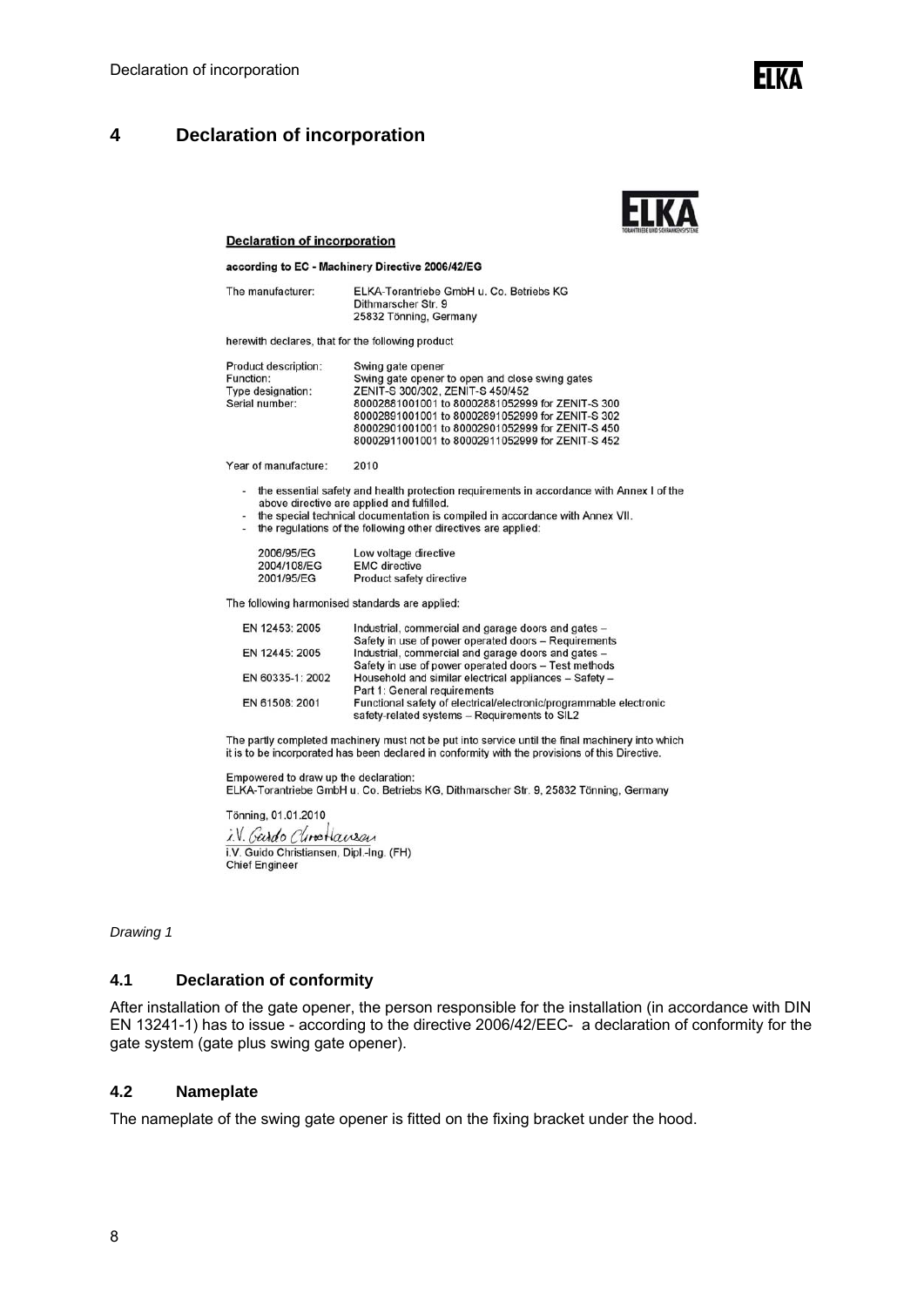# 4 Declaration of incorporation

**Declaration of incorporation**

**according to EC - Machinery Directive 2006/42/EG**

| | |
|---|---|
| The manufacturer: | ELKA-Torantriebe GmbH u. Co. Betriebs KG<br>Dithmarscher Str. 9<br>25832 Tönning, Germany |

herewith declares, that for the following product

| | |
|---|---|
| Product description: | Swing gate opener |
| Function: | Swing gate opener to open and close swing gates |
| Type designation: | ZENIT-S 300/302, ZENIT-S 450/452 |
| Serial number: | 80002881001001 to 80002881052999 for ZENIT-S 300<br>80002891001001 to 80002891052999 for ZENIT-S 302<br>80002901001001 to 80002901052999 for ZENIT-S 450<br>80002911001001 to 80002911052999 for ZENIT-S 452 |
| Year of manufacture: | 2010 |

- the essential safety and health protection requirements in accordance with Annex I of the above directive are applied and fulfilled.
- the special technical documentation is compiled in accordance with Annex VII.
- the regulations of the following other directives are applied:

| | |
|---|---|
| 2006/95/EG | Low voltage directive |
| 2004/108/EG | EMC directive |
| 2001/95/EG | Product safety directive |

The following harmonised standards are applied:

| | |
|---|---|
| EN 12453: 2005 | Industrial, commercial and garage doors and gates – Safety in use of power operated doors – Requirements |
| EN 12445: 2005 | Industrial, commercial and garage doors and gates – Safety in use of power operated doors – Test methods |
| EN 60335-1: 2002 | Household and similar electrical appliances – Safety – Part 1: General requirements |
| EN 61508: 2001 | Functional safety of electrical/electronic/programmable electronic safety-related systems – Requirements to SIL2 |

The partly completed machinery must not be put into service until the final machinery into which it is to be incorporated has been declared in conformity with the provisions of this Directive.

Empowered to draw up the declaration:
ELKA-Torantriebe GmbH u. Co. Betriebs KG, Dithmarscher Str. 9, 25832 Tönning, Germany

Tönning, 01.01.2010

i.V. Guido Christiansen, Dipl.-Ing. (FH)
Chief Engineer

*Drawing 1*

## 4.1 Declaration of conformity

After installation of the gate opener, the person responsible for the installation (in accordance with DIN EN 13241-1) has to issue - according to the directive 2006/42/EEC- a declaration of conformity for the gate system (gate plus swing gate opener).

## 4.2 Nameplate

The nameplate of the swing gate opener is fitted on the fixing bracket under the hood.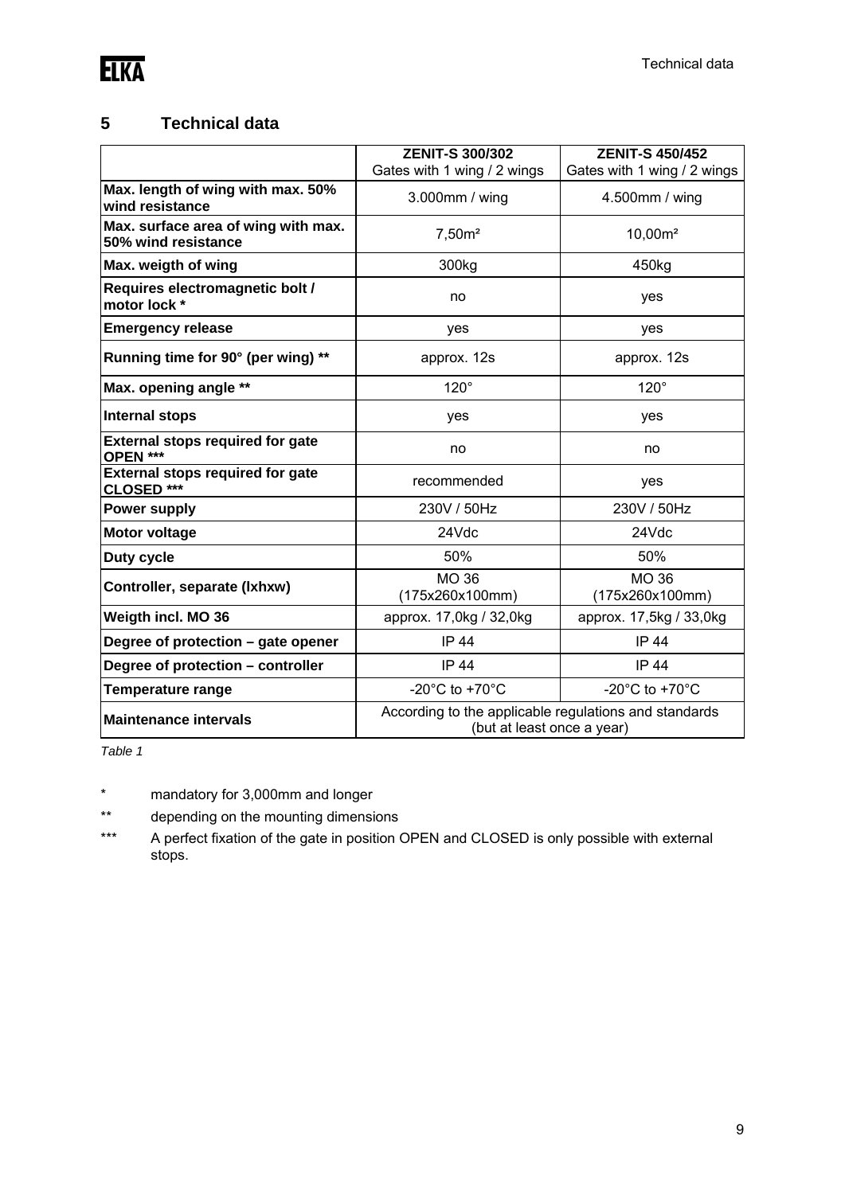## 5 Technical data

| | **ZENIT-S 300/302** Gates with 1 wing / 2 wings | **ZENIT-S 450/452** Gates with 1 wing / 2 wings |
|---|---|---|
| **Max. length of wing with max. 50% wind resistance** | 3.000mm / wing | 4.500mm / wing |
| **Max. surface area of wing with max. 50% wind resistance** | 7,50m² | 10,00m² |
| **Max. weigth of wing** | 300kg | 450kg |
| **Requires electromagnetic bolt / motor lock *** | no | yes |
| **Emergency release** | yes | yes |
| **Running time for 90° (per wing) **** | approx. 12s | approx. 12s |
| **Max. opening angle **** | 120° | 120° |
| **Internal stops** | yes | yes |
| **External stops required for gate OPEN ***** | no | no |
| **External stops required for gate CLOSED ***** | recommended | yes |
| **Power supply** | 230V / 50Hz | 230V / 50Hz |
| **Motor voltage** | 24Vdc | 24Vdc |
| **Duty cycle** | 50% | 50% |
| **Controller, separate (lxhxw)** | MO 36 (175x260x100mm) | MO 36 (175x260x100mm) |
| **Weigth incl. MO 36** | approx. 17,0kg / 32,0kg | approx. 17,5kg / 33,0kg |
| **Degree of protection – gate opener** | IP 44 | IP 44 |
| **Degree of protection – controller** | IP 44 | IP 44 |
| **Temperature range** | -20°C to +70°C | -20°C to +70°C |
| **Maintenance intervals** | According to the applicable regulations and standards (but at least once a year) | |

*Table 1*

\* mandatory for 3,000mm and longer

\*\* depending on the mounting dimensions

\*\*\* A perfect fixation of the gate in position OPEN and CLOSED is only possible with external stops.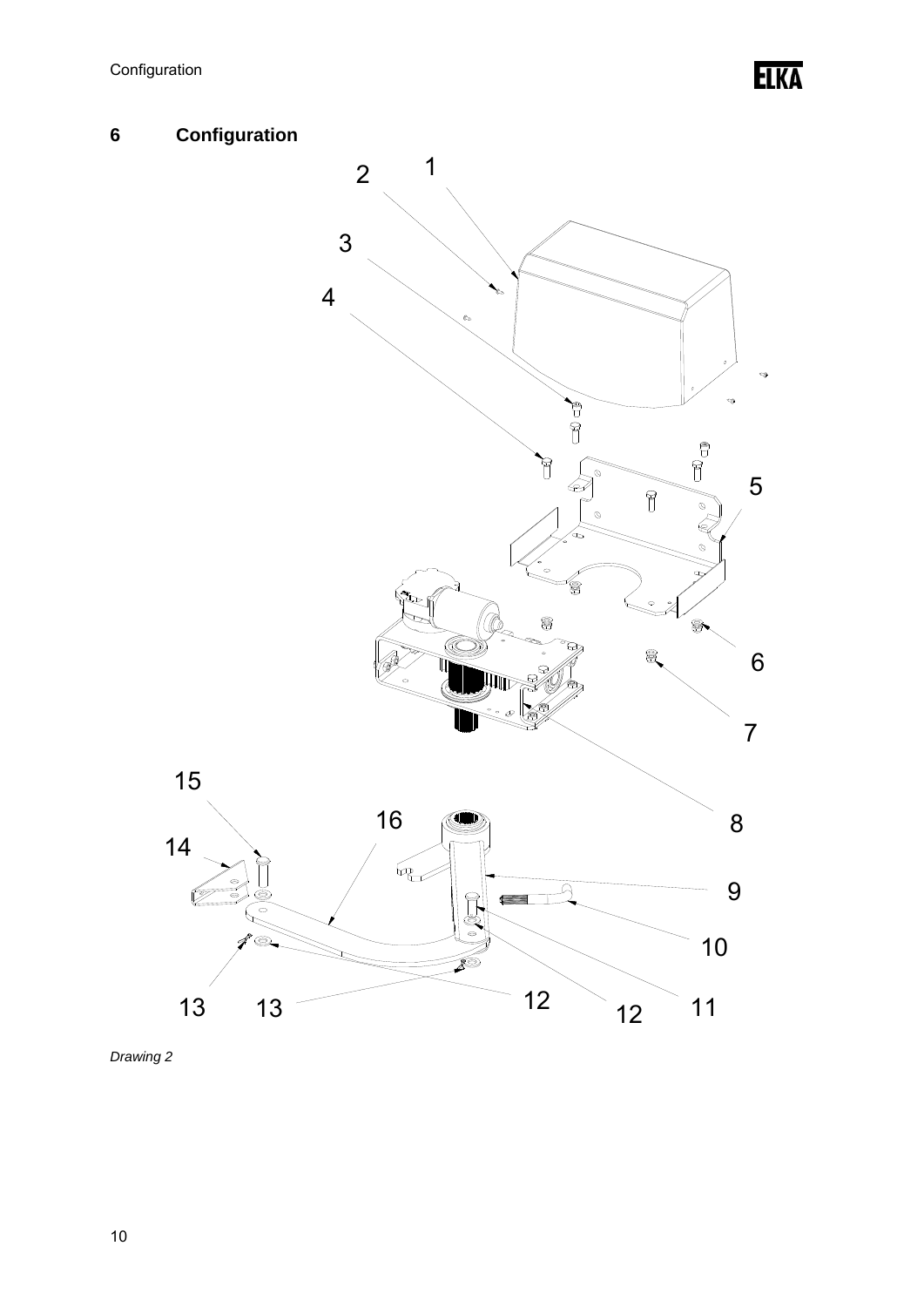# 6 Configuration

*Drawing 2*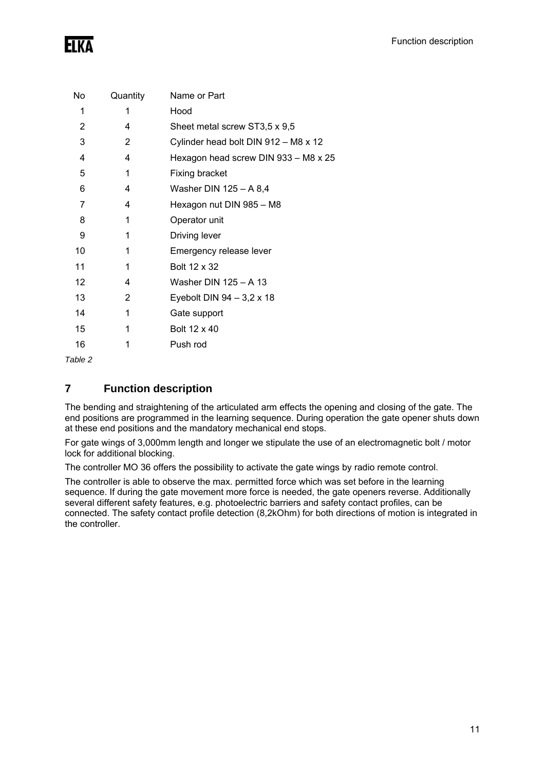| No | Quantity | Name or Part |
|---|---|---|
| 1 | 1 | Hood |
| 2 | 4 | Sheet metal screw ST3,5 x 9,5 |
| 3 | 2 | Cylinder head bolt DIN 912 – M8 x 12 |
| 4 | 4 | Hexagon head screw DIN 933 – M8 x 25 |
| 5 | 1 | Fixing bracket |
| 6 | 4 | Washer DIN 125 – A 8,4 |
| 7 | 4 | Hexagon nut DIN 985 – M8 |
| 8 | 1 | Operator unit |
| 9 | 1 | Driving lever |
| 10 | 1 | Emergency release lever |
| 11 | 1 | Bolt 12 x 32 |
| 12 | 4 | Washer DIN 125 – A 13 |
| 13 | 2 | Eyebolt DIN 94 – 3,2 x 18 |
| 14 | 1 | Gate support |
| 15 | 1 | Bolt 12 x 40 |
| 16 | 1 | Push rod |

*Table 2*

## 7 Function description

The bending and straightening of the articulated arm effects the opening and closing of the gate. The end positions are programmed in the learning sequence. During operation the gate opener shuts down at these end positions and the mandatory mechanical end stops.

For gate wings of 3,000mm length and longer we stipulate the use of an electromagnetic bolt / motor lock for additional blocking.

The controller MO 36 offers the possibility to activate the gate wings by radio remote control.

The controller is able to observe the max. permitted force which was set before in the learning sequence. If during the gate movement more force is needed, the gate openers reverse. Additionally several different safety features, e.g. photoelectric barriers and safety contact profiles, can be connected. The safety contact profile detection (8,2kOhm) for both directions of motion is integrated in the controller.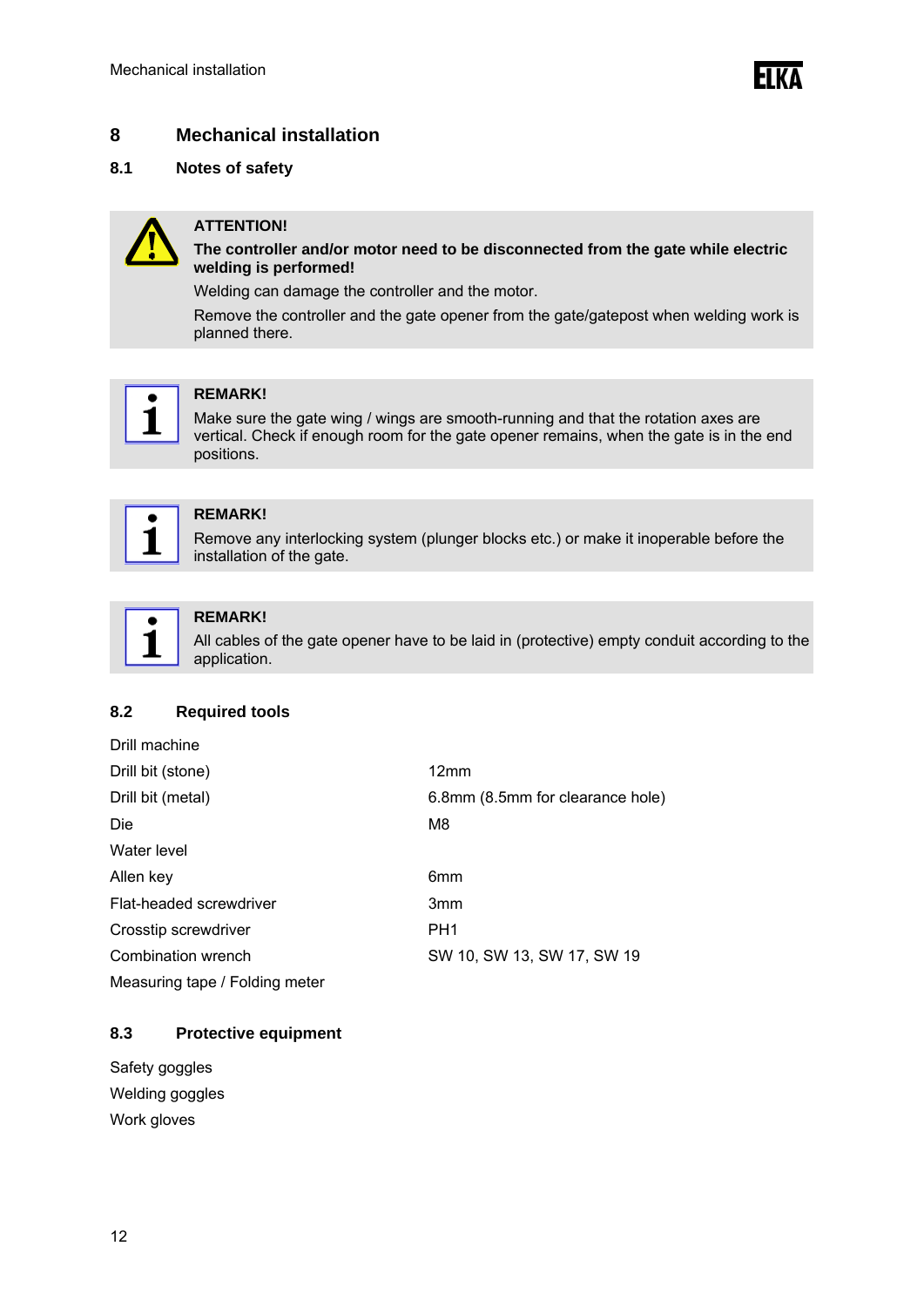# 8 Mechanical installation

## 8.1 Notes of safety

**ATTENTION!**

**The controller and/or motor need to be disconnected from the gate while electric welding is performed!**

Welding can damage the controller and the motor.

Remove the controller and the gate opener from the gate/gatepost when welding work is planned there.

**REMARK!**

Make sure the gate wing / wings are smooth-running and that the rotation axes are vertical. Check if enough room for the gate opener remains, when the gate is in the end positions.

**REMARK!**

Remove any interlocking system (plunger blocks etc.) or make it inoperable before the installation of the gate.

**REMARK!**

All cables of the gate opener have to be laid in (protective) empty conduit according to the application.

## 8.2 Required tools

| | |
|---|---|
| Drill machine | |
| Drill bit (stone) | 12mm |
| Drill bit (metal) | 6.8mm (8.5mm for clearance hole) |
| Die | M8 |
| Water level | |
| Allen key | 6mm |
| Flat-headed screwdriver | 3mm |
| Crosstip screwdriver | PH1 |
| Combination wrench | SW 10, SW 13, SW 17, SW 19 |
| Measuring tape / Folding meter | |

## 8.3 Protective equipment

Safety goggles

Welding goggles

Work gloves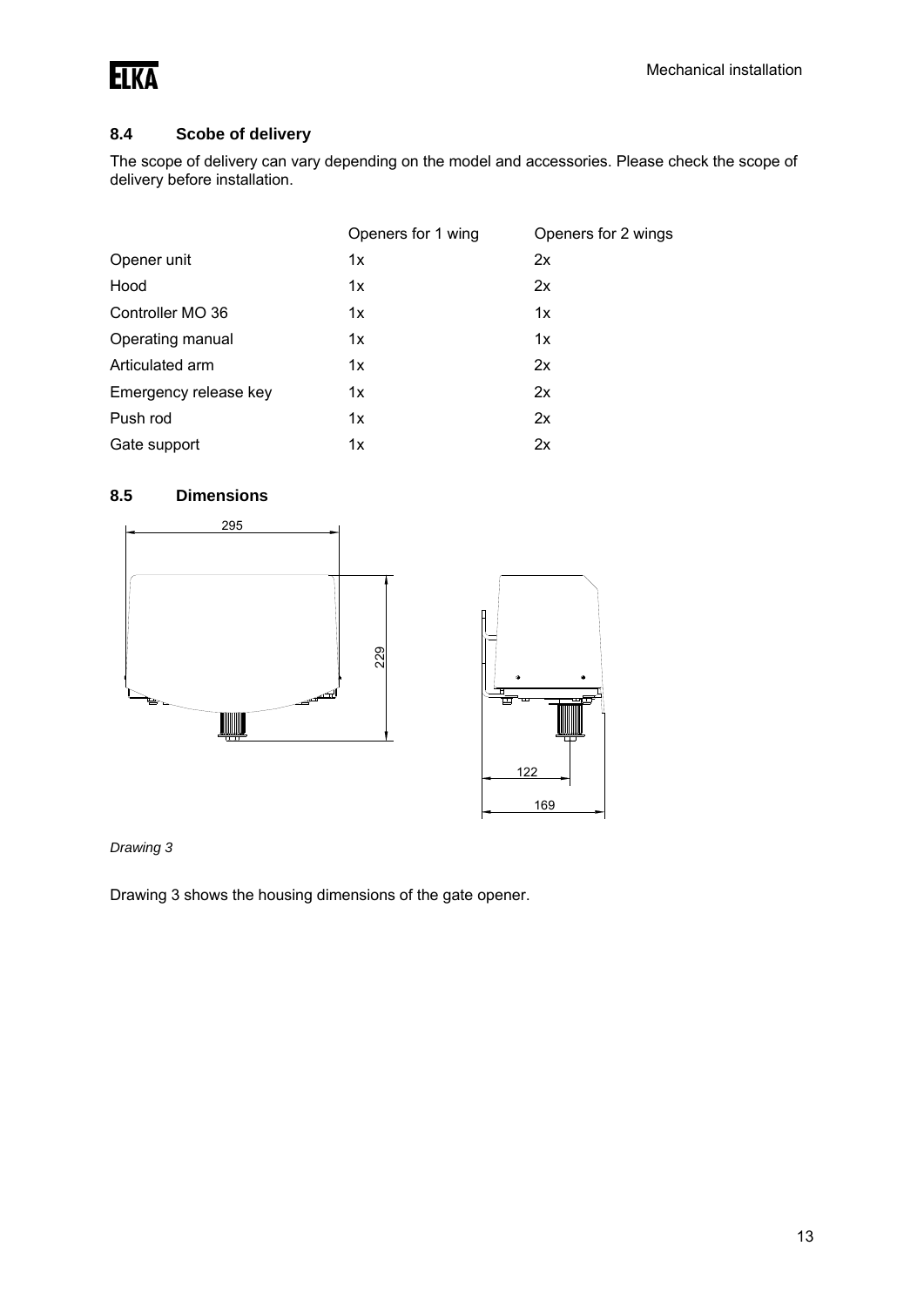## 8.4 Scobe of delivery

The scope of delivery can vary depending on the model and accessories. Please check the scope of delivery before installation.

| | Openers for 1 wing | Openers for 2 wings |
|---|---|---|
| Opener unit | 1x | 2x |
| Hood | 1x | 2x |
| Controller MO 36 | 1x | 1x |
| Operating manual | 1x | 1x |
| Articulated arm | 1x | 2x |
| Emergency release key | 1x | 2x |
| Push rod | 1x | 2x |
| Gate support | 1x | 2x |

## 8.5 Dimensions

*Drawing 3*

Drawing 3 shows the housing dimensions of the gate opener.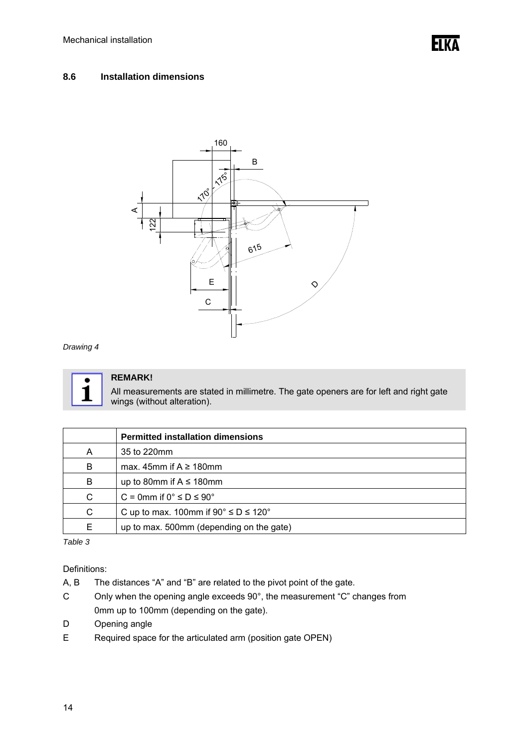## 8.6 Installation dimensions

*Drawing 4*

> **REMARK!**
> All measurements are stated in millimetre. The gate openers are for left and right gate wings (without alteration).

| | Permitted installation dimensions |
|---|---|
| A | 35 to 220mm |
| B | max. 45mm if A ≥ 180mm |
| B | up to 80mm if A ≤ 180mm |
| C | C = 0mm if 0° ≤ D ≤ 90° |
| C | C up to max. 100mm if 90° ≤ D ≤ 120° |
| E | up to max. 500mm (depending on the gate) |

*Table 3*

Definitions:

- A, B The distances "A" and "B" are related to the pivot point of the gate.
- C Only when the opening angle exceeds 90°, the measurement "C" changes from 0mm up to 100mm (depending on the gate).
- D Opening angle
- E Required space for the articulated arm (position gate OPEN)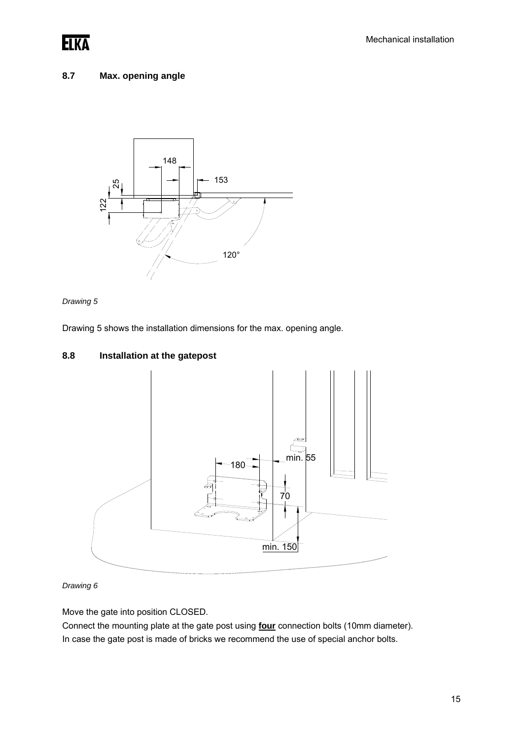## 8.7 Max. opening angle

*Drawing 5*

Drawing 5 shows the installation dimensions for the max. opening angle.

## 8.8 Installation at the gatepost

*Drawing 6*

Move the gate into position CLOSED.

Connect the mounting plate at the gate post using **four** connection bolts (10mm diameter).

In case the gate post is made of bricks we recommend the use of special anchor bolts.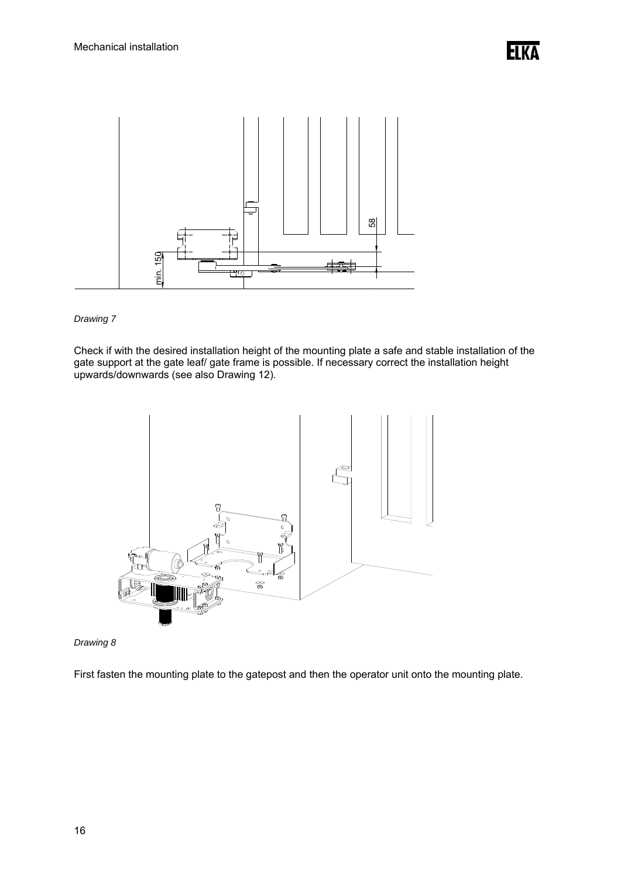*Drawing 7*

Check if with the desired installation height of the mounting plate a safe and stable installation of the gate support at the gate leaf/ gate frame is possible. If necessary correct the installation height upwards/downwards (see also Drawing 12).

*Drawing 8*

First fasten the mounting plate to the gatepost and then the operator unit onto the mounting plate.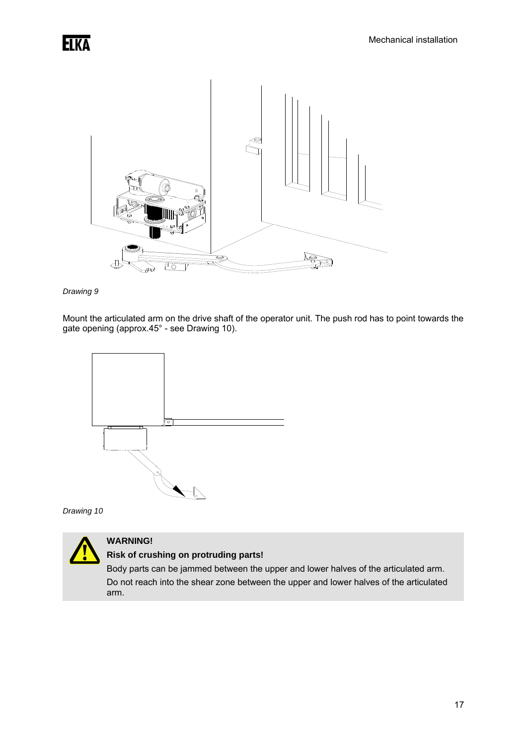*Drawing 9*

Mount the articulated arm on the drive shaft of the operator unit. The push rod has to point towards the gate opening (approx.45° - see Drawing 10).

*Drawing 10*

**WARNING!**

**Risk of crushing on protruding parts!**

Body parts can be jammed between the upper and lower halves of the articulated arm.

Do not reach into the shear zone between the upper and lower halves of the articulated arm.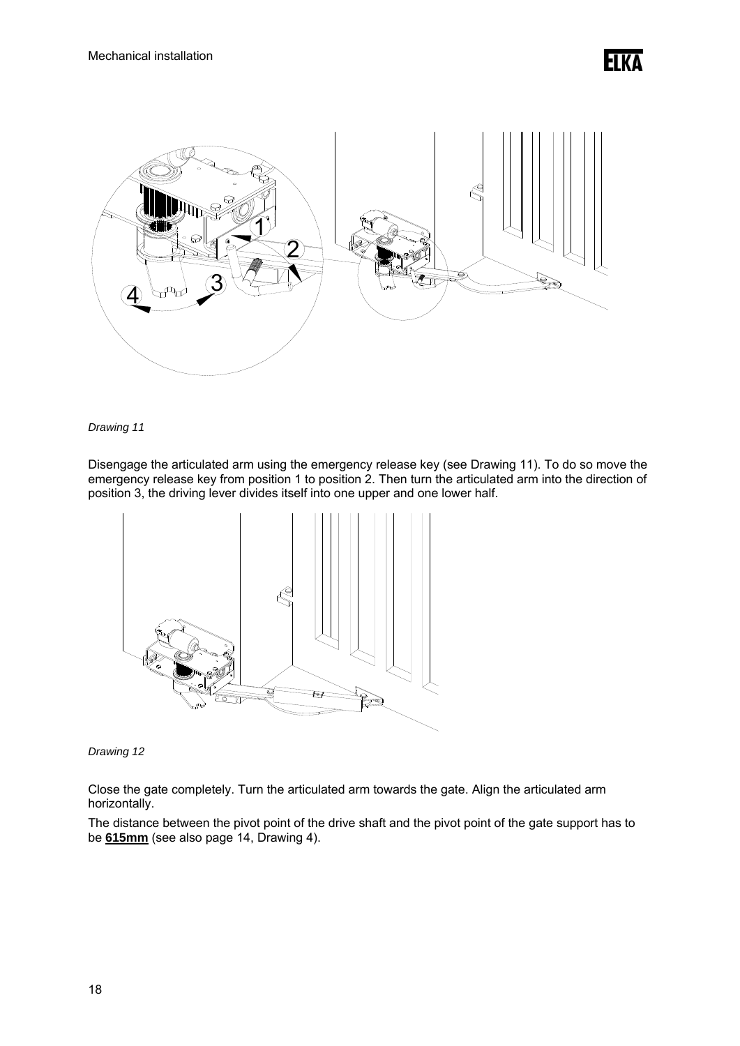*Drawing 11*

Disengage the articulated arm using the emergency release key (see Drawing 11). To do so move the emergency release key from position 1 to position 2. Then turn the articulated arm into the direction of position 3, the driving lever divides itself into one upper and one lower half.

*Drawing 12*

Close the gate completely. Turn the articulated arm towards the gate. Align the articulated arm horizontally.

The distance between the pivot point of the drive shaft and the pivot point of the gate support has to be **615mm** (see also page 14, Drawing 4).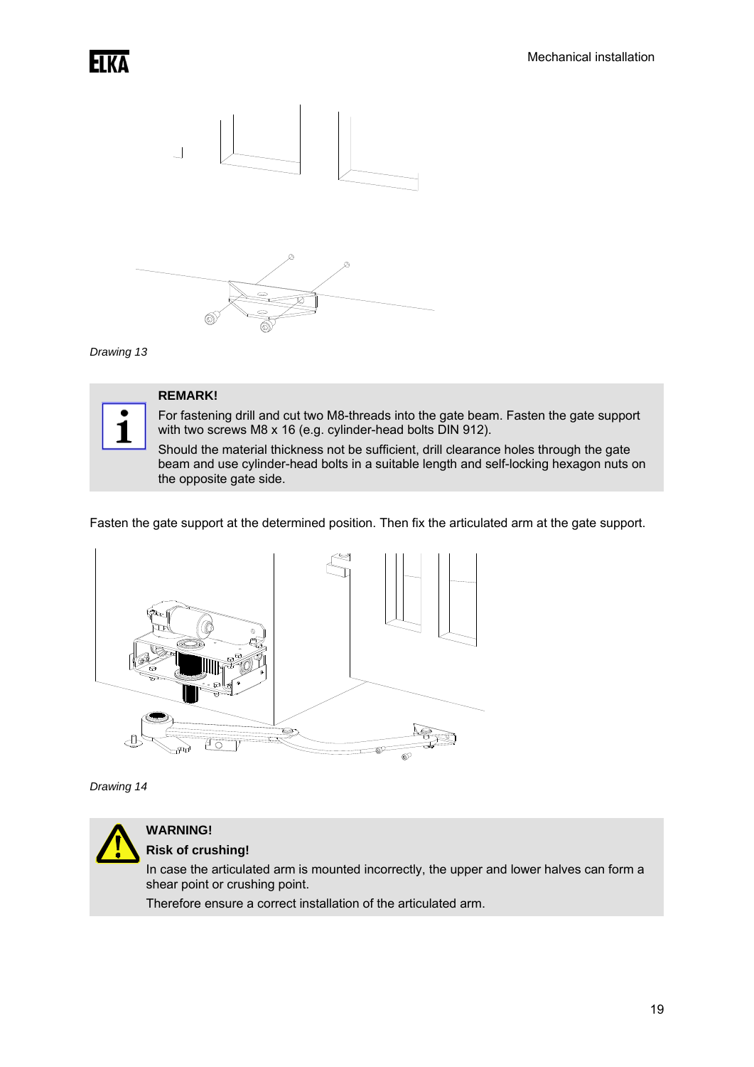*Drawing 13*

**REMARK!**

For fastening drill and cut two M8-threads into the gate beam. Fasten the gate support with two screws M8 x 16 (e.g. cylinder-head bolts DIN 912).

Should the material thickness not be sufficient, drill clearance holes through the gate beam and use cylinder-head bolts in a suitable length and self-locking hexagon nuts on the opposite gate side.

Fasten the gate support at the determined position. Then fix the articulated arm at the gate support.

*Drawing 14*

**WARNING!**

**Risk of crushing!**

In case the articulated arm is mounted incorrectly, the upper and lower halves can form a shear point or crushing point.

Therefore ensure a correct installation of the articulated arm.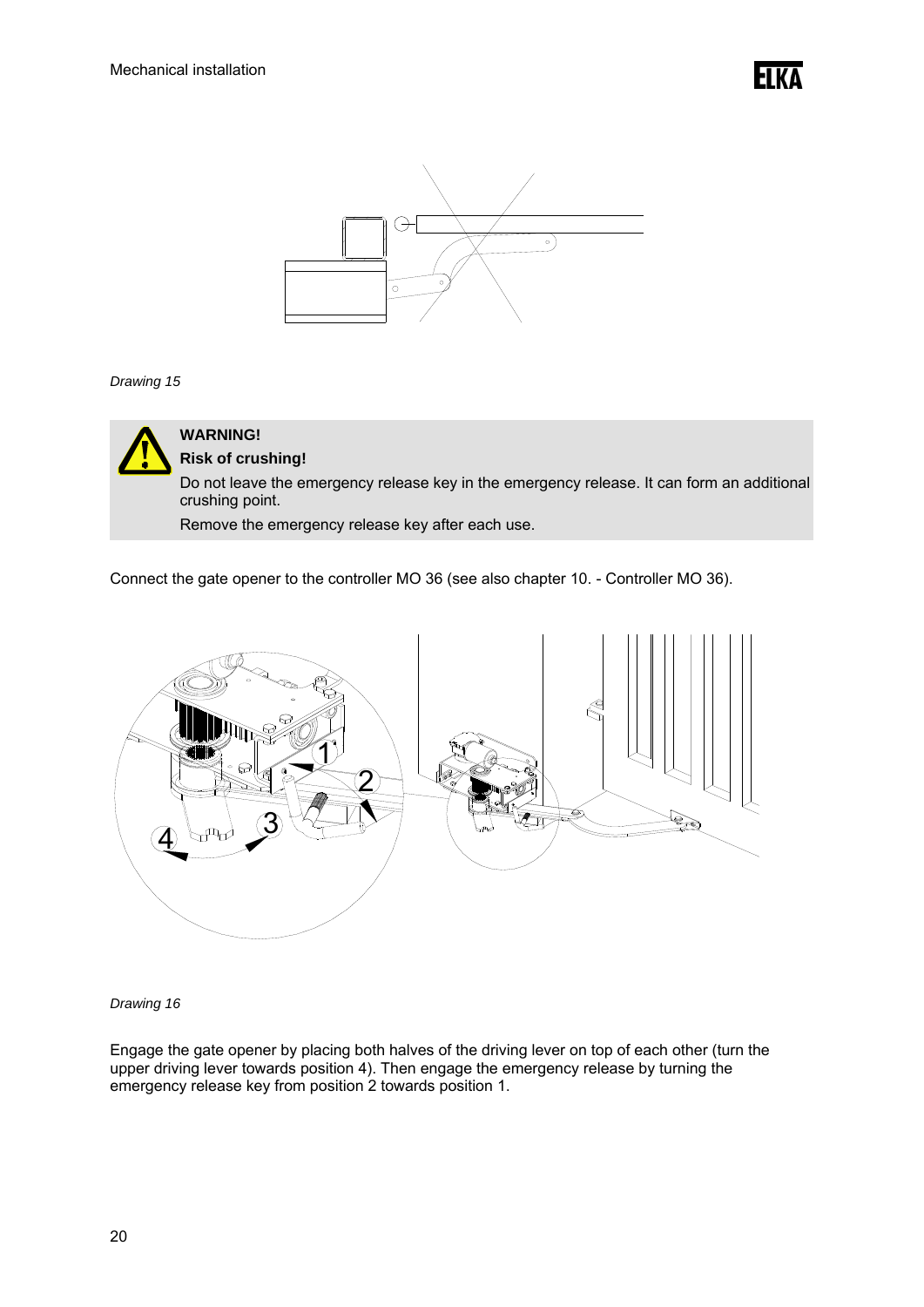*Drawing 15*

> **WARNING!**
> **Risk of crushing!**
> Do not leave the emergency release key in the emergency release. It can form an additional crushing point.
> Remove the emergency release key after each use.

Connect the gate opener to the controller MO 36 (see also chapter 10. - Controller MO 36).

*Drawing 16*

Engage the gate opener by placing both halves of the driving lever on top of each other (turn the upper driving lever towards position 4). Then engage the emergency release by turning the emergency release key from position 2 towards position 1.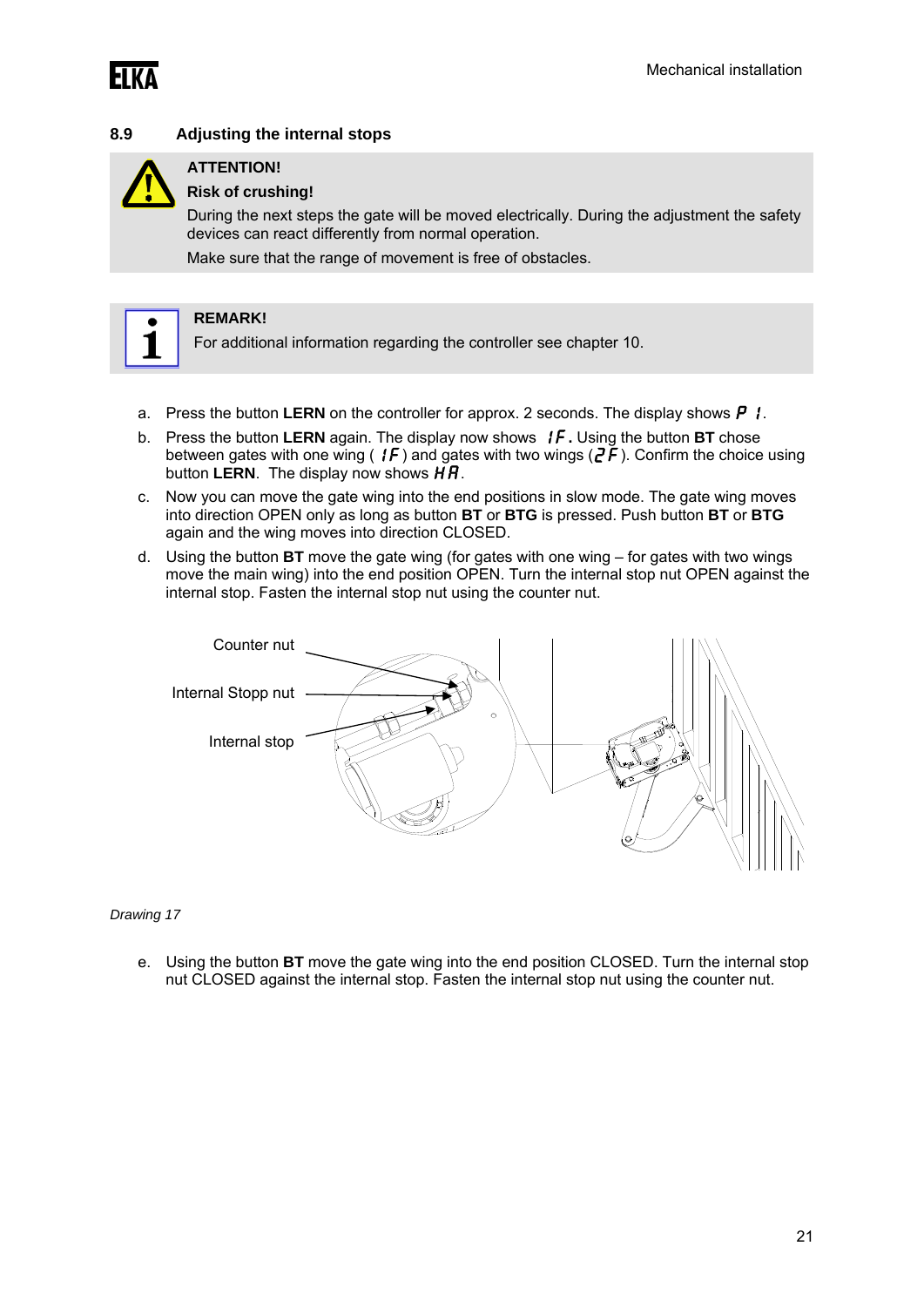## 8.9 Adjusting the internal stops

> **ATTENTION!**
>
> **Risk of crushing!**
>
> During the next steps the gate will be moved electrically. During the adjustment the safety devices can react differently from normal operation.
>
> Make sure that the range of movement is free of obstacles.

> **REMARK!**
>
> For additional information regarding the controller see chapter 10.

a. Press the button **LERN** on the controller for approx. 2 seconds. The display shows P 1.

b. Press the button **LERN** again. The display now shows 1F. Using the button **BT** chose between gates with one wing (1F) and gates with two wings (2F). Confirm the choice using button **LERN**. The display now shows HA.

c. Now you can move the gate wing into the end positions in slow mode. The gate wing moves into direction OPEN only as long as button **BT** or **BTG** is pressed. Push button **BT** or **BTG** again and the wing moves into direction CLOSED.

d. Using the button **BT** move the gate wing (for gates with one wing – for gates with two wings move the main wing) into the end position OPEN. Turn the internal stop nut OPEN against the internal stop. Fasten the internal stop nut using the counter nut.

Counter nut

Internal Stopp nut

Internal stop

*Drawing 17*

e. Using the button **BT** move the gate wing into the end position CLOSED. Turn the internal stop nut CLOSED against the internal stop. Fasten the internal stop nut using the counter nut.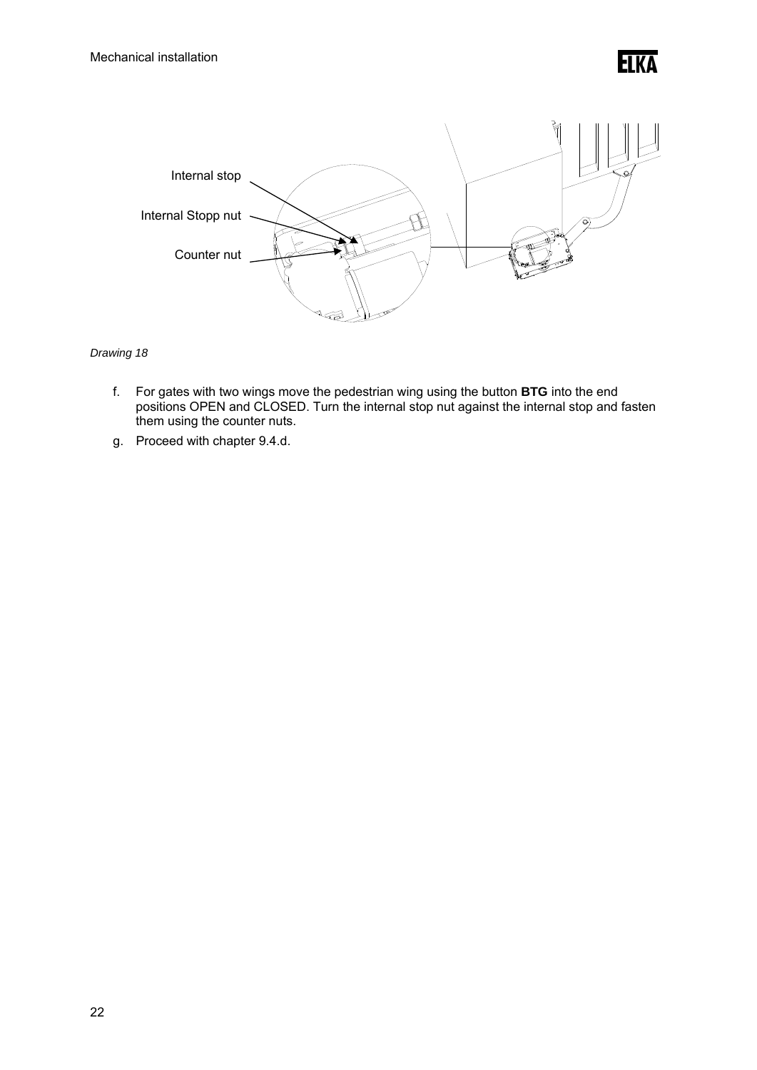Internal stop

Internal Stopp nut

Counter nut

*Drawing 18*

f. For gates with two wings move the pedestrian wing using the button **BTG** into the end positions OPEN and CLOSED. Turn the internal stop nut against the internal stop and fasten them using the counter nuts.

g. Proceed with chapter 9.4.d.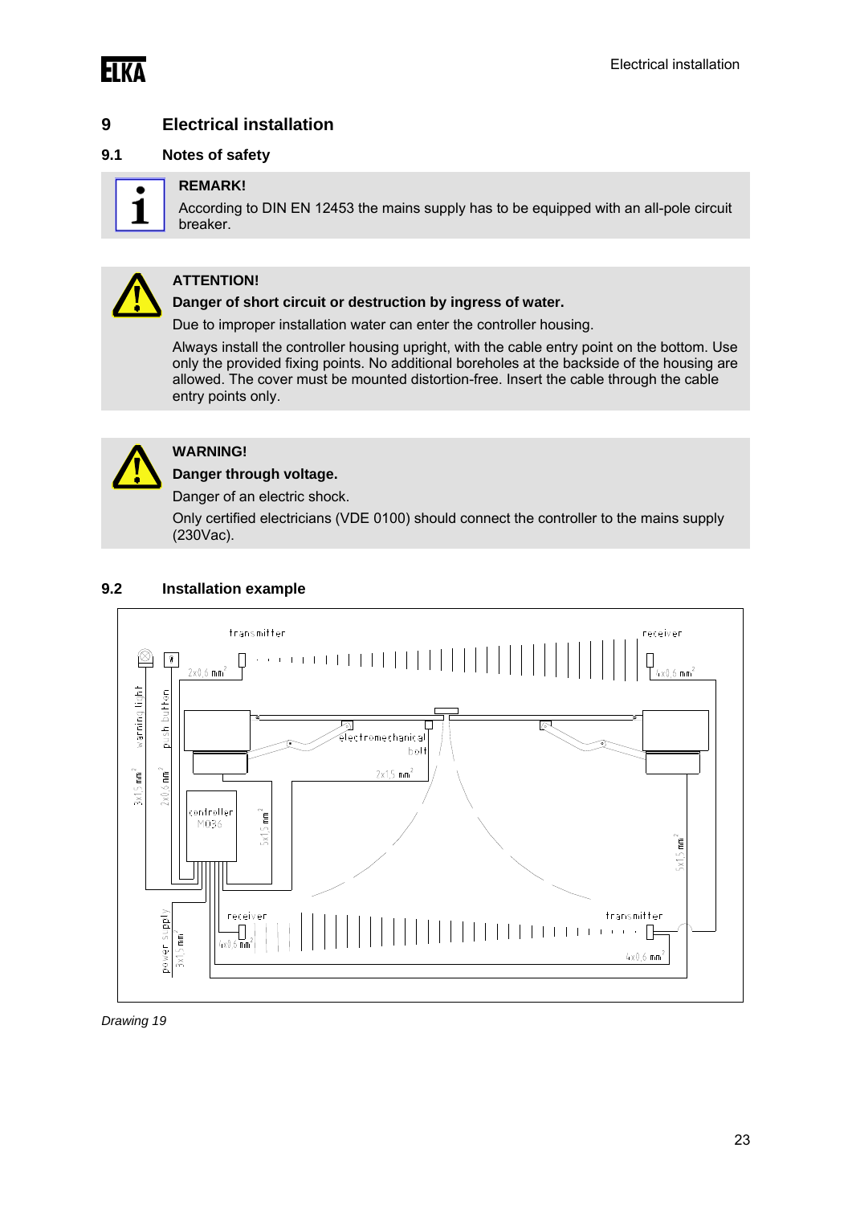# 9 Electrical installation

## 9.1 Notes of safety

**REMARK!**

According to DIN EN 12453 the mains supply has to be equipped with an all-pole circuit breaker.

**ATTENTION!**

**Danger of short circuit or destruction by ingress of water.**

Due to improper installation water can enter the controller housing.

Always install the controller housing upright, with the cable entry point on the bottom. Use only the provided fixing points. No additional boreholes at the backside of the housing are allowed. The cover must be mounted distortion-free. Insert the cable through the cable entry points only.

**WARNING!**

**Danger through voltage.**

Danger of an electric shock.

Only certified electricians (VDE 0100) should connect the controller to the mains supply (230Vac).

## 9.2 Installation example

*Drawing 19*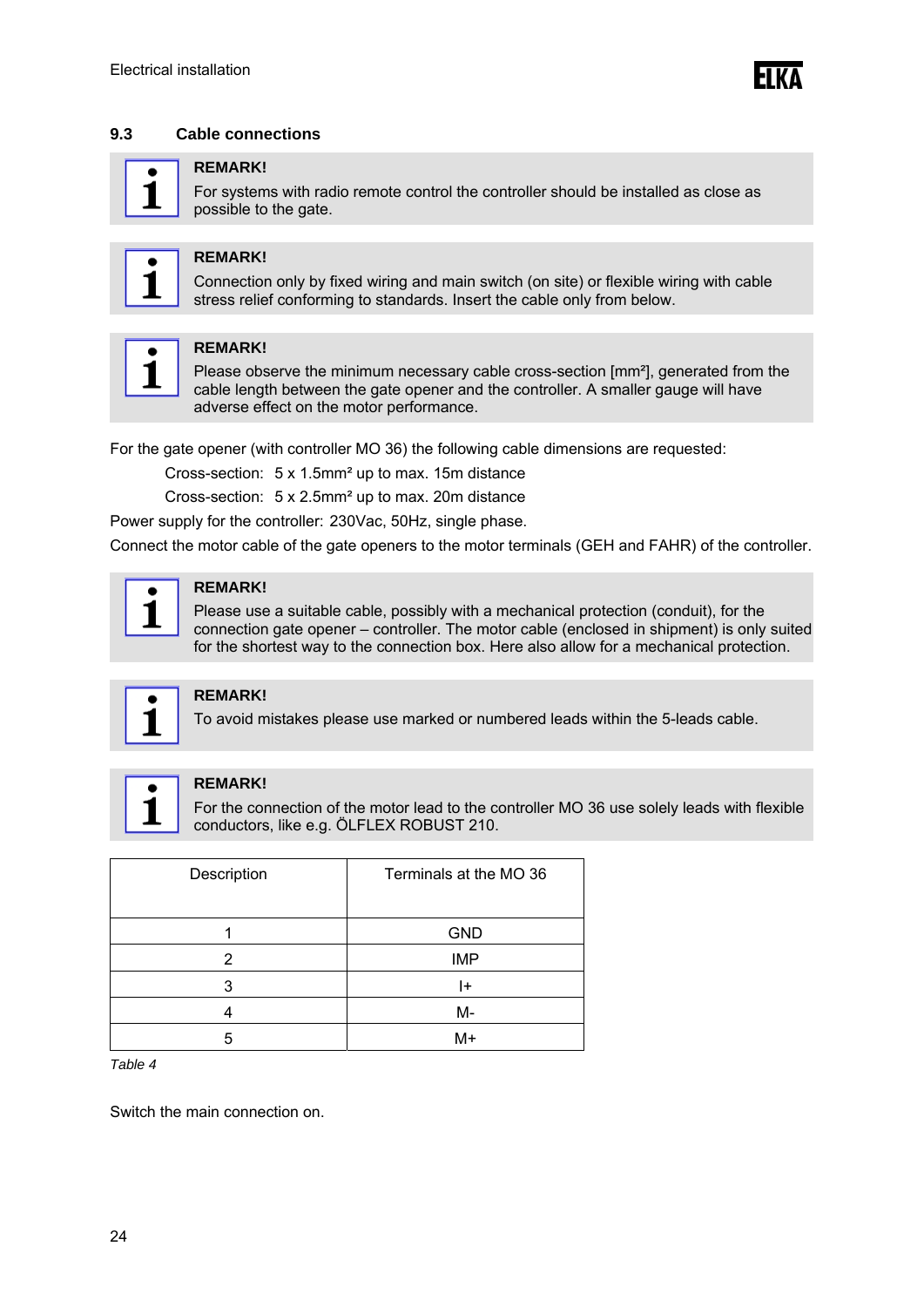## 9.3 Cable connections

> **REMARK!**
> For systems with radio remote control the controller should be installed as close as possible to the gate.

> **REMARK!**
> Connection only by fixed wiring and main switch (on site) or flexible wiring with cable stress relief conforming to standards. Insert the cable only from below.

> **REMARK!**
> Please observe the minimum necessary cable cross-section [mm²], generated from the cable length between the gate opener and the controller. A smaller gauge will have adverse effect on the motor performance.

For the gate opener (with controller MO 36) the following cable dimensions are requested:

Cross-section: 5 x 1.5mm² up to max. 15m distance

Cross-section: 5 x 2.5mm² up to max. 20m distance

Power supply for the controller: 230Vac, 50Hz, single phase.

Connect the motor cable of the gate openers to the motor terminals (GEH and FAHR) of the controller.

> **REMARK!**
> Please use a suitable cable, possibly with a mechanical protection (conduit), for the connection gate opener – controller. The motor cable (enclosed in shipment) is only suited for the shortest way to the connection box. Here also allow for a mechanical protection.

> **REMARK!**
> To avoid mistakes please use marked or numbered leads within the 5-leads cable.

> **REMARK!**
> For the connection of the motor lead to the controller MO 36 use solely leads with flexible conductors, like e.g. ÖLFLEX ROBUST 210.

| Description | Terminals at the MO 36 |
|---|---|
| 1 | GND |
| 2 | IMP |
| 3 | I+ |
| 4 | M- |
| 5 | M+ |

*Table 4*

Switch the main connection on.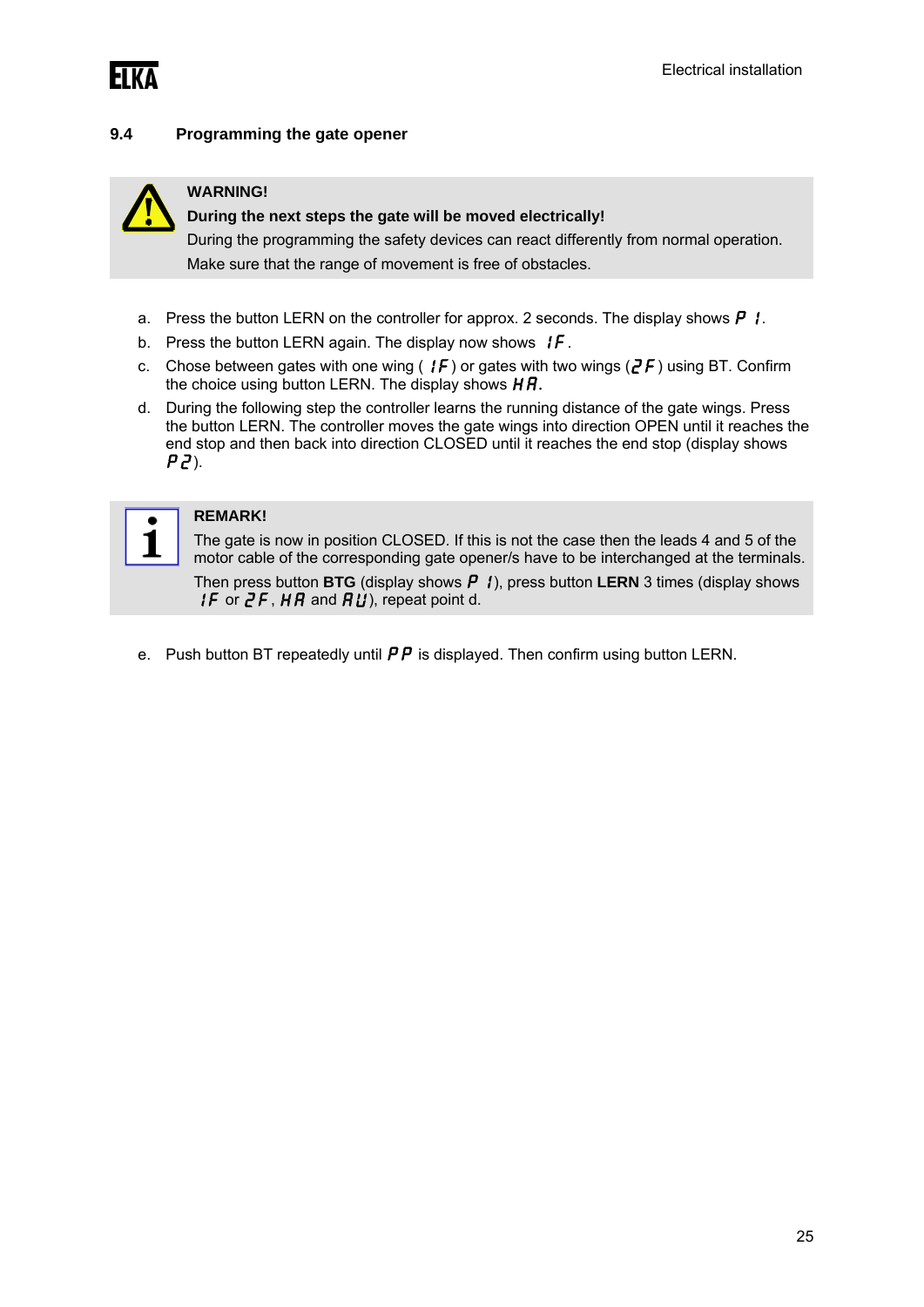## 9.4 Programming the gate opener

> **WARNING!**
>
> **During the next steps the gate will be moved electrically!**
>
> During the programming the safety devices can react differently from normal operation.
>
> Make sure that the range of movement is free of obstacles.

a. Press the button LERN on the controller for approx. 2 seconds. The display shows P 1.

b. Press the button LERN again. The display now shows 1F.

c. Chose between gates with one wing ( 1F ) or gates with two wings (2F) using BT. Confirm the choice using button LERN. The display shows HA.

d. During the following step the controller learns the running distance of the gate wings. Press the button LERN. The controller moves the gate wings into direction OPEN until it reaches the end stop and then back into direction CLOSED until it reaches the end stop (display shows P2).

> **REMARK!**
>
> The gate is now in position CLOSED. If this is not the case then the leads 4 and 5 of the motor cable of the corresponding gate opener/s have to be interchanged at the terminals.
>
> Then press button **BTG** (display shows P 1), press button **LERN** 3 times (display shows 1F or 2F, HA and AU), repeat point d.

e. Push button BT repeatedly until PP is displayed. Then confirm using button LERN.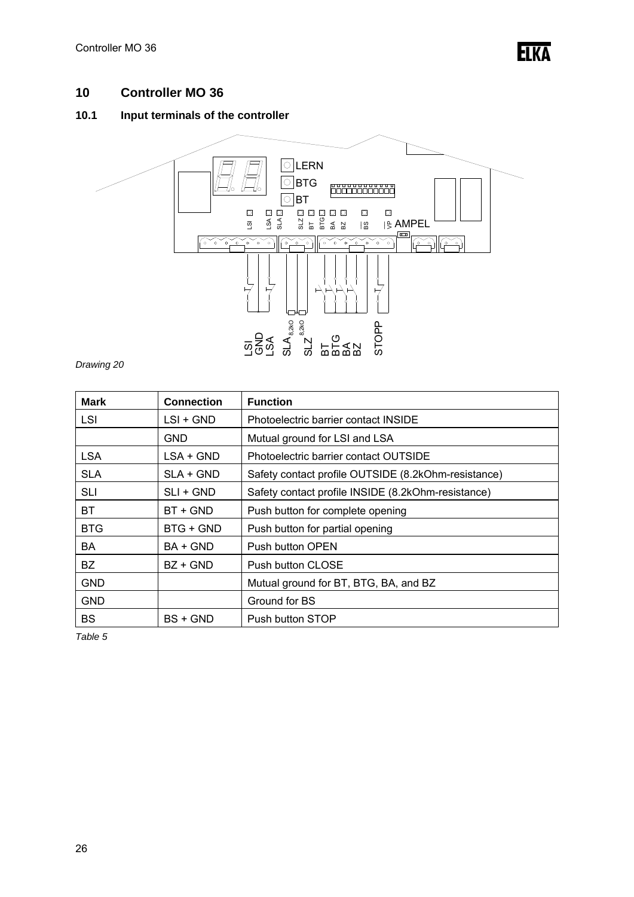# 10 Controller MO 36

## 10.1 Input terminals of the controller

*Drawing 20*

| Mark | Connection | Function |
|---|---|---|
| LSI | LSI + GND | Photoelectric barrier contact INSIDE |
| | GND | Mutual ground for LSI and LSA |
| LSA | LSA + GND | Photoelectric barrier contact OUTSIDE |
| SLA | SLA + GND | Safety contact profile OUTSIDE (8.2kOhm-resistance) |
| SLI | SLI + GND | Safety contact profile INSIDE (8.2kOhm-resistance) |
| BT | BT + GND | Push button for complete opening |
| BTG | BTG + GND | Push button for partial opening |
| BA | BA + GND | Push button OPEN |
| BZ | BZ + GND | Push button CLOSE |
| GND | | Mutual ground for BT, BTG, BA, and BZ |
| GND | | Ground for BS |
| BS | BS + GND | Push button STOP |

*Table 5*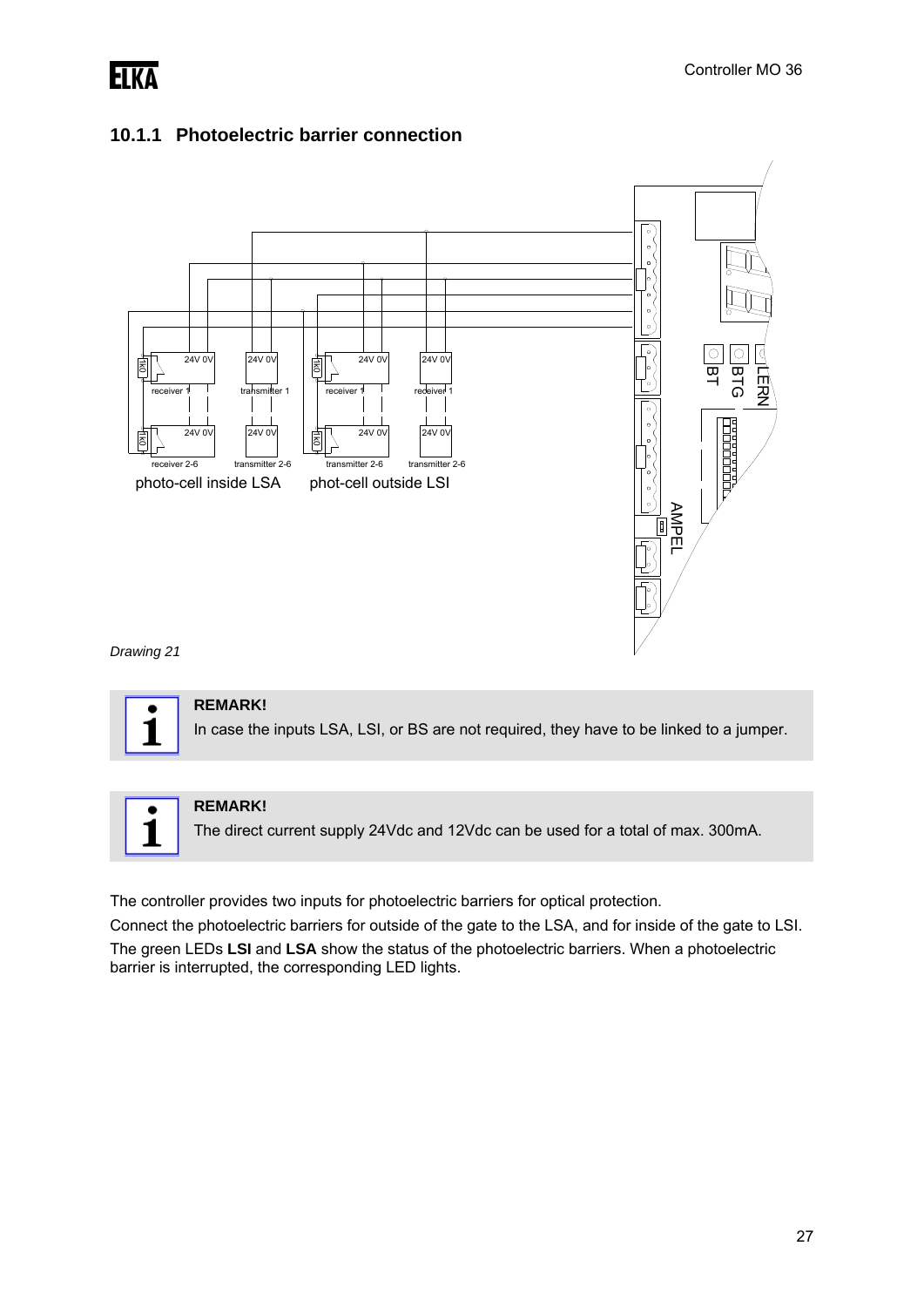### 10.1.1 Photoelectric barrier connection

*Drawing 21*

**REMARK!**
In case the inputs LSA, LSI, or BS are not required, they have to be linked to a jumper.

**REMARK!**
The direct current supply 24Vdc and 12Vdc can be used for a total of max. 300mA.

The controller provides two inputs for photoelectric barriers for optical protection.

Connect the photoelectric barriers for outside of the gate to the LSA, and for inside of the gate to LSI.

The green LEDs **LSI** and **LSA** show the status of the photoelectric barriers. When a photoelectric barrier is interrupted, the corresponding LED lights.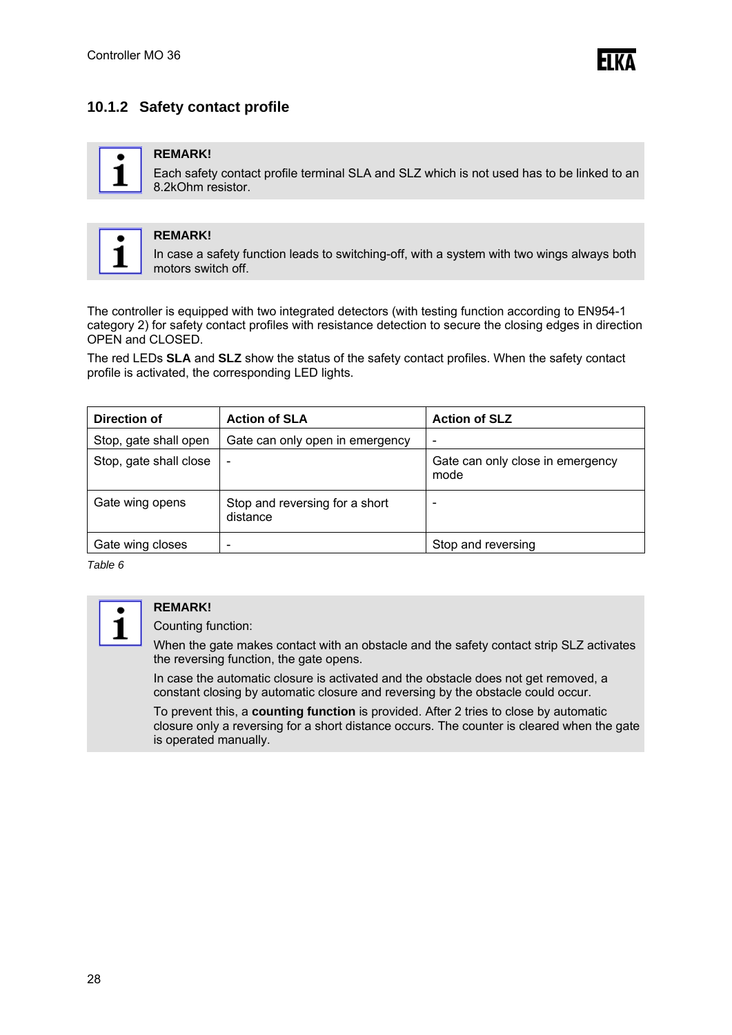### 10.1.2 Safety contact profile

> **REMARK!**
> Each safety contact profile terminal SLA and SLZ which is not used has to be linked to an 8.2kOhm resistor.

> **REMARK!**
> In case a safety function leads to switching-off, with a system with two wings always both motors switch off.

The controller is equipped with two integrated detectors (with testing function according to EN954-1 category 2) for safety contact profiles with resistance detection to secure the closing edges in direction OPEN and CLOSED.

The red LEDs **SLA** and **SLZ** show the status of the safety contact profiles. When the safety contact profile is activated, the corresponding LED lights.

| Direction of | Action of SLA | Action of SLZ |
|---|---|---|
| Stop, gate shall open | Gate can only open in emergency | - |
| Stop, gate shall close | - | Gate can only close in emergency mode |
| Gate wing opens | Stop and reversing for a short distance | - |
| Gate wing closes | - | Stop and reversing |

*Table 6*

> **REMARK!**
> Counting function:
>
> When the gate makes contact with an obstacle and the safety contact strip SLZ activates the reversing function, the gate opens.
>
> In case the automatic closure is activated and the obstacle does not get removed, a constant closing by automatic closure and reversing by the obstacle could occur.
>
> To prevent this, a **counting function** is provided. After 2 tries to close by automatic closure only a reversing for a short distance occurs. The counter is cleared when the gate is operated manually.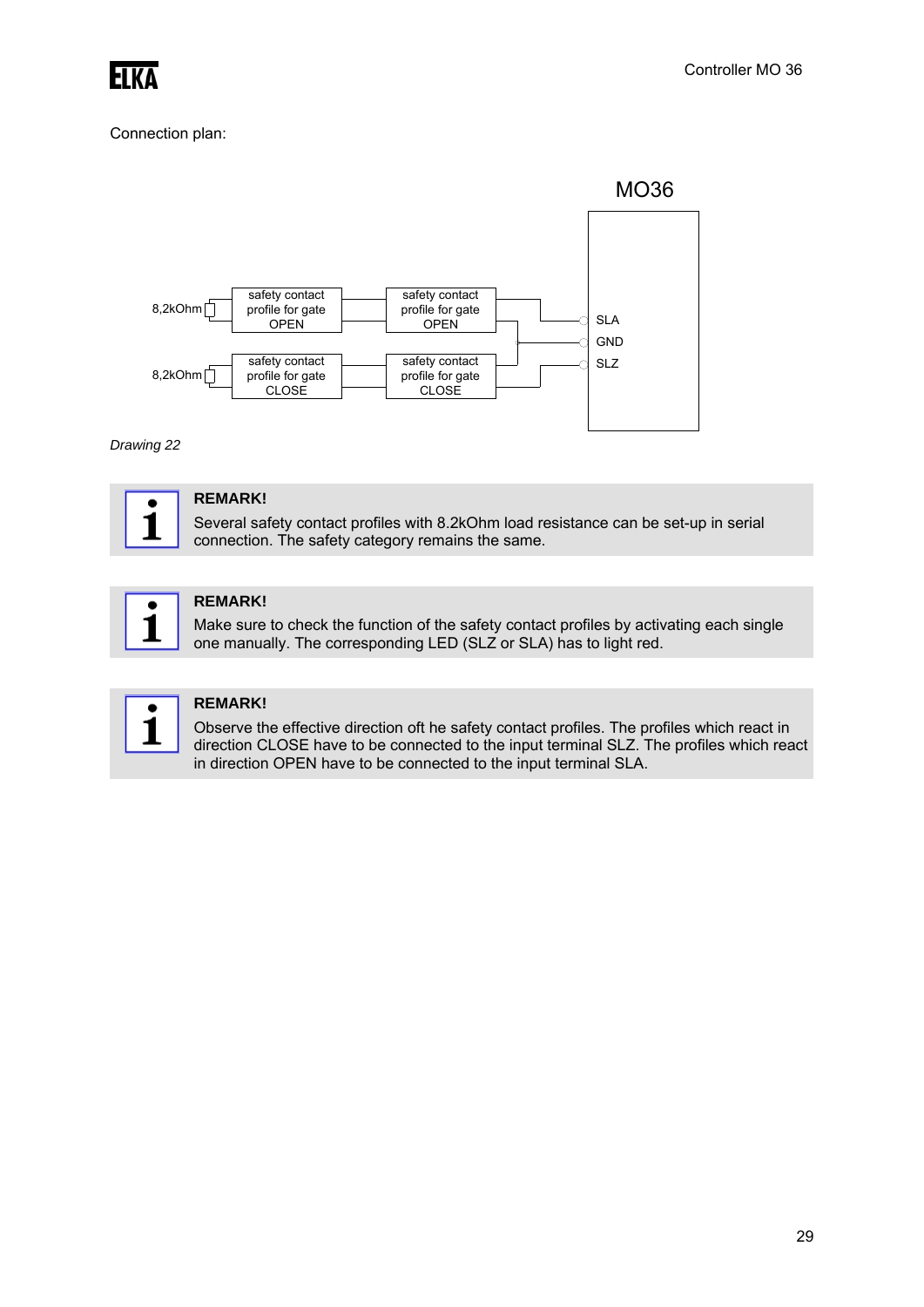Connection plan:

MO36

8,2kOhm — safety contact profile for gate OPEN — safety contact profile for gate OPEN — SLA

GND

8,2kOhm — safety contact profile for gate CLOSE — safety contact profile for gate CLOSE — SLZ

*Drawing 22*

**REMARK!**
Several safety contact profiles with 8.2kOhm load resistance can be set-up in serial connection. The safety category remains the same.

**REMARK!**
Make sure to check the function of the safety contact profiles by activating each single one manually. The corresponding LED (SLZ or SLA) has to light red.

**REMARK!**
Observe the effective direction oft he safety contact profiles. The profiles which react in direction CLOSE have to be connected to the input terminal SLZ. The profiles which react in direction OPEN have to be connected to the input terminal SLA.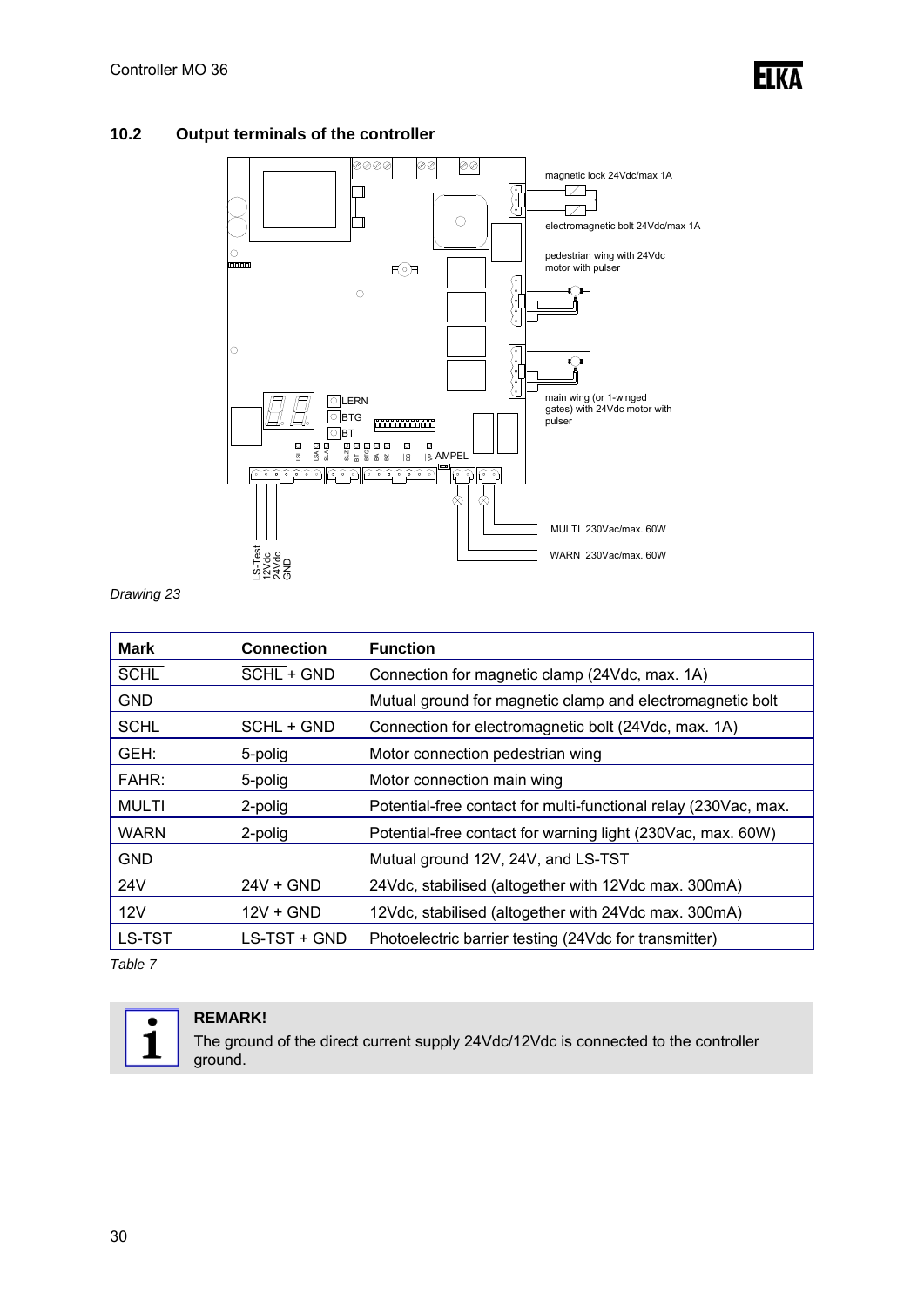## 10.2 Output terminals of the controller

magnetic lock 24Vdc/max 1A

electromagnetic bolt 24Vdc/max 1A

pedestrian wing with 24Vdc motor with pulser

main wing (or 1-winged gates) with 24Vdc motor with pulser

LERN

BTG

BT

AMPEL

MULTI 230Vac/max. 60W

WARN 230Vac/max. 60W

LS-Test 12Vdc 24Vdc GND

*Drawing 23*

| Mark | Connection | Function |
|---|---|---|
| $\overline{\text{SCHL}}$ | $\overline{\text{SCHL}}$ + GND | Connection for magnetic clamp (24Vdc, max. 1A) |
| GND | | Mutual ground for magnetic clamp and electromagnetic bolt |
| SCHL | SCHL + GND | Connection for electromagnetic bolt (24Vdc, max. 1A) |
| GEH: | 5-polig | Motor connection pedestrian wing |
| FAHR: | 5-polig | Motor connection main wing |
| MULTI | 2-polig | Potential-free contact for multi-functional relay (230Vac, max. |
| WARN | 2-polig | Potential-free contact for warning light (230Vac, max. 60W) |
| GND | | Mutual ground 12V, 24V, and LS-TST |
| 24V | 24V + GND | 24Vdc, stabilised (altogether with 12Vdc max. 300mA) |
| 12V | 12V + GND | 12Vdc, stabilised (altogether with 24Vdc max. 300mA) |
| LS-TST | LS-TST + GND | Photoelectric barrier testing (24Vdc for transmitter) |

*Table 7*

**REMARK!**
The ground of the direct current supply 24Vdc/12Vdc is connected to the controller ground.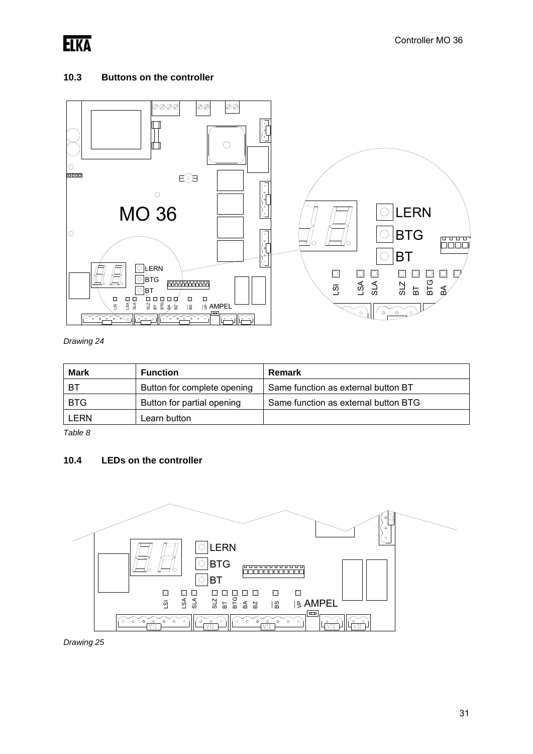## 10.3 Buttons on the controller

*Drawing 24*

| Mark | Function | Remark |
|---|---|---|
| BT | Button for complete opening | Same function as external button BT |
| BTG | Button for partial opening | Same function as external button BTG |
| LERN | Learn button | |

*Table 8*

## 10.4 LEDs on the controller

*Drawing 25*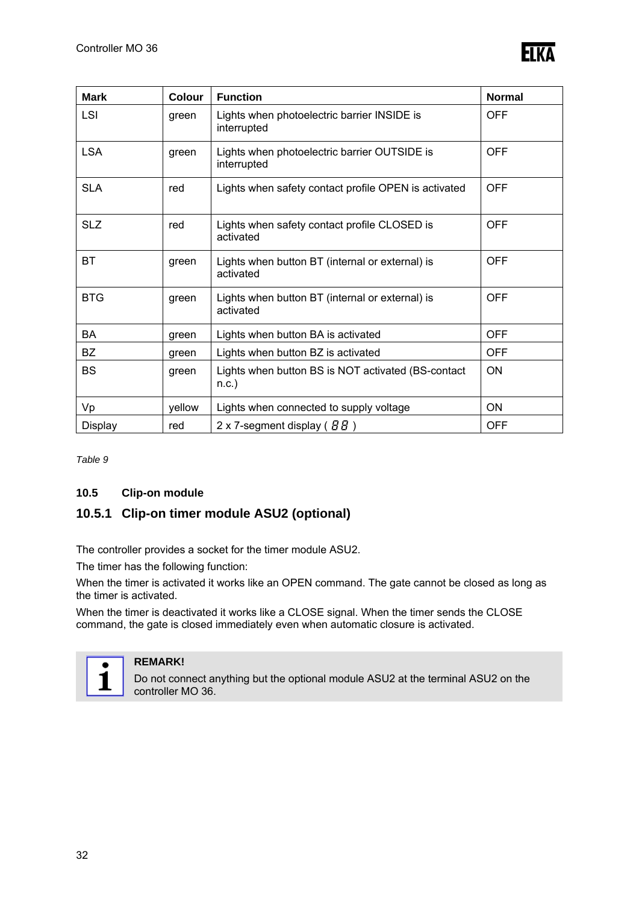| Mark | Colour | Function | Normal |
|---|---|---|---|
| LSI | green | Lights when photoelectric barrier INSIDE is interrupted | OFF |
| LSA | green | Lights when photoelectric barrier OUTSIDE is interrupted | OFF |
| SLA | red | Lights when safety contact profile OPEN is activated | OFF |
| SLZ | red | Lights when safety contact profile CLOSED is activated | OFF |
| BT | green | Lights when button BT (internal or external) is activated | OFF |
| BTG | green | Lights when button BT (internal or external) is activated | OFF |
| BA | green | Lights when button BA is activated | OFF |
| BZ | green | Lights when button BZ is activated | OFF |
| BS | green | Lights when button BS is NOT activated (BS-contact n.c.) | ON |
| Vp | yellow | Lights when connected to supply voltage | ON |
| Display | red | 2 x 7-segment display ( 8 8 ) | OFF |

*Table 9*

### 10.5 Clip-on module

### 10.5.1 Clip-on timer module ASU2 (optional)

The controller provides a socket for the timer module ASU2.

The timer has the following function:

When the timer is activated it works like an OPEN command. The gate cannot be closed as long as the timer is activated.

When the timer is deactivated it works like a CLOSE signal. When the timer sends the CLOSE command, the gate is closed immediately even when automatic closure is activated.

**REMARK!**
Do not connect anything but the optional module ASU2 at the terminal ASU2 on the controller MO 36.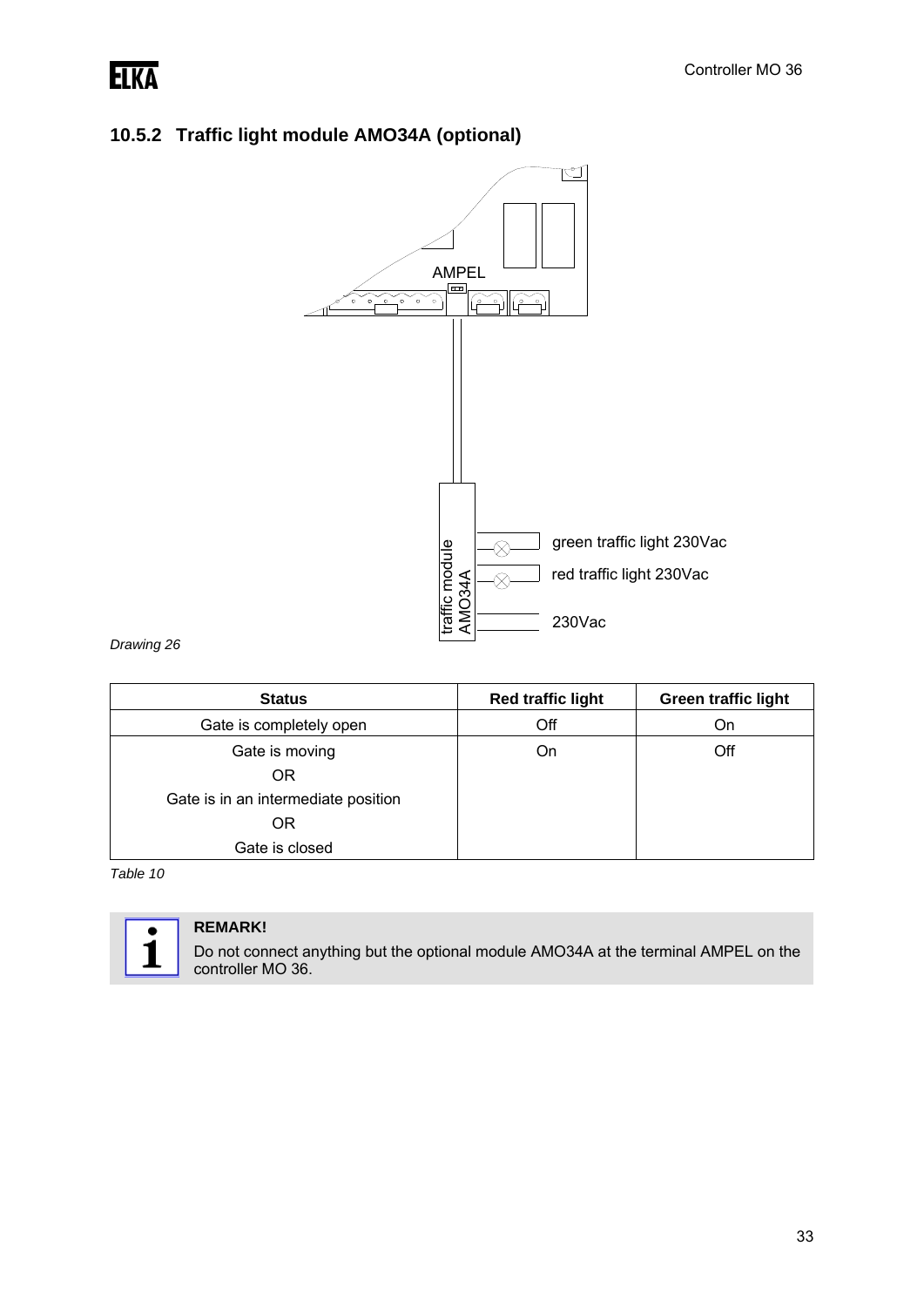## 10.5.2 Traffic light module AMO34A (optional)

*Drawing 26*

| Status | Red traffic light | Green traffic light |
|---|---|---|
| Gate is completely open | Off | On |
| Gate is moving<br>OR<br>Gate is in an intermediate position<br>OR<br>Gate is closed | On | Off |

*Table 10*

**REMARK!**

Do not connect anything but the optional module AMO34A at the terminal AMPEL on the controller MO 36.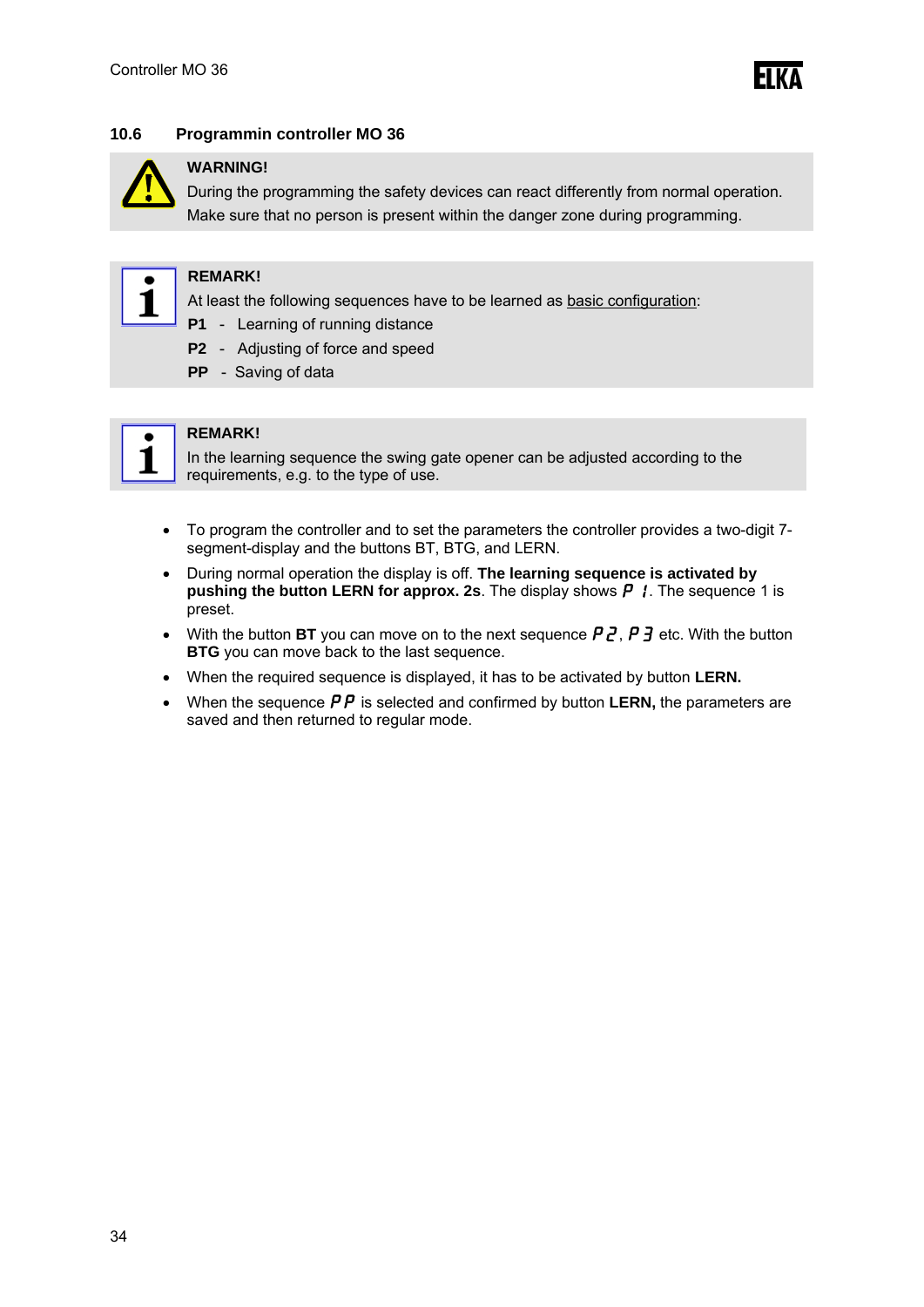### 10.6 Programmin controller MO 36

> **WARNING!**
> During the programming the safety devices can react differently from normal operation. Make sure that no person is present within the danger zone during programming.

> **REMARK!**
> At least the following sequences have to be learned as basic configuration:
>
> **P1** - Learning of running distance
>
> **P2** - Adjusting of force and speed
>
> **PP** - Saving of data

> **REMARK!**
> In the learning sequence the swing gate opener can be adjusted according to the requirements, e.g. to the type of use.

- To program the controller and to set the parameters the controller provides a two-digit 7-segment-display and the buttons BT, BTG, and LERN.
- During normal operation the display is off. **The learning sequence is activated by pushing the button LERN for approx. 2s**. The display shows *P 1*. The sequence 1 is preset.
- With the button **BT** you can move on to the next sequence *P2*, *P3* etc. With the button **BTG** you can move back to the last sequence.
- When the required sequence is displayed, it has to be activated by button **LERN.**
- When the sequence *PP* is selected and confirmed by button **LERN,** the parameters are saved and then returned to regular mode.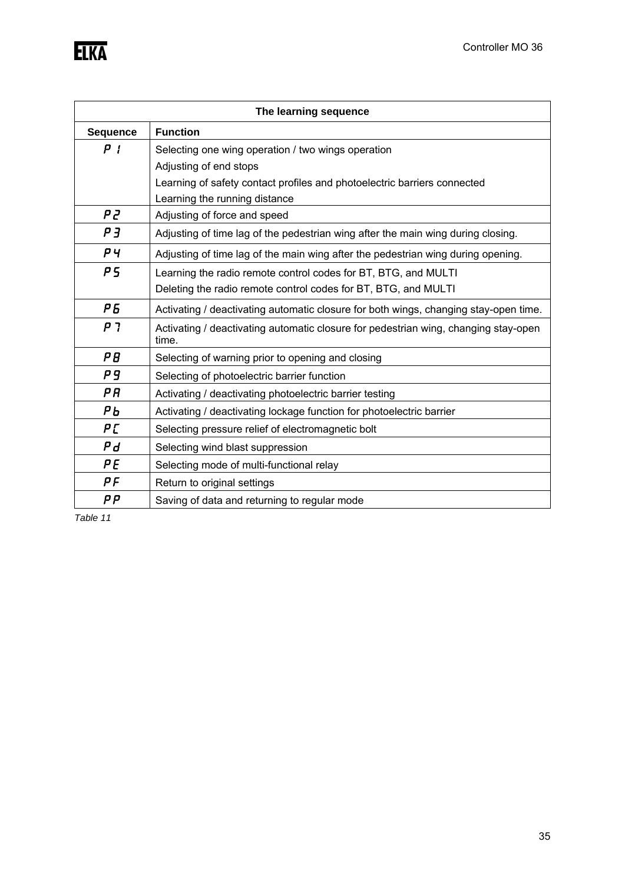| The learning sequence | |
|---|---|
| **Sequence** | **Function** |
| P 1 | Selecting one wing operation / two wings operation<br>Adjusting of end stops<br>Learning of safety contact profiles and photoelectric barriers connected<br>Learning the running distance |
| P 2 | Adjusting of force and speed |
| P 3 | Adjusting of time lag of the pedestrian wing after the main wing during closing. |
| P 4 | Adjusting of time lag of the main wing after the pedestrian wing during opening. |
| P 5 | Learning the radio remote control codes for BT, BTG, and MULTI<br>Deleting the radio remote control codes for BT, BTG, and MULTI |
| P 6 | Activating / deactivating automatic closure for both wings, changing stay-open time. |
| P 7 | Activating / deactivating automatic closure for pedestrian wing, changing stay-open time. |
| P 8 | Selecting of warning prior to opening and closing |
| P 9 | Selecting of photoelectric barrier function |
| P A | Activating / deactivating photoelectric barrier testing |
| P b | Activating / deactivating lockage function for photoelectric barrier |
| P C | Selecting pressure relief of electromagnetic bolt |
| P d | Selecting wind blast suppression |
| P E | Selecting mode of multi-functional relay |
| P F | Return to original settings |
| P P | Saving of data and returning to regular mode |

*Table 11*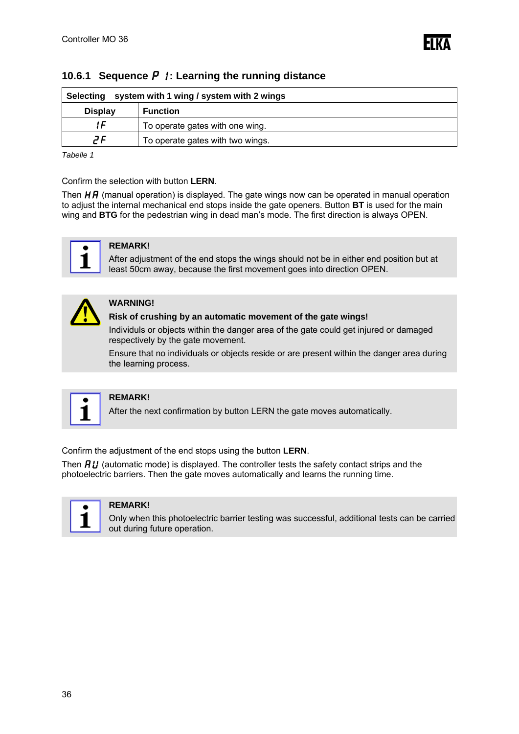### 10.6.1 Sequence P 1: Learning the running distance

| Selecting | system with 1 wing / system with 2 wings |
|---|---|
| **Display** | **Function** |
| 1F | To operate gates with one wing. |
| 2F | To operate gates with two wings. |

*Tabelle 1*

Confirm the selection with button **LERN**.

Then HA (manual operation) is displayed. The gate wings now can be operated in manual operation to adjust the internal mechanical end stops inside the gate openers. Button **BT** is used for the main wing and **BTG** for the pedestrian wing in dead man's mode. The first direction is always OPEN.

> **REMARK!**
>
> After adjustment of the end stops the wings should not be in either end position but at least 50cm away, because the first movement goes into direction OPEN.

> **WARNING!**
>
> **Risk of crushing by an automatic movement of the gate wings!**
>
> Individuls or objects within the danger area of the gate could get injured or damaged respectively by the gate movement.
>
> Ensure that no individuals or objects reside or are present within the danger area during the learning process.

> **REMARK!**
>
> After the next confirmation by button LERN the gate moves automatically.

Confirm the adjustment of the end stops using the button **LERN**.

Then AU (automatic mode) is displayed. The controller tests the safety contact strips and the photoelectric barriers. Then the gate moves automatically and learns the running time.

> **REMARK!**
>
> Only when this photoelectric barrier testing was successful, additional tests can be carried out during future operation.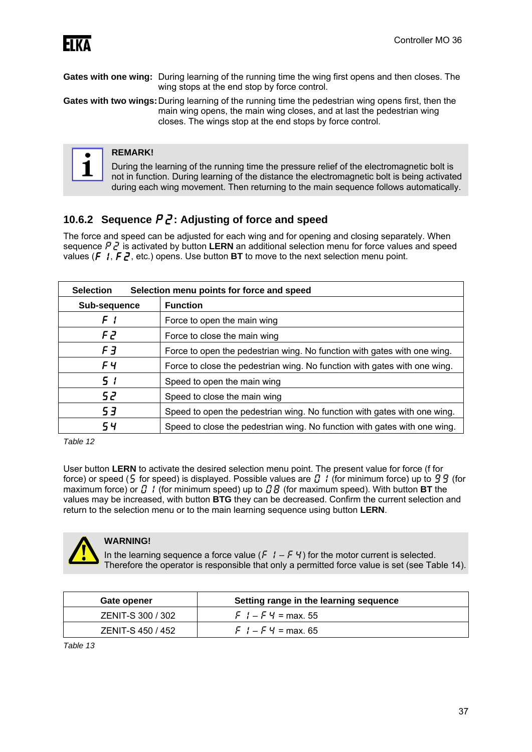**Gates with one wing:** During learning of the running time the wing first opens and then closes. The wing stops at the end stop by force control.

**Gates with two wings:** During learning of the running time the pedestrian wing opens first, then the main wing opens, the main wing closes, and at last the pedestrian wing closes. The wings stop at the end stops by force control.

> **REMARK!**
>
> During the learning of the running time the pressure relief of the electromagnetic bolt is not in function. During learning of the distance the electromagnetic bolt is being activated during each wing movement. Then returning to the main sequence follows automatically.

## 10.6.2 Sequence P2: Adjusting of force and speed

The force and speed can be adjusted for each wing and for opening and closing separately. When sequence P2 is activated by button **LERN** an additional selection menu for force values and speed values (F 1, F2, etc.) opens. Use button **BT** to move to the next selection menu point.

| **Selection** | **Selection menu points for force and speed** |
|---|---|
| **Sub-sequence** | **Function** |
| F 1 | Force to open the main wing |
| F2 | Force to close the main wing |
| F3 | Force to open the pedestrian wing. No function with gates with one wing. |
| F4 | Force to close the pedestrian wing. No function with gates with one wing. |
| S 1 | Speed to open the main wing |
| S2 | Speed to close the main wing |
| S3 | Speed to open the pedestrian wing. No function with gates with one wing. |
| S4 | Speed to close the pedestrian wing. No function with gates with one wing. |

*Table 12*

User button **LERN** to activate the desired selection menu point. The present value for force (f for force) or speed (S for speed) is displayed. Possible values are 0 1 (for minimum force) up to 99 (for maximum force) or 0 1 (for minimum speed) up to 08 (for maximum speed). With button **BT** the values may be increased, with button **BTG** they can be decreased. Confirm the current selection and return to the selection menu or to the main learning sequence using button **LERN**.

> **WARNING!**
>
> In the learning sequence a force value (F 1 – F 4) for the motor current is selected. Therefore the operator is responsible that only a permitted force value is set (see Table 14).

| Gate opener | Setting range in the learning sequence |
|---|---|
| ZENIT-S 300 / 302 | F 1 – F 4 = max. 55 |
| ZENIT-S 450 / 452 | F 1 – F 4 = max. 65 |

*Table 13*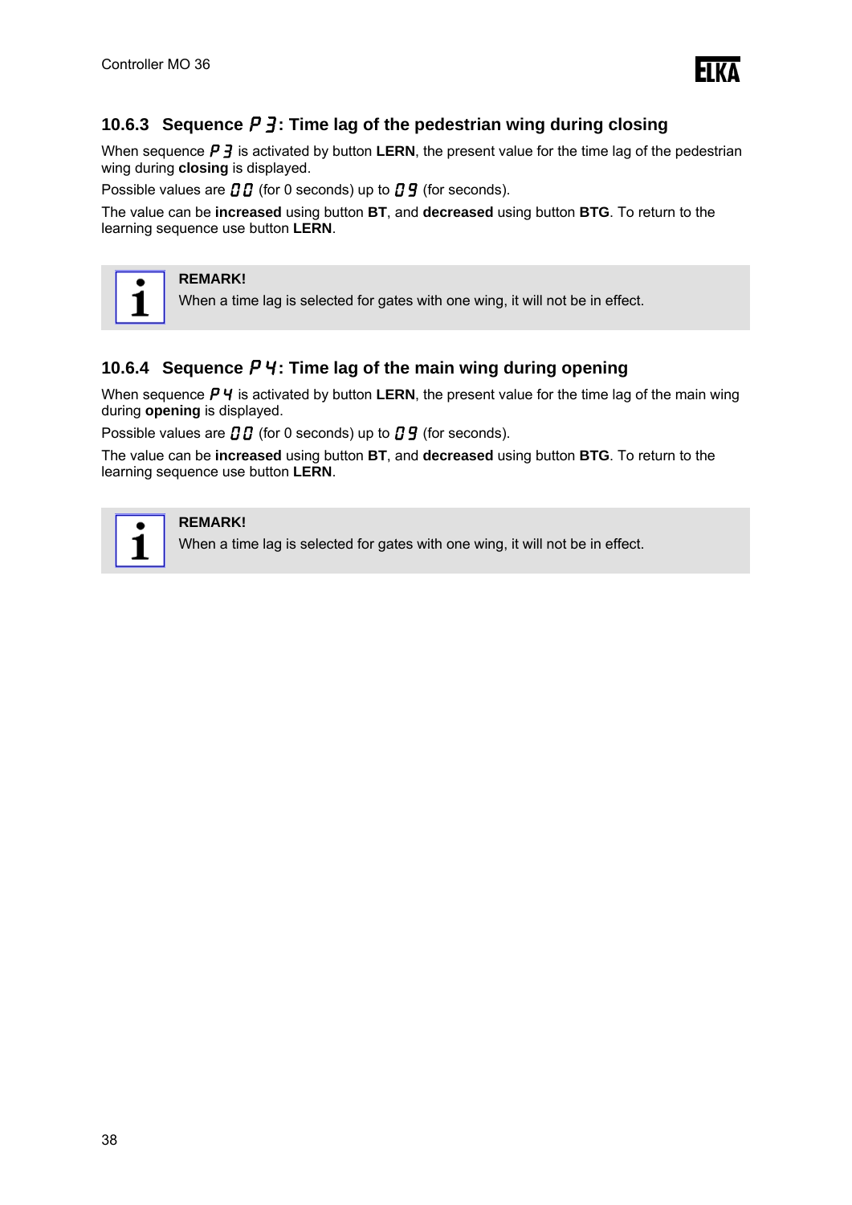### 10.6.3 Sequence P 3: Time lag of the pedestrian wing during closing

When sequence P 3 is activated by button **LERN**, the present value for the time lag of the pedestrian wing during **closing** is displayed.

Possible values are 0 0 (for 0 seconds) up to 0 9 (for seconds).

The value can be **increased** using button **BT**, and **decreased** using button **BTG**. To return to the learning sequence use button **LERN**.

> **REMARK!**
> When a time lag is selected for gates with one wing, it will not be in effect.

### 10.6.4 Sequence P 4: Time lag of the main wing during opening

When sequence P 4 is activated by button **LERN**, the present value for the time lag of the main wing during **opening** is displayed.

Possible values are 0 0 (for 0 seconds) up to 0 9 (for seconds).

The value can be **increased** using button **BT**, and **decreased** using button **BTG**. To return to the learning sequence use button **LERN**.

> **REMARK!**
> When a time lag is selected for gates with one wing, it will not be in effect.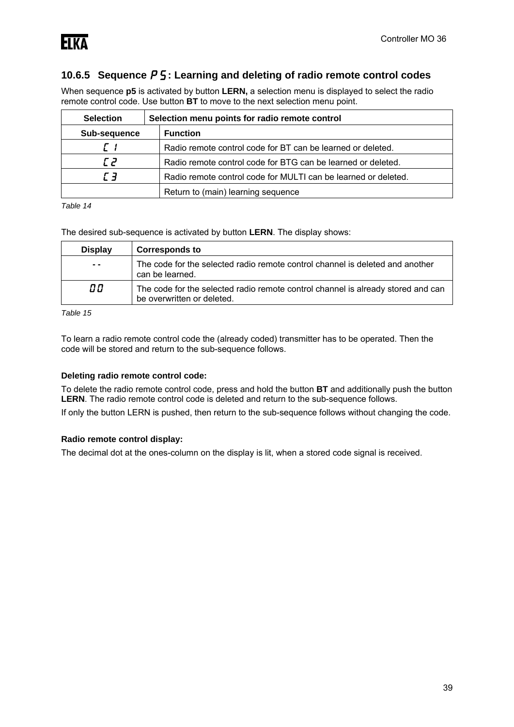### 10.6.5 Sequence P5: Learning and deleting of radio remote control codes

When sequence **p5** is activated by button **LERN,** a selection menu is displayed to select the radio remote control code. Use button **BT** to move to the next selection menu point.

| Selection | Selection menu points for radio remote control |
|---|---|
| **Sub-sequence** | **Function** |
| C 1 | Radio remote control code for BT can be learned or deleted. |
| C 2 | Radio remote control code for BTG can be learned or deleted. |
| C 3 | Radio remote control code for MULTI can be learned or deleted. |
| | Return to (main) learning sequence |

*Table 14*

The desired sub-sequence is activated by button **LERN**. The display shows:

| Display | Corresponds to |
|---|---|
| - - | The code for the selected radio remote control channel is deleted and another can be learned. |
| 00 | The code for the selected radio remote control channel is already stored and can be overwritten or deleted. |

*Table 15*

To learn a radio remote control code the (already coded) transmitter has to be operated. Then the code will be stored and return to the sub-sequence follows.

**Deleting radio remote control code:**

To delete the radio remote control code, press and hold the button **BT** and additionally push the button **LERN**. The radio remote control code is deleted and return to the sub-sequence follows.

If only the button LERN is pushed, then return to the sub-sequence follows without changing the code.

**Radio remote control display:**

The decimal dot at the ones-column on the display is lit, when a stored code signal is received.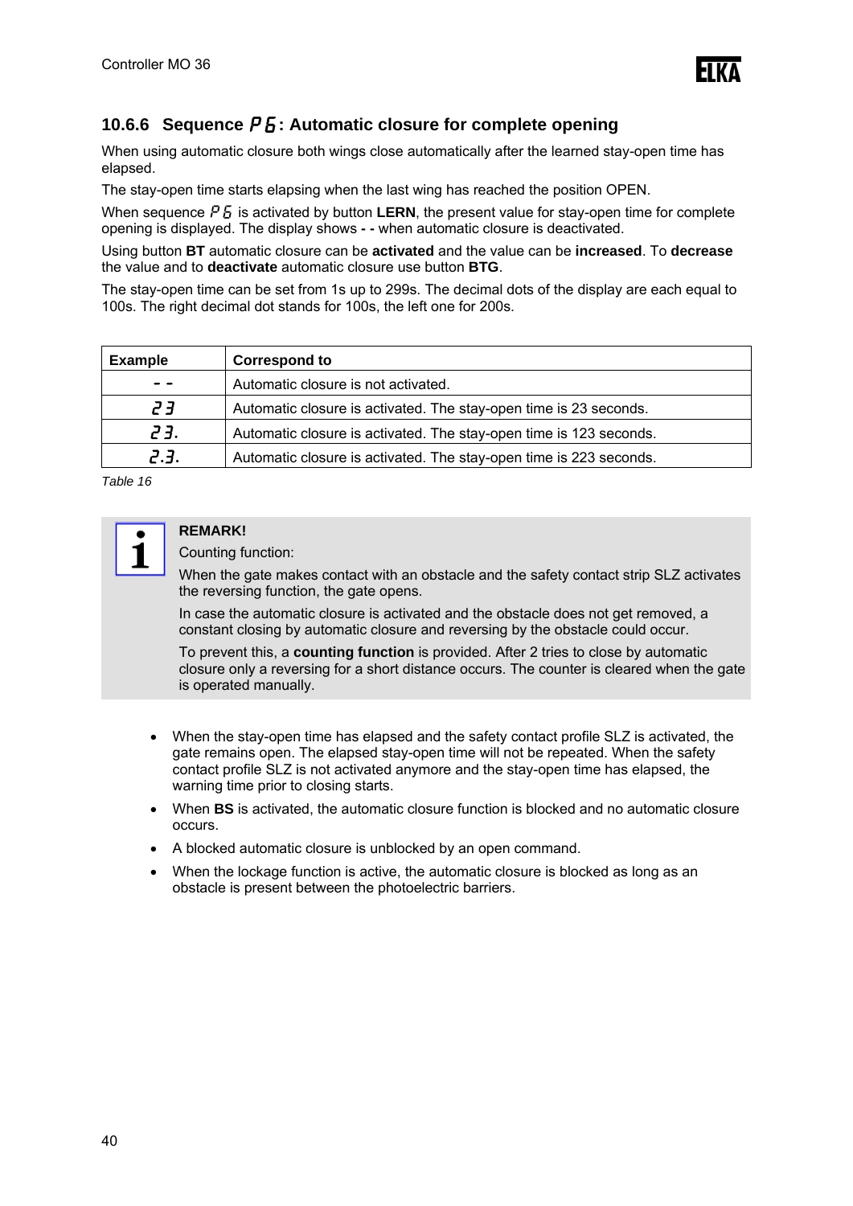### 10.6.6 Sequence P6: Automatic closure for complete opening

When using automatic closure both wings close automatically after the learned stay-open time has elapsed.

The stay-open time starts elapsing when the last wing has reached the position OPEN.

When sequence P6 is activated by button **LERN**, the present value for stay-open time for complete opening is displayed. The display shows **- -** when automatic closure is deactivated.

Using button **BT** automatic closure can be **activated** and the value can be **increased**. To **decrease** the value and to **deactivate** automatic closure use button **BTG**.

The stay-open time can be set from 1s up to 299s. The decimal dots of the display are each equal to 100s. The right decimal dot stands for 100s, the left one for 200s.

| Example | Correspond to |
|---|---|
| - - | Automatic closure is not activated. |
| 23 | Automatic closure is activated. The stay-open time is 23 seconds. |
| 23. | Automatic closure is activated. The stay-open time is 123 seconds. |
| 2.3. | Automatic closure is activated. The stay-open time is 223 seconds. |

*Table 16*

> **REMARK!**
>
> Counting function:
>
> When the gate makes contact with an obstacle and the safety contact strip SLZ activates the reversing function, the gate opens.
>
> In case the automatic closure is activated and the obstacle does not get removed, a constant closing by automatic closure and reversing by the obstacle could occur.
>
> To prevent this, a **counting function** is provided. After 2 tries to close by automatic closure only a reversing for a short distance occurs. The counter is cleared when the gate is operated manually.

- When the stay-open time has elapsed and the safety contact profile SLZ is activated, the gate remains open. The elapsed stay-open time will not be repeated. When the safety contact profile SLZ is not activated anymore and the stay-open time has elapsed, the warning time prior to closing starts.
- When **BS** is activated, the automatic closure function is blocked and no automatic closure occurs.
- A blocked automatic closure is unblocked by an open command.
- When the lockage function is active, the automatic closure is blocked as long as an obstacle is present between the photoelectric barriers.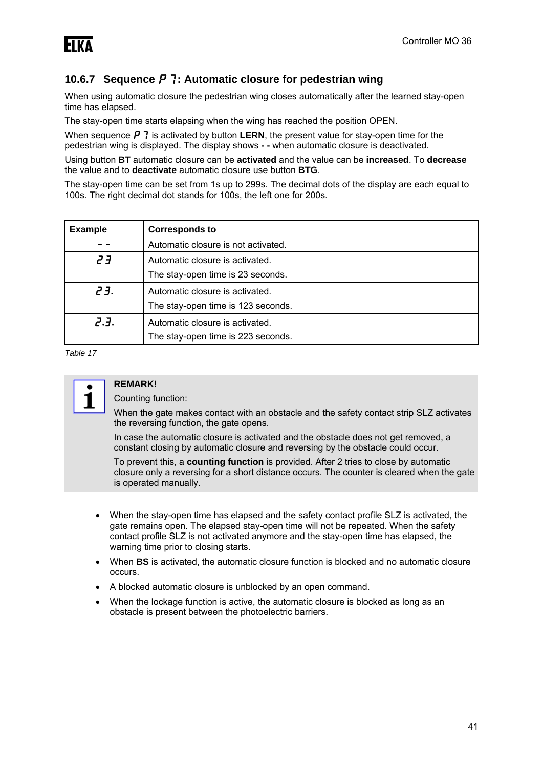## 10.6.7 Sequence P 7: Automatic closure for pedestrian wing

When using automatic closure the pedestrian wing closes automatically after the learned stay-open time has elapsed.

The stay-open time starts elapsing when the wing has reached the position OPEN.

When sequence P 7 is activated by button **LERN**, the present value for stay-open time for the pedestrian wing is displayed. The display shows **- -** when automatic closure is deactivated.

Using button **BT** automatic closure can be **activated** and the value can be **increased**. To **decrease** the value and to **deactivate** automatic closure use button **BTG**.

The stay-open time can be set from 1s up to 299s. The decimal dots of the display are each equal to 100s. The right decimal dot stands for 100s, the left one for 200s.

| Example | Corresponds to |
|---|---|
| - - | Automatic closure is not activated. |
| 23 | Automatic closure is activated.<br>The stay-open time is 23 seconds. |
| 23. | Automatic closure is activated.<br>The stay-open time is 123 seconds. |
| 2.3. | Automatic closure is activated.<br>The stay-open time is 223 seconds. |

*Table 17*

> **REMARK!**
>
> Counting function:
>
> When the gate makes contact with an obstacle and the safety contact strip SLZ activates the reversing function, the gate opens.
>
> In case the automatic closure is activated and the obstacle does not get removed, a constant closing by automatic closure and reversing by the obstacle could occur.
>
> To prevent this, a **counting function** is provided. After 2 tries to close by automatic closure only a reversing for a short distance occurs. The counter is cleared when the gate is operated manually.

- When the stay-open time has elapsed and the safety contact profile SLZ is activated, the gate remains open. The elapsed stay-open time will not be repeated. When the safety contact profile SLZ is not activated anymore and the stay-open time has elapsed, the warning time prior to closing starts.
- When **BS** is activated, the automatic closure function is blocked and no automatic closure occurs.
- A blocked automatic closure is unblocked by an open command.
- When the lockage function is active, the automatic closure is blocked as long as an obstacle is present between the photoelectric barriers.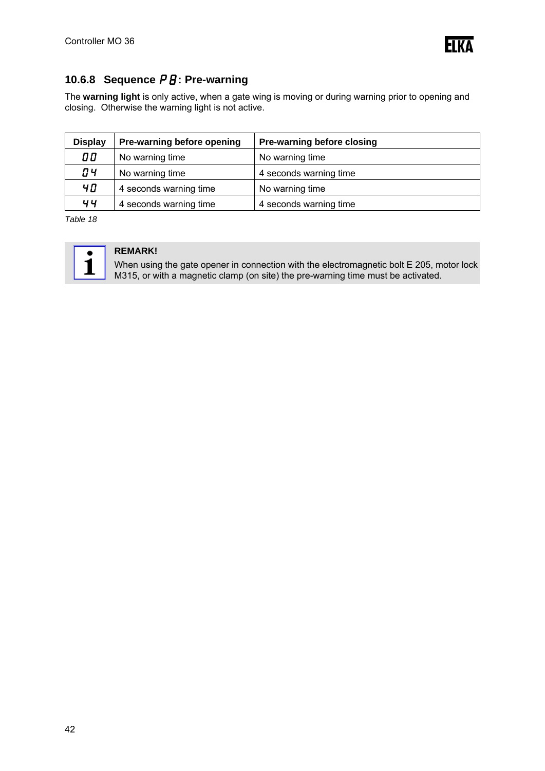### 10.6.8 Sequence P8: Pre-warning

The **warning light** is only active, when a gate wing is moving or during warning prior to opening and closing. Otherwise the warning light is not active.

| Display | Pre-warning before opening | Pre-warning before closing |
|---|---|---|
| 00 | No warning time | No warning time |
| 04 | No warning time | 4 seconds warning time |
| 40 | 4 seconds warning time | No warning time |
| 44 | 4 seconds warning time | 4 seconds warning time |

*Table 18*

**REMARK!**
When using the gate opener in connection with the electromagnetic bolt E 205, motor lock M315, or with a magnetic clamp (on site) the pre-warning time must be activated.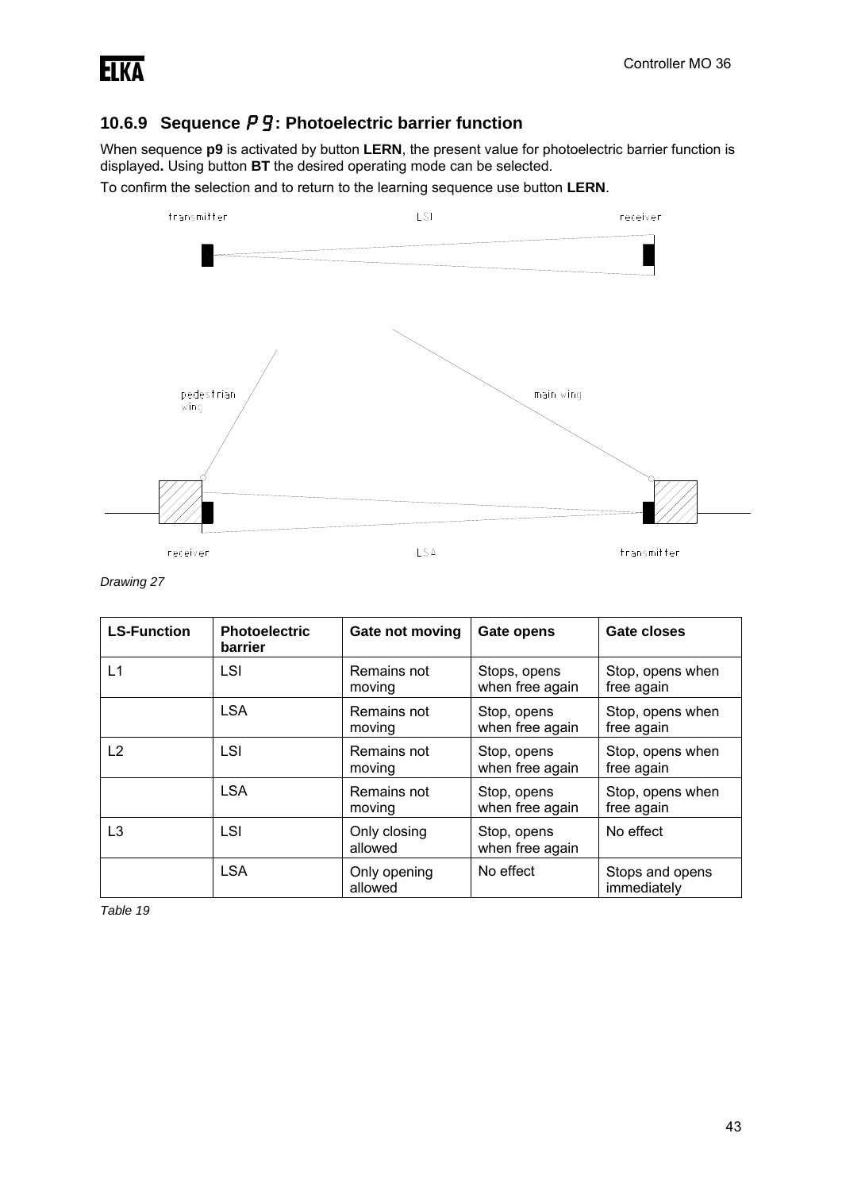### 10.6.9 Sequence P9: Photoelectric barrier function

When sequence **p9** is activated by button **LERN**, the present value for photoelectric barrier function is displayed**.** Using button **BT** the desired operating mode can be selected.

To confirm the selection and to return to the learning sequence use button **LERN**.

transmitter LSI receiver

pedestrian wing main wing

receiver LSA transmitter

*Drawing 27*

| LS-Function | Photoelectric barrier | Gate not moving | Gate opens | Gate closes |
|---|---|---|---|---|
| L1 | LSI | Remains not moving | Stops, opens when free again | Stop, opens when free again |
| | LSA | Remains not moving | Stop, opens when free again | Stop, opens when free again |
| L2 | LSI | Remains not moving | Stop, opens when free again | Stop, opens when free again |
| | LSA | Remains not moving | Stop, opens when free again | Stop, opens when free again |
| L3 | LSI | Only closing allowed | Stop, opens when free again | No effect |
| | LSA | Only opening allowed | No effect | Stops and opens immediately |

*Table 19*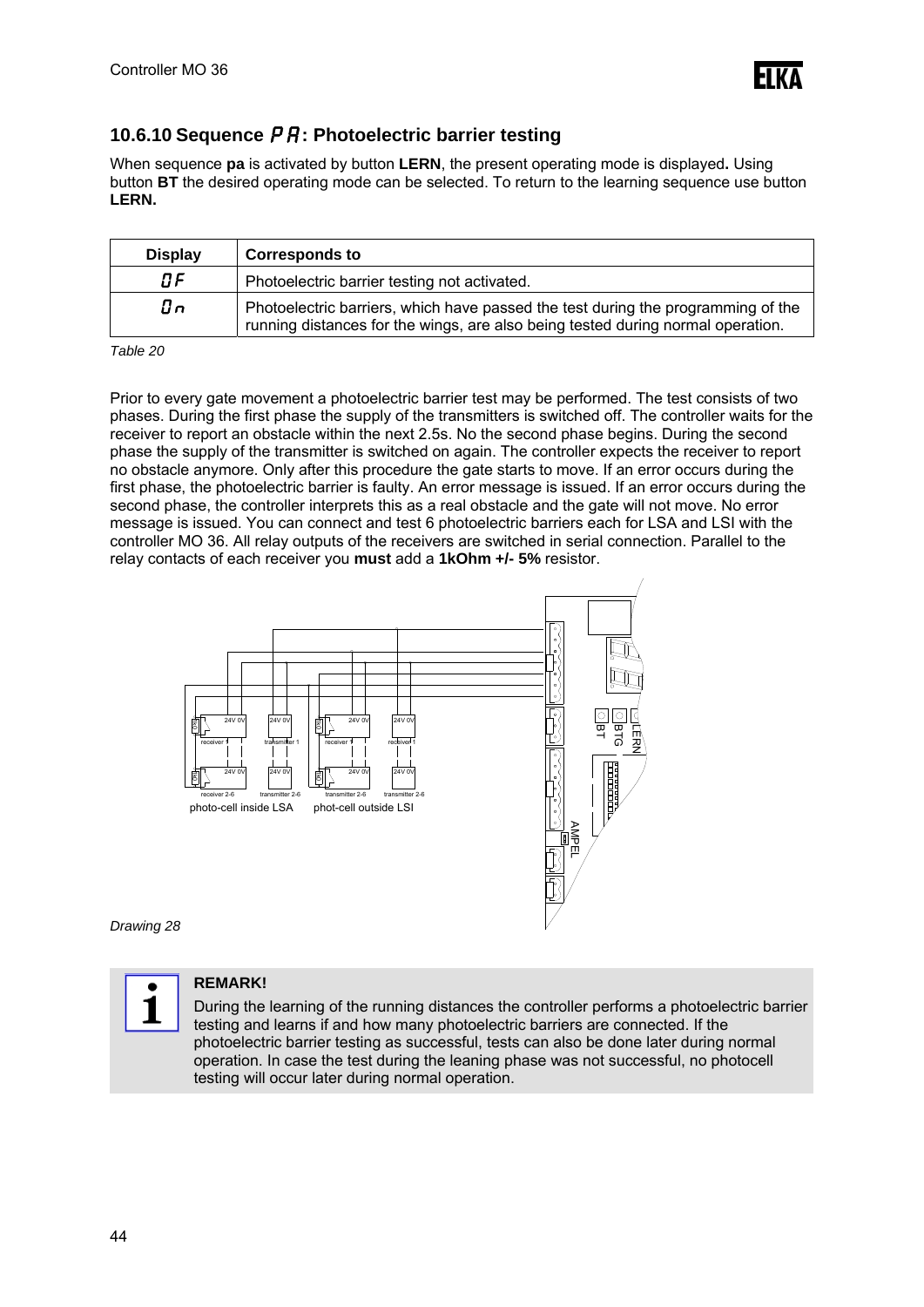## 10.6.10 Sequence *PA*: Photoelectric barrier testing

When sequence **pa** is activated by button **LERN**, the present operating mode is displayed**.** Using button **BT** the desired operating mode can be selected. To return to the learning sequence use button **LERN.**

| Display | Corresponds to |
|---|---|
| 0F | Photoelectric barrier testing not activated. |
| 0n | Photoelectric barriers, which have passed the test during the programming of the running distances for the wings, are also being tested during normal operation. |

*Table 20*

Prior to every gate movement a photoelectric barrier test may be performed. The test consists of two phases. During the first phase the supply of the transmitters is switched off. The controller waits for the receiver to report an obstacle within the next 2.5s. No the second phase begins. During the second phase the supply of the transmitter is switched on again. The controller expects the receiver to report no obstacle anymore. Only after this procedure the gate starts to move. If an error occurs during the first phase, the photoelectric barrier is faulty. An error message is issued. If an error occurs during the second phase, the controller interprets this as a real obstacle and the gate will not move. No error message is issued. You can connect and test 6 photoelectric barriers each for LSA and LSI with the controller MO 36. All relay outputs of the receivers are switched in serial connection. Parallel to the relay contacts of each receiver you **must** add a **1kOhm +/- 5%** resistor.

*Drawing 28*

**REMARK!**

During the learning of the running distances the controller performs a photoelectric barrier testing and learns if and how many photoelectric barriers are connected. If the photoelectric barrier testing as successful, tests can also be done later during normal operation. In case the test during the leaning phase was not successful, no photocell testing will occur later during normal operation.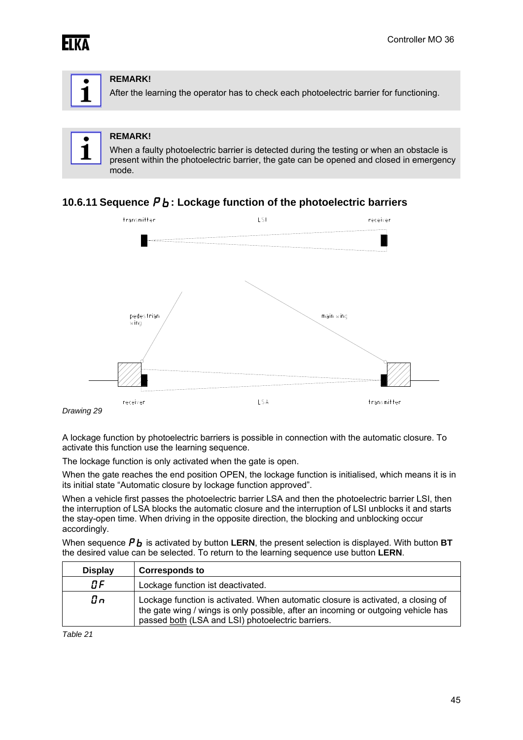**REMARK!**

After the learning the operator has to check each photoelectric barrier for functioning.

**REMARK!**

When a faulty photoelectric barrier is detected during the testing or when an obstacle is present within the photoelectric barrier, the gate can be opened and closed in emergency mode.

### 10.6.11 Sequence *Pb*: Lockage function of the photoelectric barriers

transmitter LSI receiver

pedestrian wing main wing

receiver LSA transmitter

*Drawing 29*

A lockage function by photoelectric barriers is possible in connection with the automatic closure. To activate this function use the learning sequence.

The lockage function is only activated when the gate is open.

When the gate reaches the end position OPEN, the lockage function is initialised, which means it is in its initial state “Automatic closure by lockage function approved”.

When a vehicle first passes the photoelectric barrier LSA and then the photoelectric barrier LSI, then the interruption of LSA blocks the automatic closure and the interruption of LSI unblocks it and starts the stay-open time. When driving in the opposite direction, the blocking and unblocking occur accordingly.

When sequence *Pb* is activated by button **LERN**, the present selection is displayed. With button **BT** the desired value can be selected. To return to the learning sequence use button **LERN**.

| Display | Corresponds to |
|---|---|
| 0F | Lockage function ist deactivated. |
| 0n | Lockage function is activated. When automatic closure is activated, a closing of the gate wing / wings is only possible, after an incoming or outgoing vehicle has passed both (LSA and LSI) photoelectric barriers. |

*Table 21*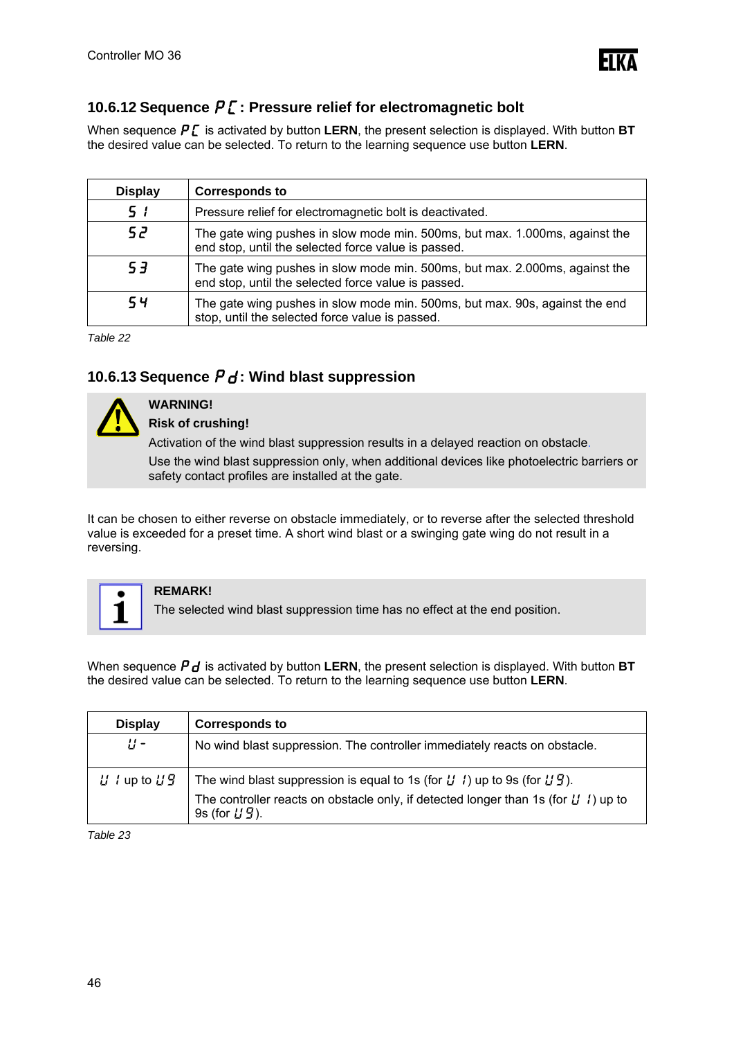## 10.6.12 Sequence PC: Pressure relief for electromagnetic bolt

When sequence PC is activated by button **LERN**, the present selection is displayed. With button **BT** the desired value can be selected. To return to the learning sequence use button **LERN**.

| Display | Corresponds to |
|---|---|
| S1 | Pressure relief for electromagnetic bolt is deactivated. |
| S2 | The gate wing pushes in slow mode min. 500ms, but max. 1.000ms, against the end stop, until the selected force value is passed. |
| S3 | The gate wing pushes in slow mode min. 500ms, but max. 2.000ms, against the end stop, until the selected force value is passed. |
| S4 | The gate wing pushes in slow mode min. 500ms, but max. 90s, against the end stop, until the selected force value is passed. |

*Table 22*

## 10.6.13 Sequence Pd: Wind blast suppression

**WARNING!**

**Risk of crushing!**

Activation of the wind blast suppression results in a delayed reaction on obstacle.

Use the wind blast suppression only, when additional devices like photoelectric barriers or safety contact profiles are installed at the gate.

It can be chosen to either reverse on obstacle immediately, or to reverse after the selected threshold value is exceeded for a preset time. A short wind blast or a swinging gate wing do not result in a reversing.

**REMARK!**

The selected wind blast suppression time has no effect at the end position.

When sequence Pd is activated by button **LERN**, the present selection is displayed. With button **BT** the desired value can be selected. To return to the learning sequence use button **LERN**.

| Display | Corresponds to |
|---|---|
| U- | No wind blast suppression. The controller immediately reacts on obstacle. |
| U1 up to U9 | The wind blast suppression is equal to 1s (for U1) up to 9s (for U9).<br>The controller reacts on obstacle only, if detected longer than 1s (for U1) up to 9s (for U9). |

*Table 23*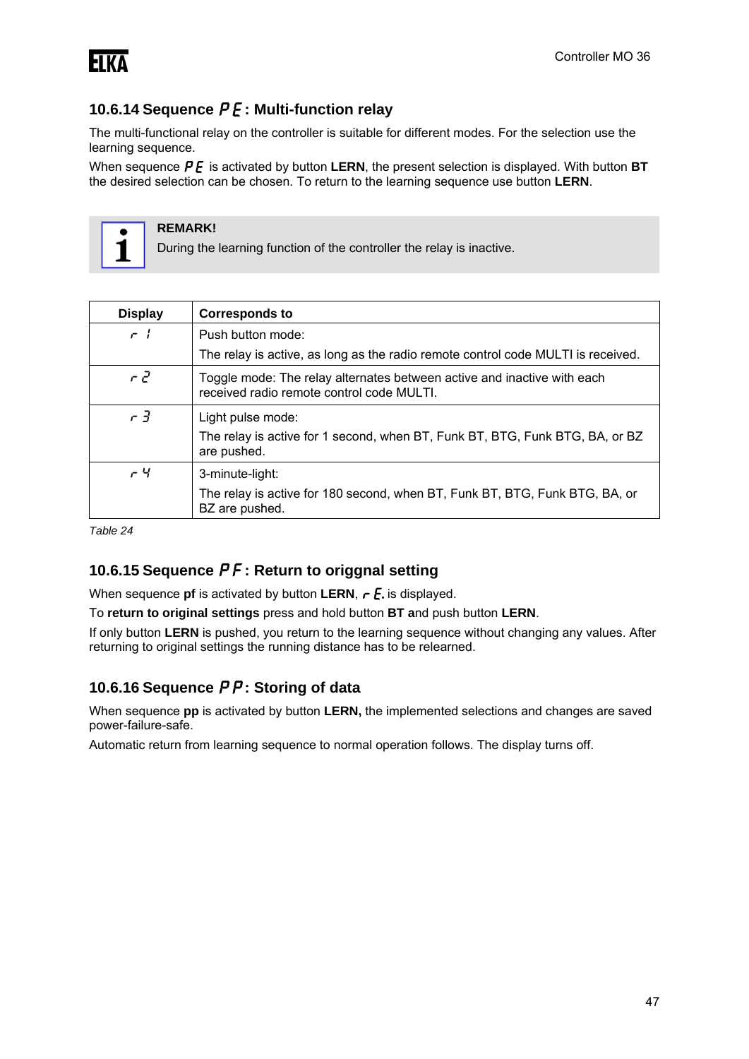### 10.6.14 Sequence PE: Multi-function relay

The multi-functional relay on the controller is suitable for different modes. For the selection use the learning sequence.

When sequence PE is activated by button **LERN**, the present selection is displayed. With button **BT** the desired selection can be chosen. To return to the learning sequence use button **LERN**.

> **REMARK!**
> During the learning function of the controller the relay is inactive.

| Display | Corresponds to |
|---|---|
| r 1 | Push button mode: The relay is active, as long as the radio remote control code MULTI is received. |
| r 2 | Toggle mode: The relay alternates between active and inactive with each received radio remote control code MULTI. |
| r 3 | Light pulse mode: The relay is active for 1 second, when BT, Funk BT, BTG, Funk BTG, BA, or BZ are pushed. |
| r 4 | 3-minute-light: The relay is active for 180 second, when BT, Funk BT, BTG, Funk BTG, BA, or BZ are pushed. |

*Table 24*

### 10.6.15 Sequence PF: Return to origgnal setting

When sequence **pf** is activated by button **LERN**, rE. is displayed.

To **return to original settings** press and hold button **BT a**nd push button **LERN**.

If only button **LERN** is pushed, you return to the learning sequence without changing any values. After returning to original settings the running distance has to be relearned.

### 10.6.16 Sequence PP: Storing of data

When sequence **pp** is activated by button **LERN,** the implemented selections and changes are saved power-failure-safe.

Automatic return from learning sequence to normal operation follows. The display turns off.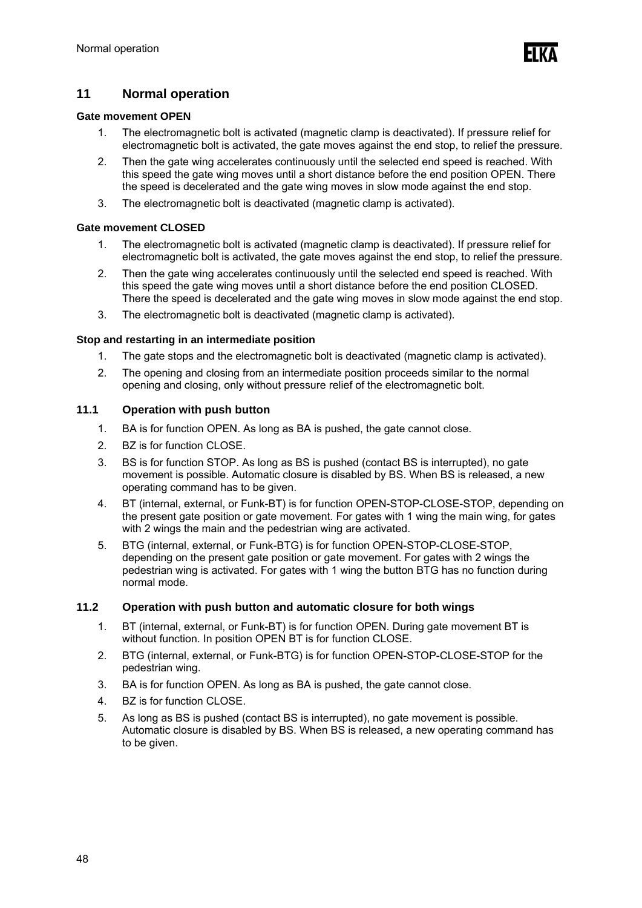# 11 Normal operation

**Gate movement OPEN**

1. The electromagnetic bolt is activated (magnetic clamp is deactivated). If pressure relief for electromagnetic bolt is activated, the gate moves against the end stop, to relief the pressure.
2. Then the gate wing accelerates continuously until the selected end speed is reached. With this speed the gate wing moves until a short distance before the end position OPEN. There the speed is decelerated and the gate wing moves in slow mode against the end stop.
3. The electromagnetic bolt is deactivated (magnetic clamp is activated).

**Gate movement CLOSED**

1. The electromagnetic bolt is activated (magnetic clamp is deactivated). If pressure relief for electromagnetic bolt is activated, the gate moves against the end stop, to relief the pressure.
2. Then the gate wing accelerates continuously until the selected end speed is reached. With this speed the gate wing moves until a short distance before the end position CLOSED. There the speed is decelerated and the gate wing moves in slow mode against the end stop.
3. The electromagnetic bolt is deactivated (magnetic clamp is activated).

**Stop and restarting in an intermediate position**

1. The gate stops and the electromagnetic bolt is deactivated (magnetic clamp is activated).
2. The opening and closing from an intermediate position proceeds similar to the normal opening and closing, only without pressure relief of the electromagnetic bolt.

## 11.1 Operation with push button

1. BA is for function OPEN. As long as BA is pushed, the gate cannot close.
2. BZ is for function CLOSE.
3. BS is for function STOP. As long as BS is pushed (contact BS is interrupted), no gate movement is possible. Automatic closure is disabled by BS. When BS is released, a new operating command has to be given.
4. BT (internal, external, or Funk-BT) is for function OPEN-STOP-CLOSE-STOP, depending on the present gate position or gate movement. For gates with 1 wing the main wing, for gates with 2 wings the main and the pedestrian wing are activated.
5. BTG (internal, external, or Funk-BTG) is for function OPEN-STOP-CLOSE-STOP, depending on the present gate position or gate movement. For gates with 2 wings the pedestrian wing is activated. For gates with 1 wing the button BTG has no function during normal mode.

## 11.2 Operation with push button and automatic closure for both wings

1. BT (internal, external, or Funk-BT) is for function OPEN. During gate movement BT is without function. In position OPEN BT is for function CLOSE.
2. BTG (internal, external, or Funk-BTG) is for function OPEN-STOP-CLOSE-STOP for the pedestrian wing.
3. BA is for function OPEN. As long as BA is pushed, the gate cannot close.
4. BZ is for function CLOSE.
5. As long as BS is pushed (contact BS is interrupted), no gate movement is possible. Automatic closure is disabled by BS. When BS is released, a new operating command has to be given.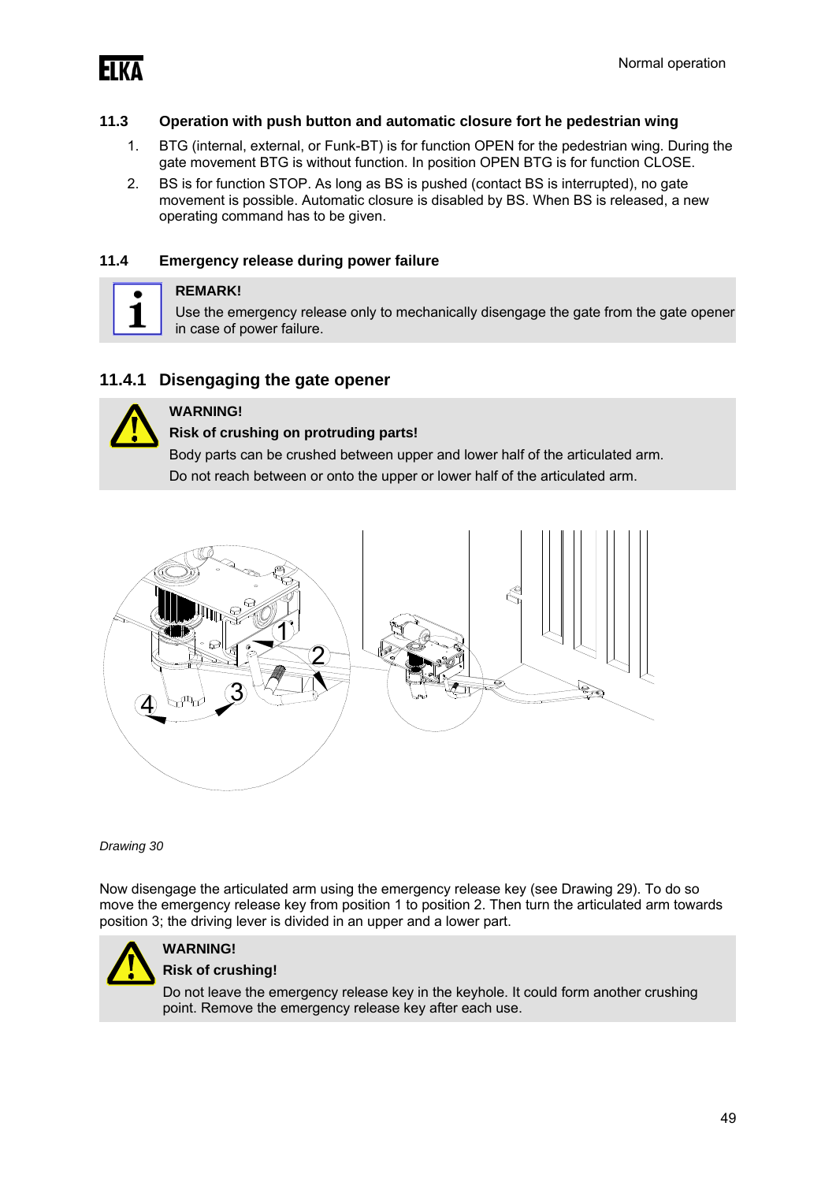### 11.3 Operation with push button and automatic closure fort he pedestrian wing

1. BTG (internal, external, or Funk-BT) is for function OPEN for the pedestrian wing. During the gate movement BTG is without function. In position OPEN BTG is for function CLOSE.
2. BS is for function STOP. As long as BS is pushed (contact BS is interrupted), no gate movement is possible. Automatic closure is disabled by BS. When BS is released, a new operating command has to be given.

### 11.4 Emergency release during power failure

**REMARK!**
Use the emergency release only to mechanically disengage the gate from the gate opener in case of power failure.

### 11.4.1 Disengaging the gate opener

**WARNING!**
**Risk of crushing on protruding parts!**
Body parts can be crushed between upper and lower half of the articulated arm.
Do not reach between or onto the upper or lower half of the articulated arm.

*Drawing 30*

Now disengage the articulated arm using the emergency release key (see Drawing 29). To do so move the emergency release key from position 1 to position 2. Then turn the articulated arm towards position 3; the driving lever is divided in an upper and a lower part.

**WARNING!**
**Risk of crushing!**
Do not leave the emergency release key in the keyhole. It could form another crushing point. Remove the emergency release key after each use.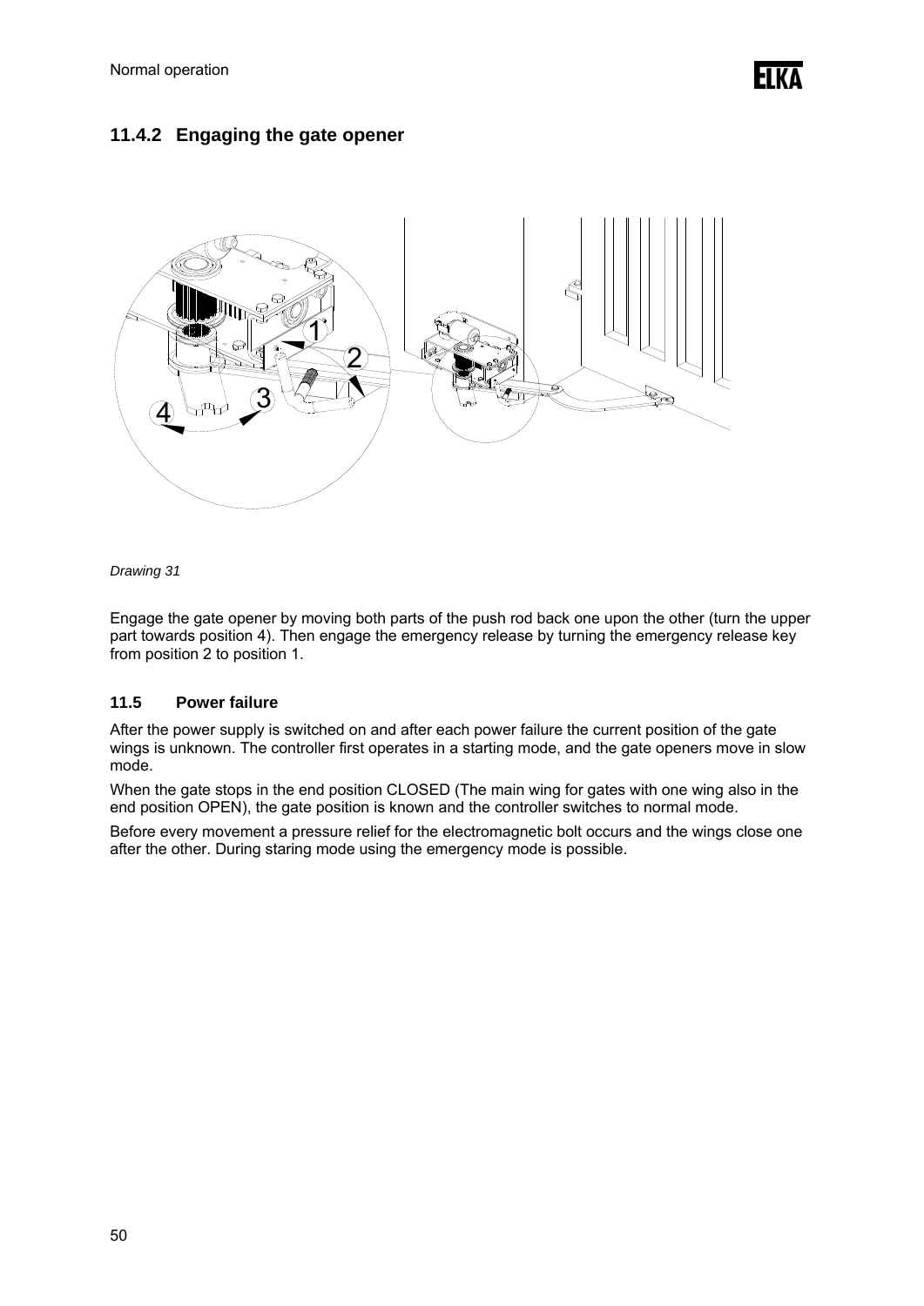## 11.4.2 Engaging the gate opener

*Drawing 31*

Engage the gate opener by moving both parts of the push rod back one upon the other (turn the upper part towards position 4). Then engage the emergency release by turning the emergency release key from position 2 to position 1.

### 11.5 Power failure

After the power supply is switched on and after each power failure the current position of the gate wings is unknown. The controller first operates in a starting mode, and the gate openers move in slow mode.

When the gate stops in the end position CLOSED (The main wing for gates with one wing also in the end position OPEN), the gate position is known and the controller switches to normal mode.

Before every movement a pressure relief for the electromagnetic bolt occurs and the wings close one after the other. During staring mode using the emergency mode is possible.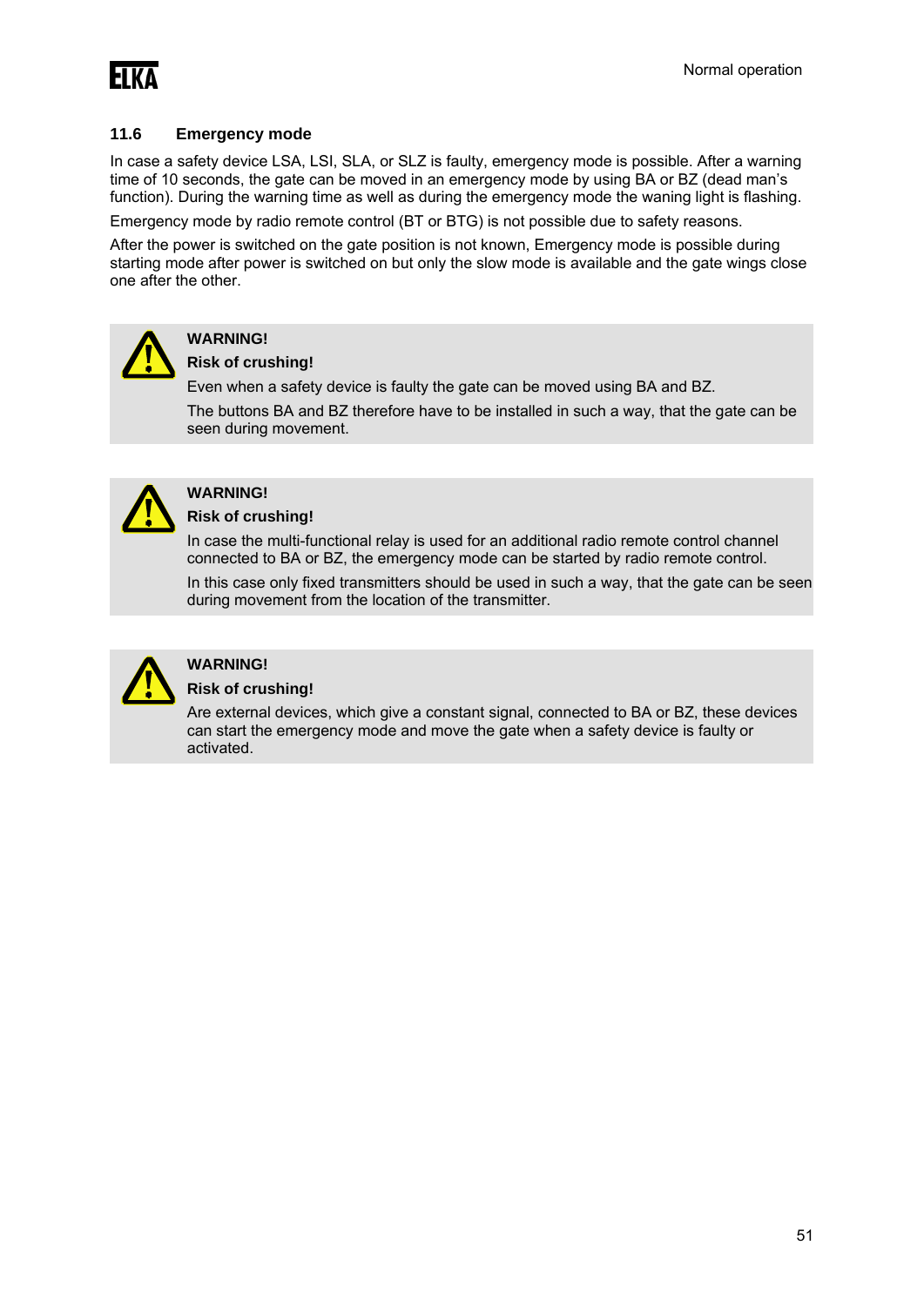## 11.6 Emergency mode

In case a safety device LSA, LSI, SLA, or SLZ is faulty, emergency mode is possible. After a warning time of 10 seconds, the gate can be moved in an emergency mode by using BA or BZ (dead man's function). During the warning time as well as during the emergency mode the waning light is flashing.

Emergency mode by radio remote control (BT or BTG) is not possible due to safety reasons.

After the power is switched on the gate position is not known, Emergency mode is possible during starting mode after power is switched on but only the slow mode is available and the gate wings close one after the other.

> **WARNING!**
>
> **Risk of crushing!**
>
> Even when a safety device is faulty the gate can be moved using BA and BZ.
>
> The buttons BA and BZ therefore have to be installed in such a way, that the gate can be seen during movement.

> **WARNING!**
>
> **Risk of crushing!**
>
> In case the multi-functional relay is used for an additional radio remote control channel connected to BA or BZ, the emergency mode can be started by radio remote control.
>
> In this case only fixed transmitters should be used in such a way, that the gate can be seen during movement from the location of the transmitter.

> **WARNING!**
>
> **Risk of crushing!**
>
> Are external devices, which give a constant signal, connected to BA or BZ, these devices can start the emergency mode and move the gate when a safety device is faulty or activated.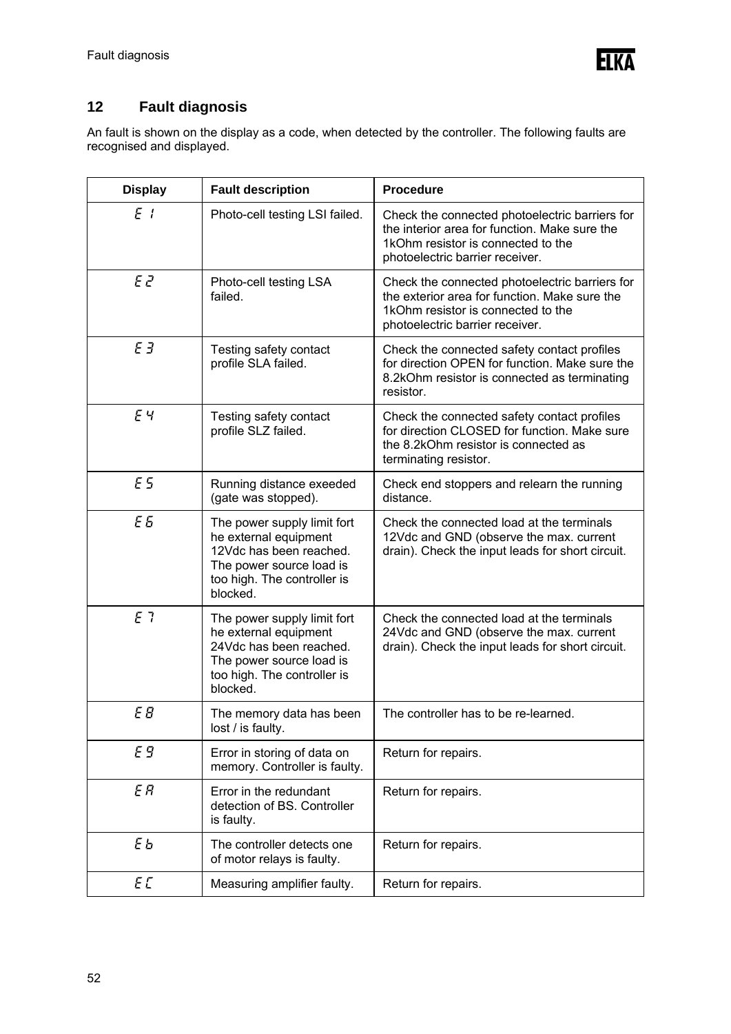## 12 Fault diagnosis

An fault is shown on the display as a code, when detected by the controller. The following faults are recognised and displayed.

| Display | Fault description | Procedure |
|---|---|---|
| E 1 | Photo-cell testing LSI failed. | Check the connected photoelectric barriers for the interior area for function. Make sure the 1kOhm resistor is connected to the photoelectric barrier receiver. |
| E 2 | Photo-cell testing LSA failed. | Check the connected photoelectric barriers for the exterior area for function. Make sure the 1kOhm resistor is connected to the photoelectric barrier receiver. |
| E 3 | Testing safety contact profile SLA failed. | Check the connected safety contact profiles for direction OPEN for function. Make sure the 8.2kOhm resistor is connected as terminating resistor. |
| E 4 | Testing safety contact profile SLZ failed. | Check the connected safety contact profiles for direction CLOSED for function. Make sure the 8.2kOhm resistor is connected as terminating resistor. |
| E 5 | Running distance exeeded (gate was stopped). | Check end stoppers and relearn the running distance. |
| E 6 | The power supply limit fort he external equipment 12Vdc has been reached. The power source load is too high. The controller is blocked. | Check the connected load at the terminals 12Vdc and GND (observe the max. current drain). Check the input leads for short circuit. |
| E 7 | The power supply limit fort he external equipment 24Vdc has been reached. The power source load is too high. The controller is blocked. | Check the connected load at the terminals 24Vdc and GND (observe the max. current drain). Check the input leads for short circuit. |
| E 8 | The memory data has been lost / is faulty. | The controller has to be re-learned. |
| E 9 | Error in storing of data on memory. Controller is faulty. | Return for repairs. |
| E A | Error in the redundant detection of BS. Controller is faulty. | Return for repairs. |
| E b | The controller detects one of motor relays is faulty. | Return for repairs. |
| E C | Measuring amplifier faulty. | Return for repairs. |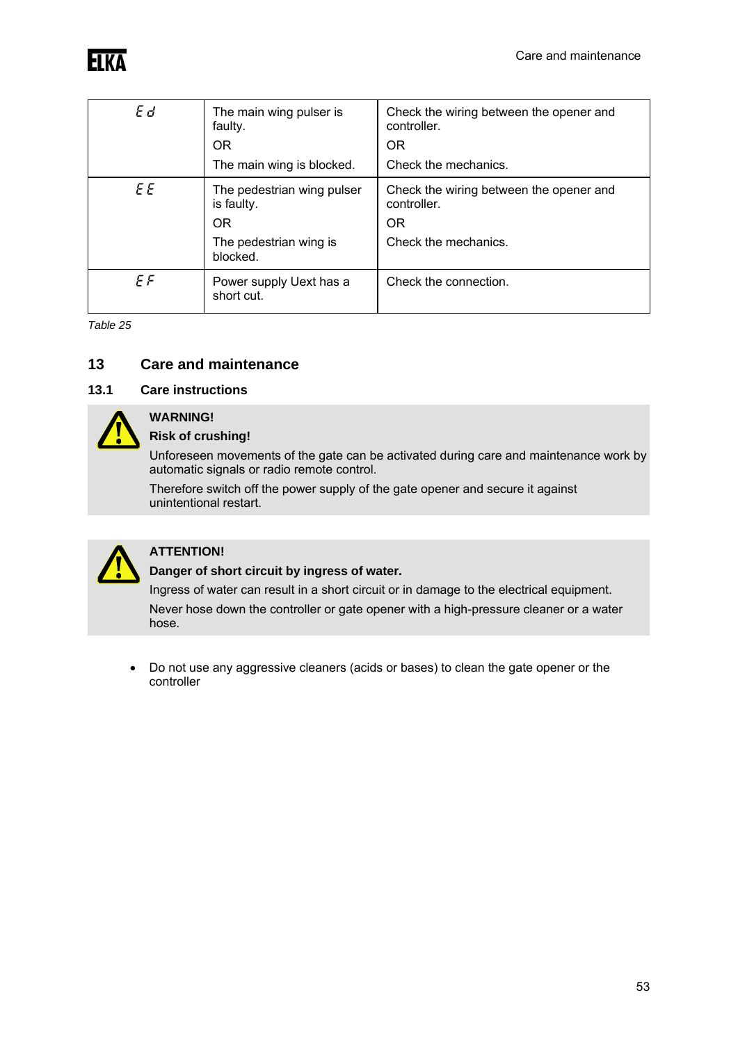| Ed | The main wing pulser is faulty.<br>OR<br>The main wing is blocked. | Check the wiring between the opener and controller.<br>OR<br>Check the mechanics. |
|---|---|---|
| EE | The pedestrian wing pulser is faulty.<br>OR<br>The pedestrian wing is blocked. | Check the wiring between the opener and controller.<br>OR<br>Check the mechanics. |
| EF | Power supply Uext has a short cut. | Check the connection. |

*Table 25*

# 13 Care and maintenance

## 13.1 Care instructions

**WARNING!**

**Risk of crushing!**

Unforeseen movements of the gate can be activated during care and maintenance work by automatic signals or radio remote control.

Therefore switch off the power supply of the gate opener and secure it against unintentional restart.

**ATTENTION!**

**Danger of short circuit by ingress of water.**

Ingress of water can result in a short circuit or in damage to the electrical equipment.

Never hose down the controller or gate opener with a high-pressure cleaner or a water hose.

- Do not use any aggressive cleaners (acids or bases) to clean the gate opener or the controller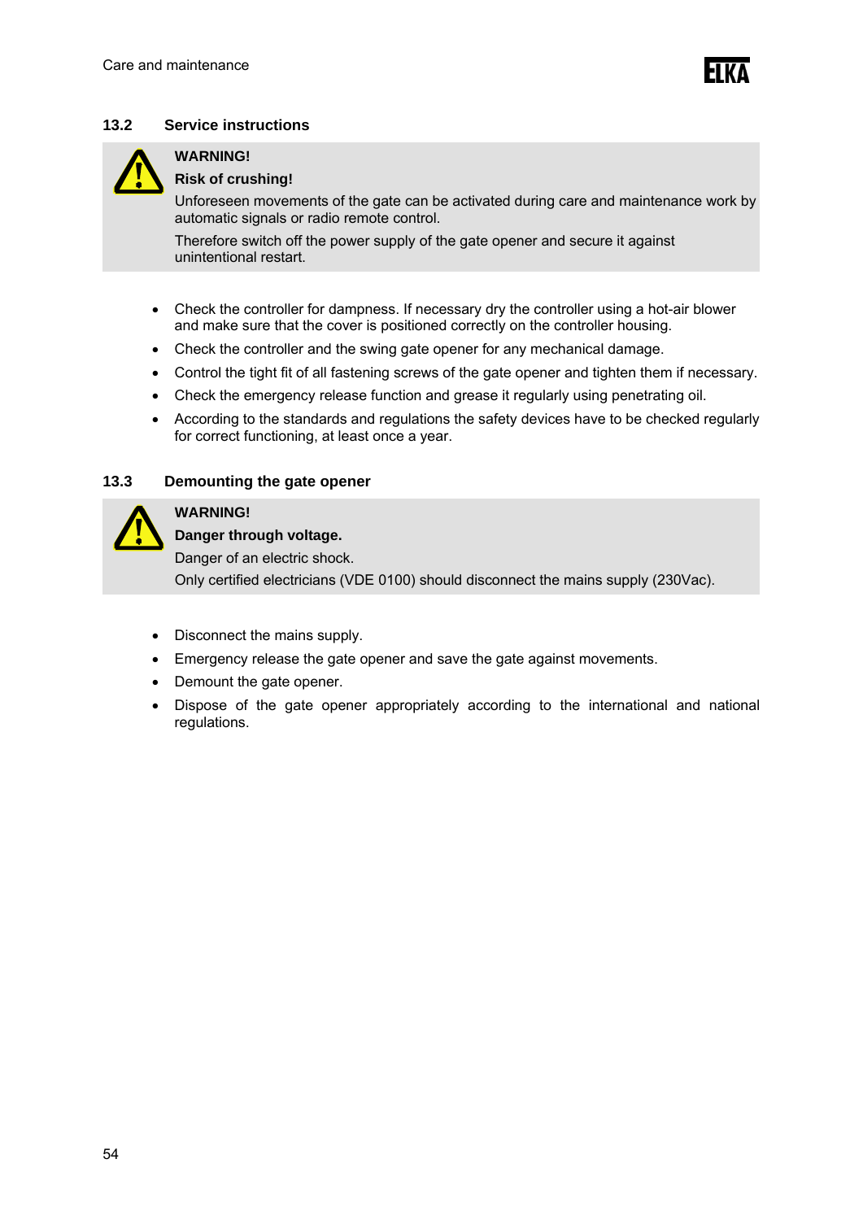## 13.2 Service instructions

**WARNING!**

**Risk of crushing!**

Unforeseen movements of the gate can be activated during care and maintenance work by automatic signals or radio remote control.

Therefore switch off the power supply of the gate opener and secure it against unintentional restart.

- Check the controller for dampness. If necessary dry the controller using a hot-air blower and make sure that the cover is positioned correctly on the controller housing.
- Check the controller and the swing gate opener for any mechanical damage.
- Control the tight fit of all fastening screws of the gate opener and tighten them if necessary.
- Check the emergency release function and grease it regularly using penetrating oil.
- According to the standards and regulations the safety devices have to be checked regularly for correct functioning, at least once a year.

## 13.3 Demounting the gate opener

**WARNING!**

**Danger through voltage.**

Danger of an electric shock.

Only certified electricians (VDE 0100) should disconnect the mains supply (230Vac).

- Disconnect the mains supply.
- Emergency release the gate opener and save the gate against movements.
- Demount the gate opener.
- Dispose of the gate opener appropriately according to the international and national regulations.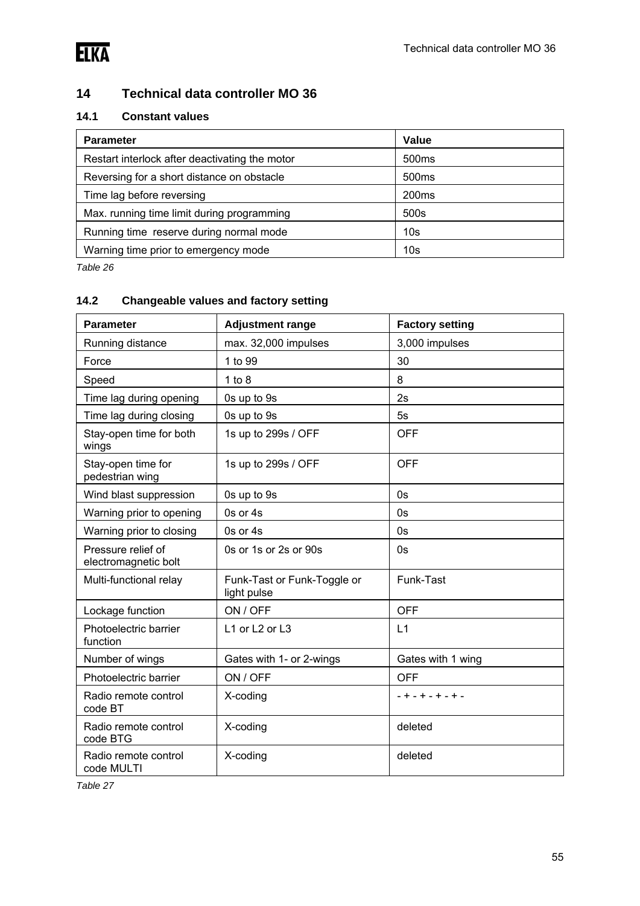# 14 Technical data controller MO 36

## 14.1 Constant values

| Parameter | Value |
|---|---|
| Restart interlock after deactivating the motor | 500ms |
| Reversing for a short distance on obstacle | 500ms |
| Time lag before reversing | 200ms |
| Max. running time limit during programming | 500s |
| Running time reserve during normal mode | 10s |
| Warning time prior to emergency mode | 10s |

*Table 26*

## 14.2 Changeable values and factory setting

| Parameter | Adjustment range | Factory setting |
|---|---|---|
| Running distance | max. 32,000 impulses | 3,000 impulses |
| Force | 1 to 99 | 30 |
| Speed | 1 to 8 | 8 |
| Time lag during opening | 0s up to 9s | 2s |
| Time lag during closing | 0s up to 9s | 5s |
| Stay-open time for both wings | 1s up to 299s / OFF | OFF |
| Stay-open time for pedestrian wing | 1s up to 299s / OFF | OFF |
| Wind blast suppression | 0s up to 9s | 0s |
| Warning prior to opening | 0s or 4s | 0s |
| Warning prior to closing | 0s or 4s | 0s |
| Pressure relief of electromagnetic bolt | 0s or 1s or 2s or 90s | 0s |
| Multi-functional relay | Funk-Tast or Funk-Toggle or light pulse | Funk-Tast |
| Lockage function | ON / OFF | OFF |
| Photoelectric barrier function | L1 or L2 or L3 | L1 |
| Number of wings | Gates with 1- or 2-wings | Gates with 1 wing |
| Photoelectric barrier | ON / OFF | OFF |
| Radio remote control code BT | X-coding | - + - + - + - + - |
| Radio remote control code BTG | X-coding | deleted |
| Radio remote control code MULTI | X-coding | deleted |

*Table 27*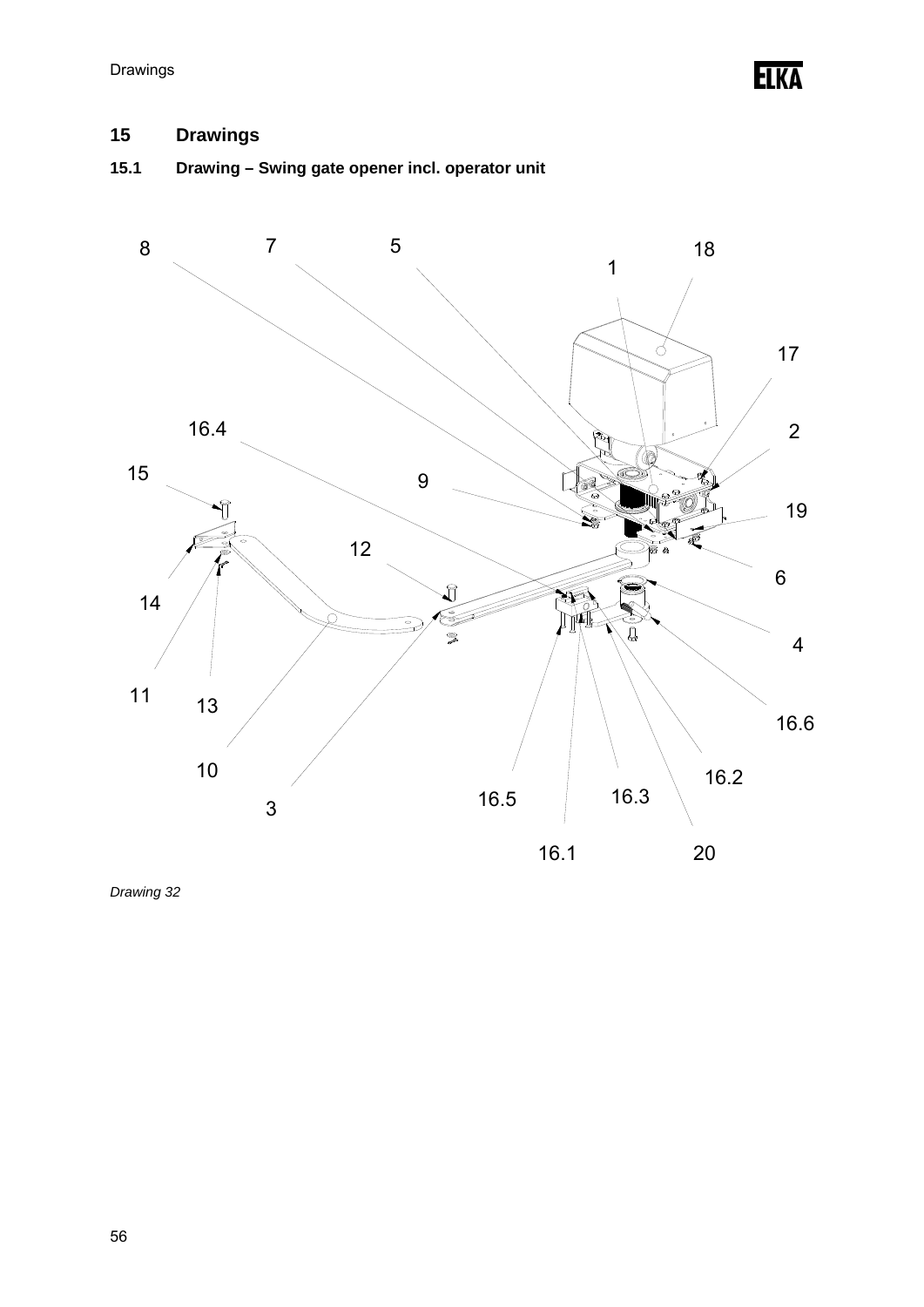## 15 Drawings

### 15.1 Drawing – Swing gate opener incl. operator unit

8 7 5 18 1 17 16.4 2 15 9 19 12 6 14 4 11 13 16.6 10 16.2 16.3 16.5 3 16.1 20

*Drawing 32*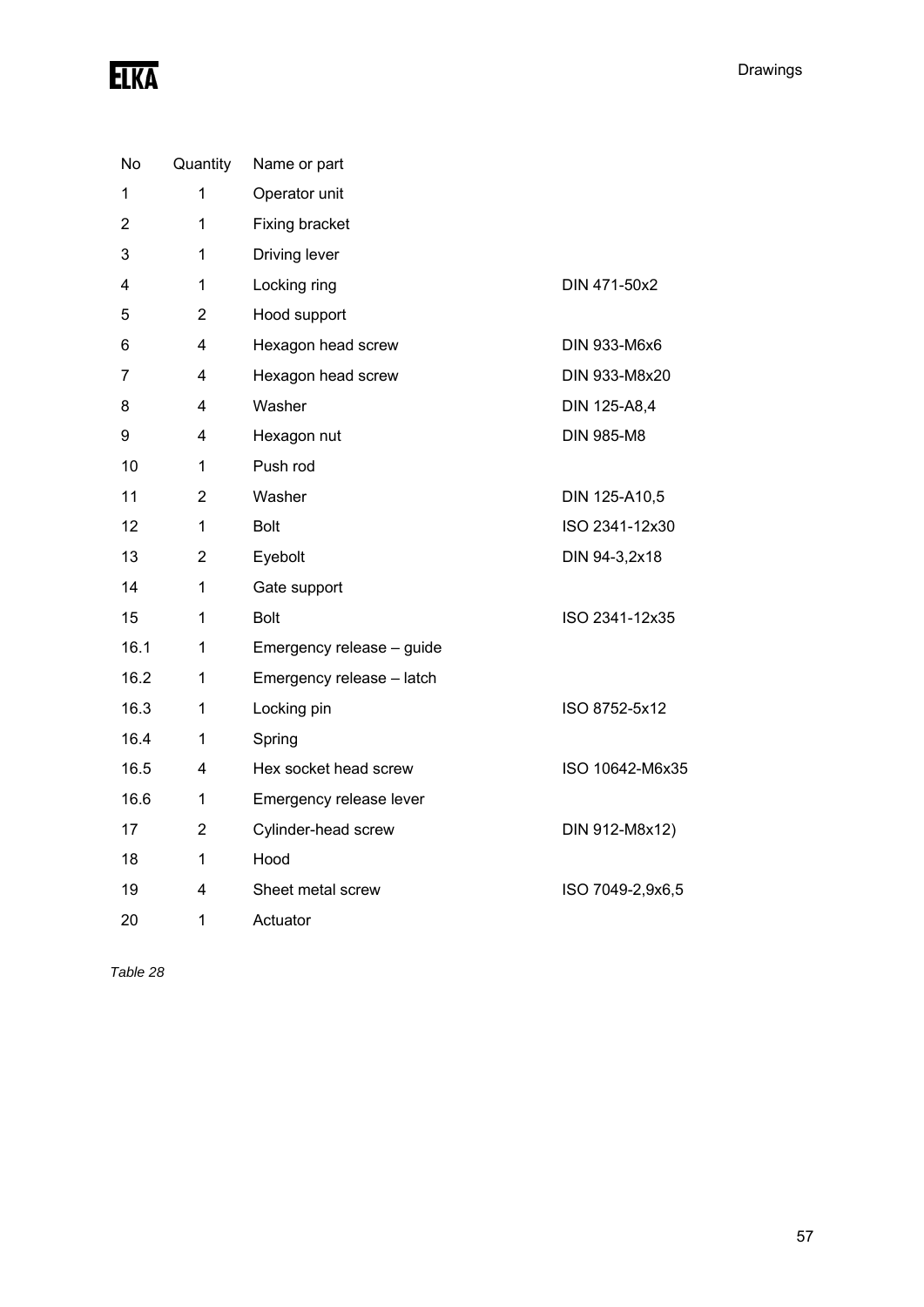| No | Quantity | Name or part | |
|---|---|---|---|
| 1 | 1 | Operator unit | |
| 2 | 1 | Fixing bracket | |
| 3 | 1 | Driving lever | |
| 4 | 1 | Locking ring | DIN 471-50x2 |
| 5 | 2 | Hood support | |
| 6 | 4 | Hexagon head screw | DIN 933-M6x6 |
| 7 | 4 | Hexagon head screw | DIN 933-M8x20 |
| 8 | 4 | Washer | DIN 125-A8,4 |
| 9 | 4 | Hexagon nut | DIN 985-M8 |
| 10 | 1 | Push rod | |
| 11 | 2 | Washer | DIN 125-A10,5 |
| 12 | 1 | Bolt | ISO 2341-12x30 |
| 13 | 2 | Eyebolt | DIN 94-3,2x18 |
| 14 | 1 | Gate support | |
| 15 | 1 | Bolt | ISO 2341-12x35 |
| 16.1 | 1 | Emergency release – guide | |
| 16.2 | 1 | Emergency release – latch | |
| 16.3 | 1 | Locking pin | ISO 8752-5x12 |
| 16.4 | 1 | Spring | |
| 16.5 | 4 | Hex socket head screw | ISO 10642-M6x35 |
| 16.6 | 1 | Emergency release lever | |
| 17 | 2 | Cylinder-head screw | DIN 912-M8x12) |
| 18 | 1 | Hood | |
| 19 | 4 | Sheet metal screw | ISO 7049-2,9x6,5 |
| 20 | 1 | Actuator | |

*Table 28*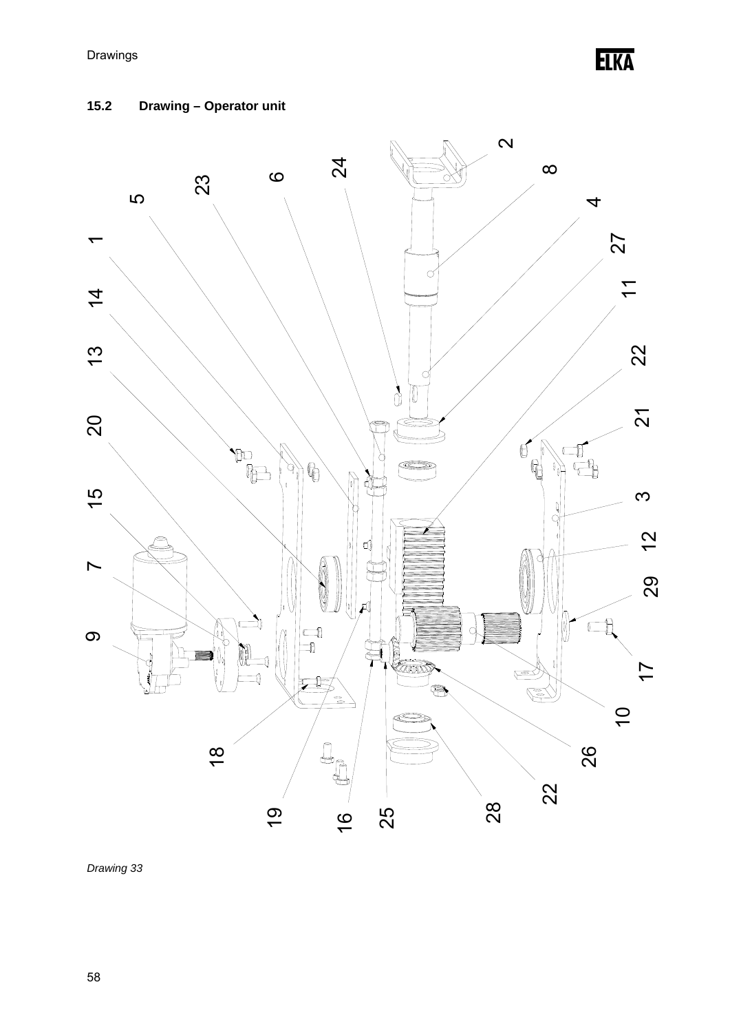## 15.2 Drawing – Operator unit

*Drawing 33*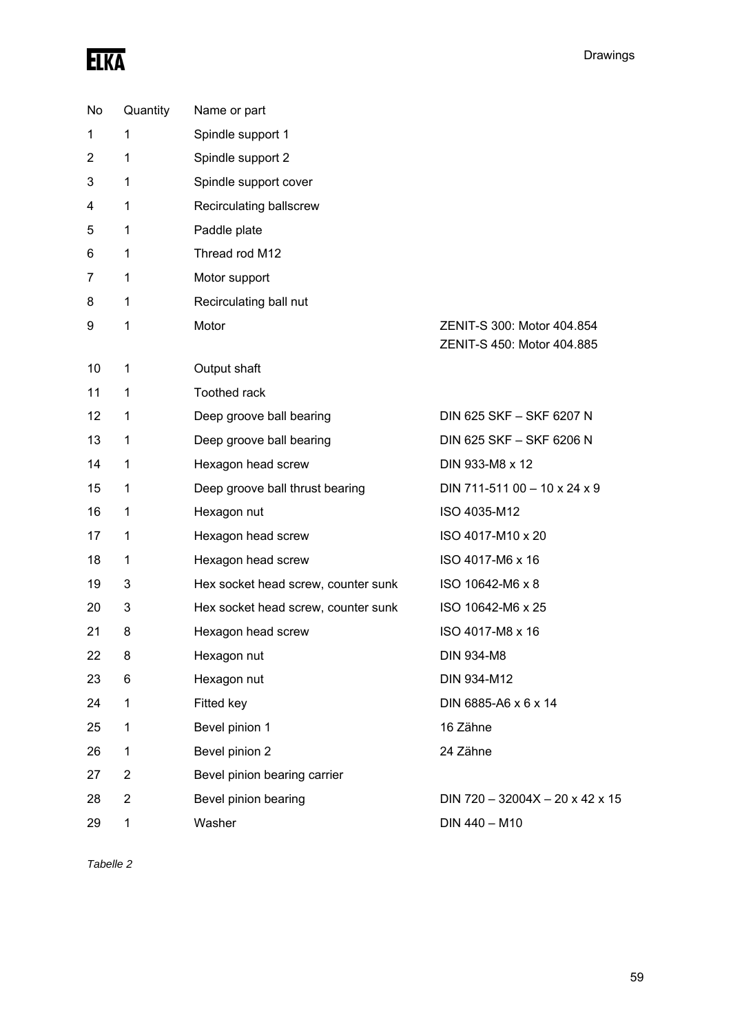| No | Quantity | Name or part | |
|---|---|---|---|
| 1 | 1 | Spindle support 1 | |
| 2 | 1 | Spindle support 2 | |
| 3 | 1 | Spindle support cover | |
| 4 | 1 | Recirculating ballscrew | |
| 5 | 1 | Paddle plate | |
| 6 | 1 | Thread rod M12 | |
| 7 | 1 | Motor support | |
| 8 | 1 | Recirculating ball nut | |
| 9 | 1 | Motor | ZENIT-S 300: Motor 404.854<br>ZENIT-S 450: Motor 404.885 |
| 10 | 1 | Output shaft | |
| 11 | 1 | Toothed rack | |
| 12 | 1 | Deep groove ball bearing | DIN 625 SKF – SKF 6207 N |
| 13 | 1 | Deep groove ball bearing | DIN 625 SKF – SKF 6206 N |
| 14 | 1 | Hexagon head screw | DIN 933-M8 x 12 |
| 15 | 1 | Deep groove ball thrust bearing | DIN 711-511 00 – 10 x 24 x 9 |
| 16 | 1 | Hexagon nut | ISO 4035-M12 |
| 17 | 1 | Hexagon head screw | ISO 4017-M10 x 20 |
| 18 | 1 | Hexagon head screw | ISO 4017-M6 x 16 |
| 19 | 3 | Hex socket head screw, counter sunk | ISO 10642-M6 x 8 |
| 20 | 3 | Hex socket head screw, counter sunk | ISO 10642-M6 x 25 |
| 21 | 8 | Hexagon head screw | ISO 4017-M8 x 16 |
| 22 | 8 | Hexagon nut | DIN 934-M8 |
| 23 | 6 | Hexagon nut | DIN 934-M12 |
| 24 | 1 | Fitted key | DIN 6885-A6 x 6 x 14 |
| 25 | 1 | Bevel pinion 1 | 16 Zähne |
| 26 | 1 | Bevel pinion 2 | 24 Zähne |
| 27 | 2 | Bevel pinion bearing carrier | |
| 28 | 2 | Bevel pinion bearing | DIN 720 – 32004X – 20 x 42 x 15 |
| 29 | 1 | Washer | DIN 440 – M10 |

*Tabelle 2*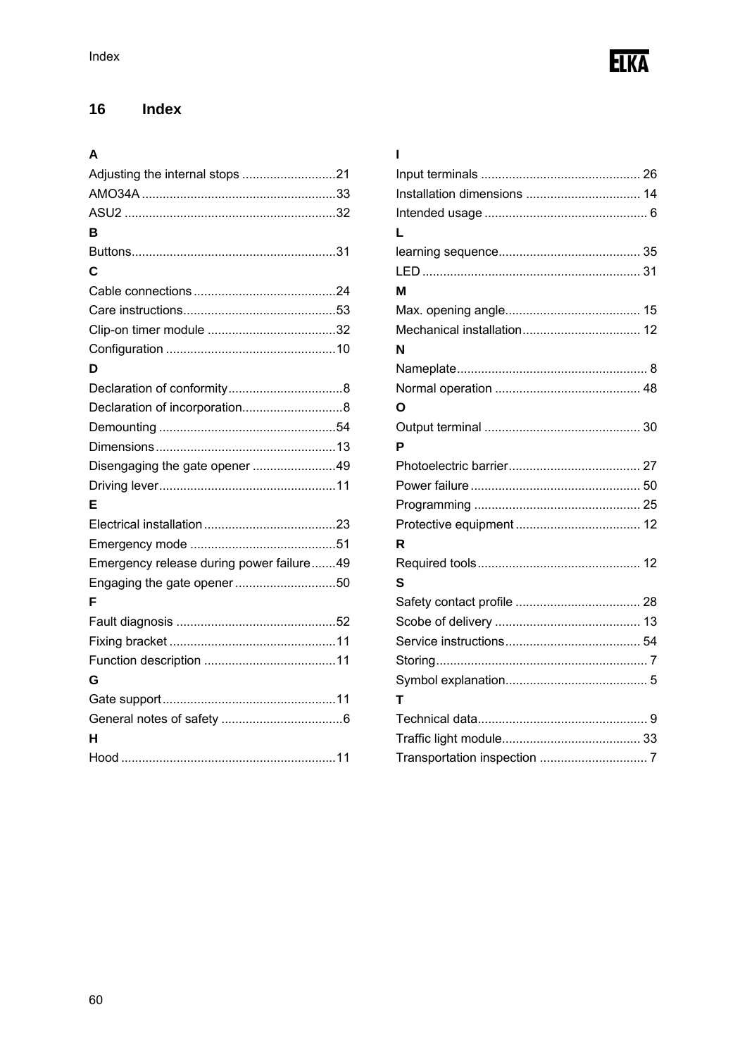# 16 Index

**A**

Adjusting the internal stops ...........................21
AMO34A ........................................................33
ASU2 .............................................................32

**B**

Buttons...........................................................31

**C**

Cable connections .........................................24
Care instructions............................................53
Clip-on timer module .....................................32
Configuration .................................................10

**D**

Declaration of conformity.................................8
Declaration of incorporation.............................8
Demounting ...................................................54
Dimensions....................................................13
Disengaging the gate opener ........................49
Driving lever...................................................11

**E**

Electrical installation ......................................23
Emergency mode ..........................................51
Emergency release during power failure.......49
Engaging the gate opener .............................50

**F**

Fault diagnosis ..............................................52
Fixing bracket ................................................11
Function description ......................................11

**G**

Gate support..................................................11
General notes of safety ...................................6

**H**

Hood .............................................................11

**I**

Input terminals .............................................. 26
Installation dimensions ................................. 14
Intended usage ............................................... 6

**L**

learning sequence......................................... 35
LED ............................................................... 31

**M**

Max. opening angle....................................... 15
Mechanical installation.................................. 12

**N**

Nameplate....................................................... 8
Normal operation .......................................... 48

**O**

Output terminal ............................................. 30

**P**

Photoelectric barrier...................................... 27
Power failure ................................................. 50
Programming ................................................ 25
Protective equipment .................................... 12

**R**

Required tools............................................... 12

**S**

Safety contact profile .................................... 28
Scobe of delivery .......................................... 13
Service instructions....................................... 54
Storing............................................................. 7
Symbol explanation......................................... 5

**T**

Technical data................................................. 9
Traffic light module........................................ 33
Transportation inspection ............................... 7